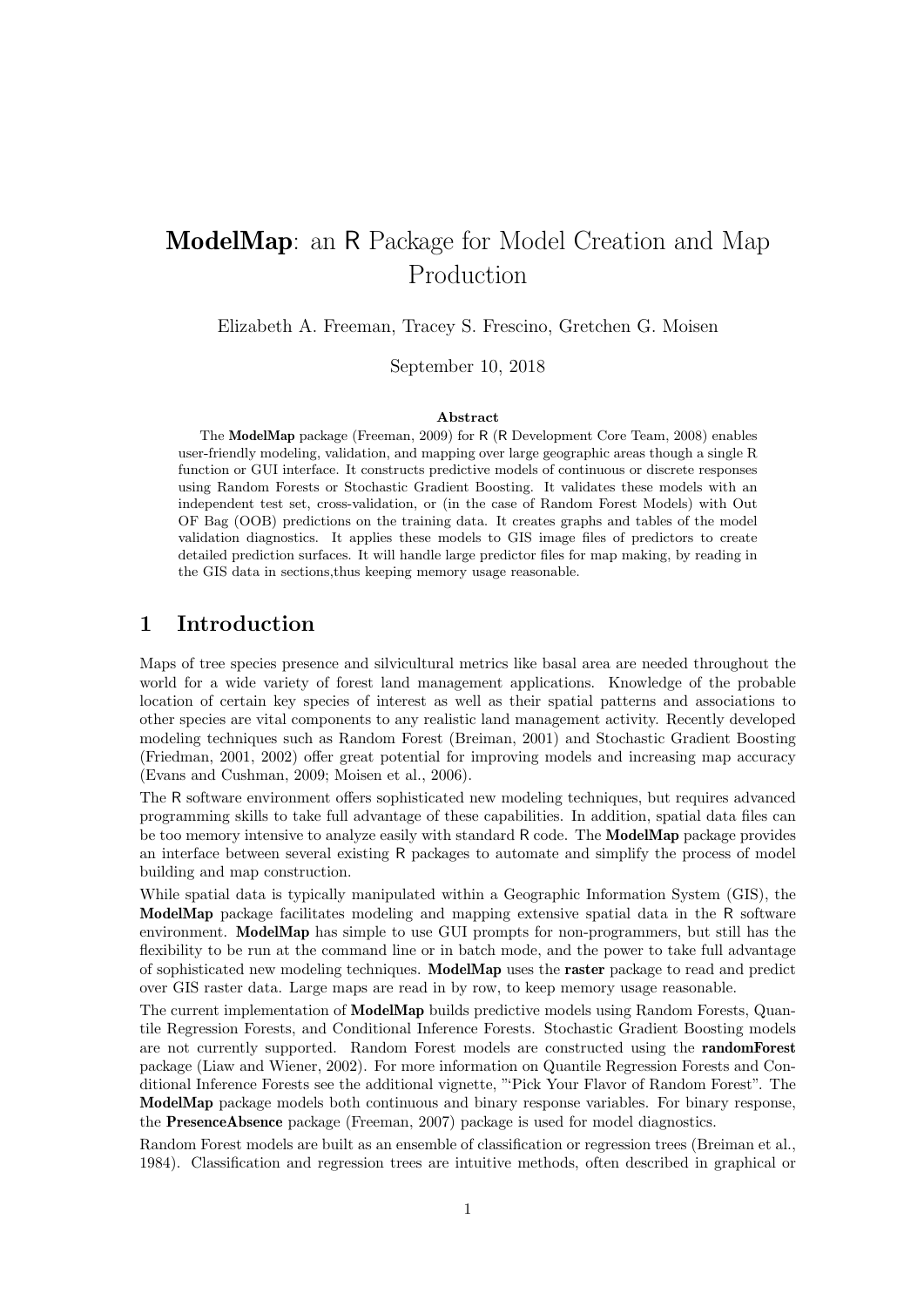# **ModelMap**: an R Package for Model Creation and Map Production

Elizabeth A. Freeman, Tracey S. Frescino, Gretchen G. Moisen

September 10, 2018

**Abstract**

The **ModelMap** package (Freeman, 2009) for R (R Development Core Team, 2008) enables user-friendly modeling, validation, and mapping over large geographic areas though a single R function or GUI interface. It constructs predictive models of continuous or discrete responses using Random Forests or Stochastic Gradient Boosting. It validates these models with an independent test set, cross-validation, or (in the case of Random Forest Models) with Out OF Bag (OOB) predictions on the training data. It creates graphs and tables of the model validation diagnostics. It applies these models to GIS image files of predictors to create detailed prediction surfaces. It will handle large predictor files for map making, by reading in the GIS data in sections,thus keeping memory usage reasonable.

## 1 Introduction

Maps of tree species presence and silvicultural metrics like basal area are needed throughout the world for a wide variety of forest land management applications. Knowledge of the probable location of certain key species of interest as well as their spatial patterns and associations to other species are vital components to any realistic land management activity. Recently developed modeling techniques such as Random Forest (Breiman, 2001) and Stochastic Gradient Boosting (Friedman, 2001, 2002) offer great potential for improving models and increasing map accuracy (Evans and Cushman, 2009; Moisen et al., 2006).

The R software environment offers sophisticated new modeling techniques, but requires advanced programming skills to take full advantage of these capabilities. In addition, spatial data files can be too memory intensive to analyze easily with standard R code. The **ModelMap** package provides an interface between several existing R packages to automate and simplify the process of model building and map construction.

While spatial data is typically manipulated within a Geographic Information System (GIS), the **ModelMap** package facilitates modeling and mapping extensive spatial data in the R software environment. **ModelMap** has simple to use GUI prompts for non-programmers, but still has the flexibility to be run at the command line or in batch mode, and the power to take full advantage of sophisticated new modeling techniques. **ModelMap** uses the **raster** package to read and predict over GIS raster data. Large maps are read in by row, to keep memory usage reasonable.

The current implementation of **ModelMap** builds predictive models using Random Forests, Quantile Regression Forests, and Conditional Inference Forests. Stochastic Gradient Boosting models are not currently supported. Random Forest models are constructed using the **randomForest** package (Liaw and Wiener, 2002). For more information on Quantile Regression Forests and Conditional Inference Forests see the additional vignette, "'Pick Your Flavor of Random Forest". The **ModelMap** package models both continuous and binary response variables. For binary response, the **PresenceAbsence** package (Freeman, 2007) package is used for model diagnostics.

Random Forest models are built as an ensemble of classification or regression trees (Breiman et al., 1984). Classification and regression trees are intuitive methods, often described in graphical or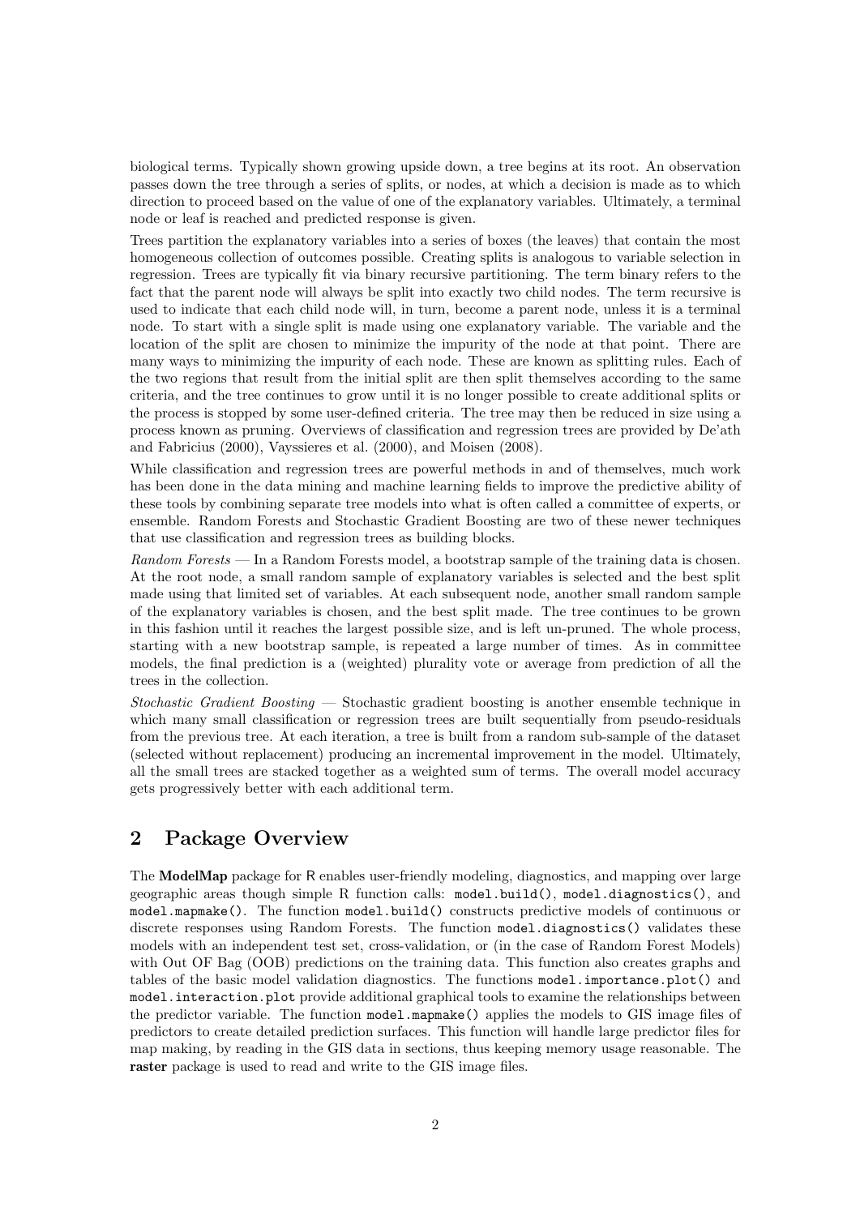biological terms. Typically shown growing upside down, a tree begins at its root. An observation passes down the tree through a series of splits, or nodes, at which a decision is made as to which direction to proceed based on the value of one of the explanatory variables. Ultimately, a terminal node or leaf is reached and predicted response is given.

Trees partition the explanatory variables into a series of boxes (the leaves) that contain the most homogeneous collection of outcomes possible. Creating splits is analogous to variable selection in regression. Trees are typically fit via binary recursive partitioning. The term binary refers to the fact that the parent node will always be split into exactly two child nodes. The term recursive is used to indicate that each child node will, in turn, become a parent node, unless it is a terminal node. To start with a single split is made using one explanatory variable. The variable and the location of the split are chosen to minimize the impurity of the node at that point. There are many ways to minimizing the impurity of each node. These are known as splitting rules. Each of the two regions that result from the initial split are then split themselves according to the same criteria, and the tree continues to grow until it is no longer possible to create additional splits or the process is stopped by some user-defined criteria. The tree may then be reduced in size using a process known as pruning. Overviews of classification and regression trees are provided by De'ath and Fabricius (2000), Vayssieres et al. (2000), and Moisen (2008).

While classification and regression trees are powerful methods in and of themselves, much work has been done in the data mining and machine learning fields to improve the predictive ability of these tools by combining separate tree models into what is often called a committee of experts, or ensemble. Random Forests and Stochastic Gradient Boosting are two of these newer techniques that use classification and regression trees as building blocks.

*Random Forests* — In a Random Forests model, a bootstrap sample of the training data is chosen. At the root node, a small random sample of explanatory variables is selected and the best split made using that limited set of variables. At each subsequent node, another small random sample of the explanatory variables is chosen, and the best split made. The tree continues to be grown in this fashion until it reaches the largest possible size, and is left un-pruned. The whole process, starting with a new bootstrap sample, is repeated a large number of times. As in committee models, the final prediction is a (weighted) plurality vote or average from prediction of all the trees in the collection.

*Stochastic Gradient Boosting* — Stochastic gradient boosting is another ensemble technique in which many small classification or regression trees are built sequentially from pseudo-residuals from the previous tree. At each iteration, a tree is built from a random sub-sample of the dataset (selected without replacement) producing an incremental improvement in the model. Ultimately, all the small trees are stacked together as a weighted sum of terms. The overall model accuracy gets progressively better with each additional term.

## 2 Package Overview

The **ModelMap** package for R enables user-friendly modeling, diagnostics, and mapping over large geographic areas though simple R function calls: `model.build()`, `model.diagnostics()`, and `model.mapmake()`. The function `model.build()` constructs predictive models of continuous or discrete responses using Random Forests. The function `model.diagnostics()` validates these models with an independent test set, cross-validation, or (in the case of Random Forest Models) with Out OF Bag (OOB) predictions on the training data. This function also creates graphs and tables of the basic model validation diagnostics. The functions `model.importance.plot()` and `model.interaction.plot` provide additional graphical tools to examine the relationships between the predictor variable. The function `model.mapmake()` applies the models to GIS image files of predictors to create detailed prediction surfaces. This function will handle large predictor files for map making, by reading in the GIS data in sections, thus keeping memory usage reasonable. The **raster** package is used to read and write to the GIS image files.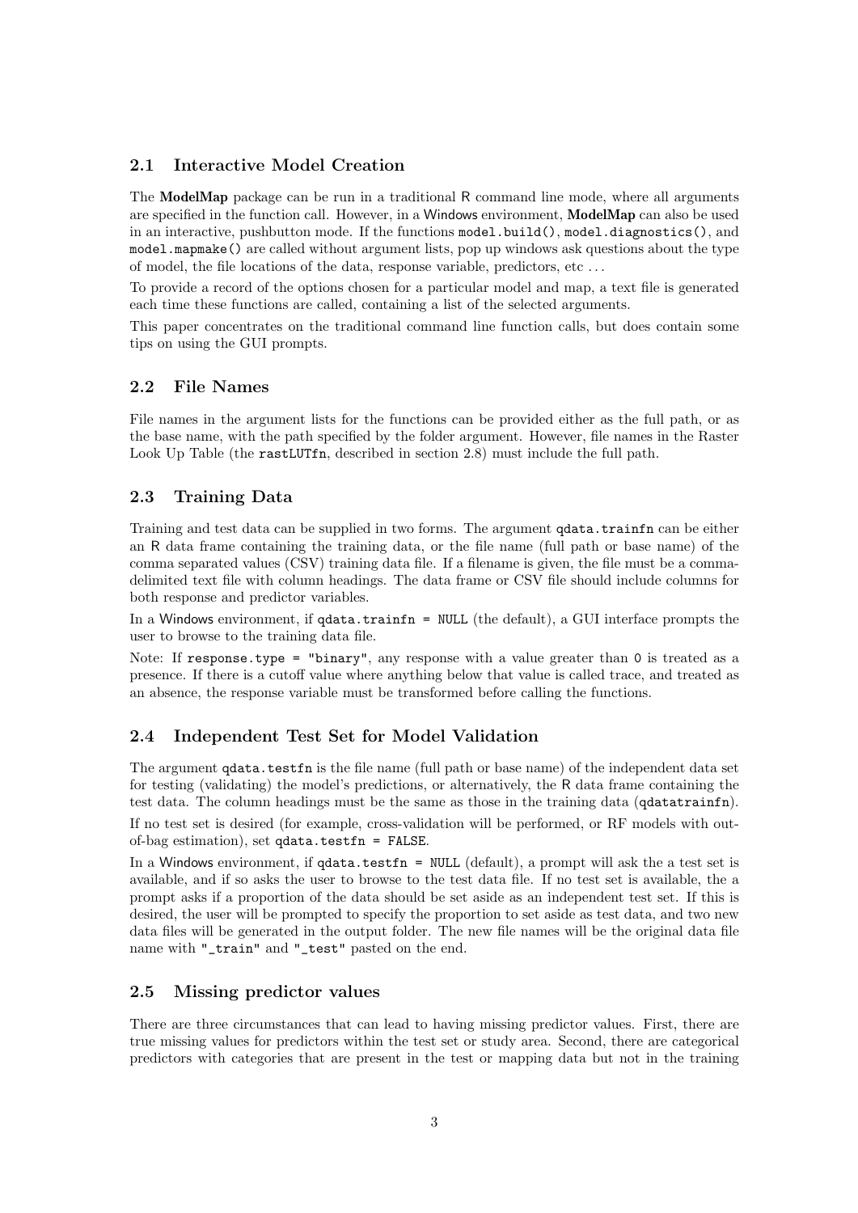## 2.1 Interactive Model Creation

The **ModelMap** package can be run in a traditional R command line mode, where all arguments are specified in the function call. However, in a Windows environment, **ModelMap** can also be used in an interactive, pushbutton mode. If the functions `model.build()`, `model.diagnostics()`, and `model.mapmake()` are called without argument lists, pop up windows ask questions about the type of model, the file locations of the data, response variable, predictors, etc ...

To provide a record of the options chosen for a particular model and map, a text file is generated each time these functions are called, containing a list of the selected arguments.

This paper concentrates on the traditional command line function calls, but does contain some tips on using the GUI prompts.

## 2.2 File Names

File names in the argument lists for the functions can be provided either as the full path, or as the base name, with the path specified by the folder argument. However, file names in the Raster Look Up Table (the `rastLUTfn`, described in section 2.8) must include the full path.

## 2.3 Training Data

Training and test data can be supplied in two forms. The argument `qdata.trainfn` can be either an R data frame containing the training data, or the file name (full path or base name) of the comma separated values (CSV) training data file. If a filename is given, the file must be a comma-delimited text file with column headings. The data frame or CSV file should include columns for both response and predictor variables.

In a Windows environment, if `qdata.trainfn = NULL` (the default), a GUI interface prompts the user to browse to the training data file.

Note: If `response.type = "binary"`, any response with a value greater than `0` is treated as a presence. If there is a cutoff value where anything below that value is called trace, and treated as an absence, the response variable must be transformed before calling the functions.

## 2.4 Independent Test Set for Model Validation

The argument `qdata.testfn` is the file name (full path or base name) of the independent data set for testing (validating) the model's predictions, or alternatively, the R data frame containing the test data. The column headings must be the same as those in the training data (`qdatatrainfn`).

If no test set is desired (for example, cross-validation will be performed, or RF models with out-of-bag estimation), set `qdata.testfn = FALSE`.

In a Windows environment, if `qdata.testfn = NULL` (default), a prompt will ask the a test set is available, and if so asks the user to browse to the test data file. If no test set is available, the a prompt asks if a proportion of the data should be set aside as an independent test set. If this is desired, the user will be prompted to specify the proportion to set aside as test data, and two new data files will be generated in the output folder. The new file names will be the original data file name with `"_train"` and `"_test"` pasted on the end.

## 2.5 Missing predictor values

There are three circumstances that can lead to having missing predictor values. First, there are true missing values for predictors within the test set or study area. Second, there are categorical predictors with categories that are present in the test or mapping data but not in the training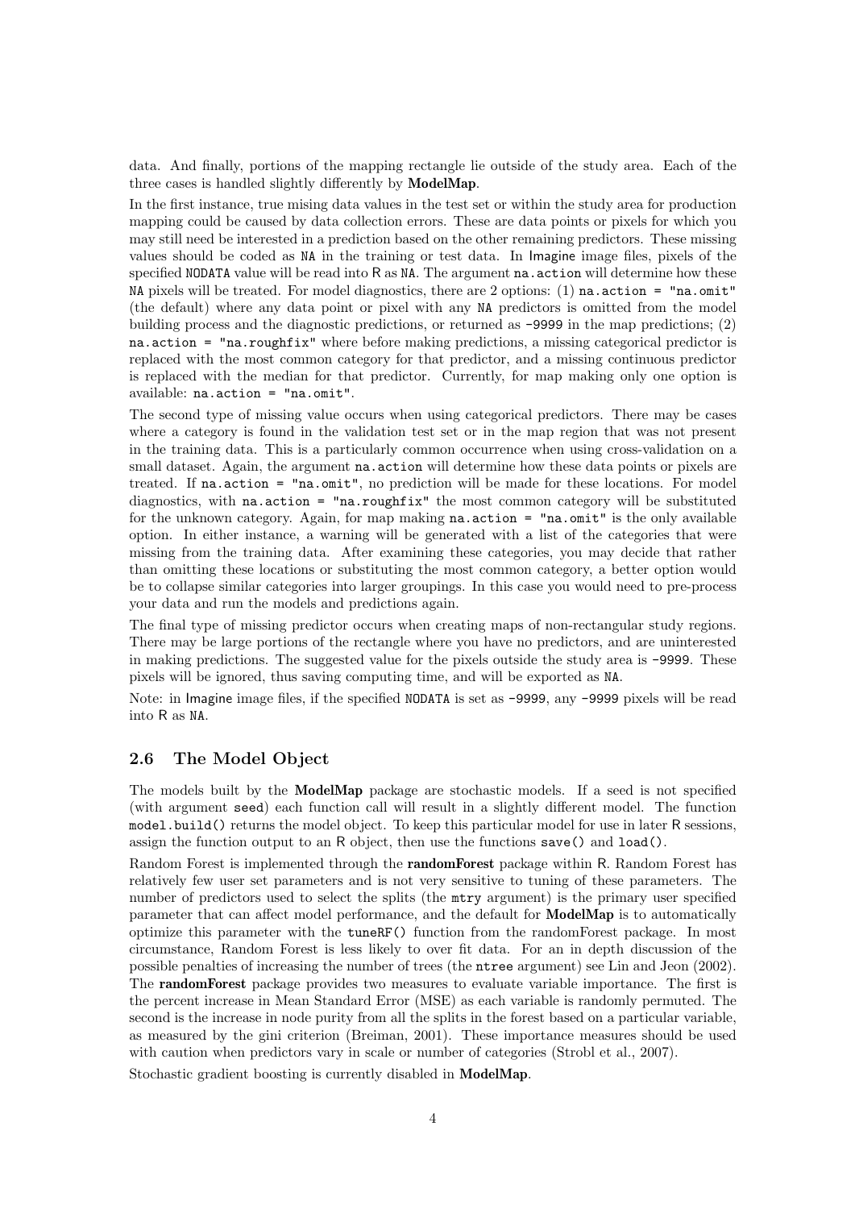data. And finally, portions of the mapping rectangle lie outside of the study area. Each of the three cases is handled slightly differently by **ModelMap**.

In the first instance, true mising data values in the test set or within the study area for production mapping could be caused by data collection errors. These are data points or pixels for which you may still need be interested in a prediction based on the other remaining predictors. These missing values should be coded as `NA` in the training or test data. In Imagine image files, pixels of the specified `NODATA` value will be read into R as `NA`. The argument `na.action` will determine how these `NA` pixels will be treated. For model diagnostics, there are 2 options: (1) `na.action = "na.omit"` (the default) where any data point or pixel with any `NA` predictors is omitted from the model building process and the diagnostic predictions, or returned as `-9999` in the map predictions; (2) `na.action = "na.roughfix"` where before making predictions, a missing categorical predictor is replaced with the most common category for that predictor, and a missing continuous predictor is replaced with the median for that predictor. Currently, for map making only one option is available: `na.action = "na.omit"`.

The second type of missing value occurs when using categorical predictors. There may be cases where a category is found in the validation test set or in the map region that was not present in the training data. This is a particularly common occurrence when using cross-validation on a small dataset. Again, the argument `na.action` will determine how these data points or pixels are treated. If `na.action = "na.omit"`, no prediction will be made for these locations. For model diagnostics, with `na.action = "na.roughfix"` the most common category will be substituted for the unknown category. Again, for map making `na.action = "na.omit"` is the only available option. In either instance, a warning will be generated with a list of the categories that were missing from the training data. After examining these categories, you may decide that rather than omitting these locations or substituting the most common category, a better option would be to collapse similar categories into larger groupings. In this case you would need to pre-process your data and run the models and predictions again.

The final type of missing predictor occurs when creating maps of non-rectangular study regions. There may be large portions of the rectangle where you have no predictors, and are uninterested in making predictions. The suggested value for the pixels outside the study area is `-9999`. These pixels will be ignored, thus saving computing time, and will be exported as `NA`.

Note: in Imagine image files, if the specified `NODATA` is set as `-9999`, any `-9999` pixels will be read into R as `NA`.

## 2.6 The Model Object

The models built by the **ModelMap** package are stochastic models. If a seed is not specified (with argument `seed`) each function call will result in a slightly different model. The function `model.build()` returns the model object. To keep this particular model for use in later R sessions, assign the function output to an R object, then use the functions `save()` and `load()`.

Random Forest is implemented through the **randomForest** package within R. Random Forest has relatively few user set parameters and is not very sensitive to tuning of these parameters. The number of predictors used to select the splits (the `mtry` argument) is the primary user specified parameter that can affect model performance, and the default for **ModelMap** is to automatically optimize this parameter with the `tuneRF()` function from the randomForest package. In most circumstance, Random Forest is less likely to over fit data. For an in depth discussion of the possible penalties of increasing the number of trees (the `ntree` argument) see Lin and Jeon (2002). The **randomForest** package provides two measures to evaluate variable importance. The first is the percent increase in Mean Standard Error (MSE) as each variable is randomly permuted. The second is the increase in node purity from all the splits in the forest based on a particular variable, as measured by the gini criterion (Breiman, 2001). These importance measures should be used with caution when predictors vary in scale or number of categories (Strobl et al., 2007).

Stochastic gradient boosting is currently disabled in **ModelMap**.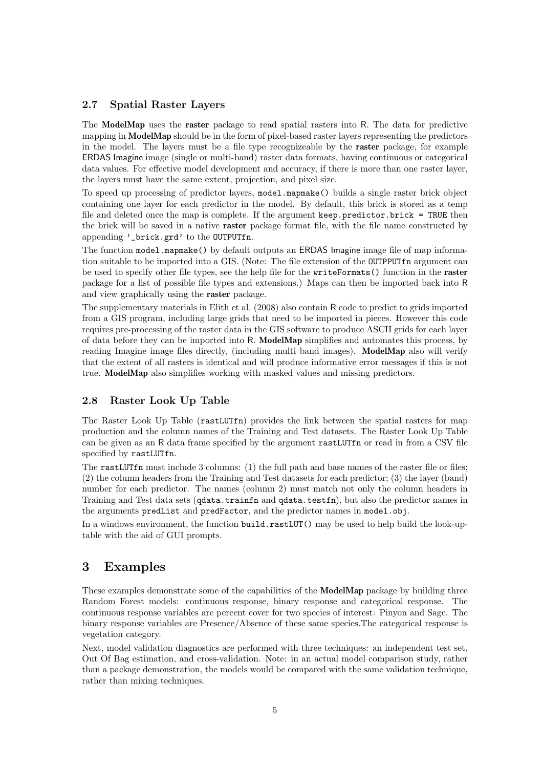### 2.7 Spatial Raster Layers

The **ModelMap** uses the **raster** package to read spatial rasters into R. The data for predictive mapping in **ModelMap** should be in the form of pixel-based raster layers representing the predictors in the model. The layers must be a file type recognizeable by the **raster** package, for example ERDAS Imagine image (single or multi-band) raster data formats, having continuous or categorical data values. For effective model development and accuracy, if there is more than one raster layer, the layers must have the same extent, projection, and pixel size.

To speed up processing of predictor layers, `model.mapmake()` builds a single raster brick object containing one layer for each predictor in the model. By default, this brick is stored as a temp file and deleted once the map is complete. If the argument `keep.predictor.brick = TRUE` then the brick will be saved in a native **raster** package format file, with the file name constructed by appending `'_brick.grd'` to the `OUTPUTfn`.

The function `model.mapmake()` by default outputs an ERDAS Imagine image file of map information suitable to be imported into a GIS. (Note: The file extension of the `OUTPPUTfn` argument can be used to specify other file types, see the help file for the `writeFormats()` function in the **raster** package for a list of possible file types and extensions.) Maps can then be imported back into R and view graphically using the **raster** package.

The supplementary materials in Elith et al. (2008) also contain R code to predict to grids imported from a GIS program, including large grids that need to be imported in pieces. However this code requires pre-processing of the raster data in the GIS software to produce ASCII grids for each layer of data before they can be imported into R. **ModelMap** simplifies and automates this process, by reading Imagine image files directly, (including multi band images). **ModelMap** also will verify that the extent of all rasters is identical and will produce informative error messages if this is not true. **ModelMap** also simplifies working with masked values and missing predictors.

### 2.8 Raster Look Up Table

The Raster Look Up Table (`rastLUTfn`) provides the link between the spatial rasters for map production and the column names of the Training and Test datasets. The Raster Look Up Table can be given as an R data frame specified by the argument `rastLUTfn` or read in from a CSV file specified by `rastLUTfn`.

The `rastLUTfn` must include 3 columns: (1) the full path and base names of the raster file or files; (2) the column headers from the Training and Test datasets for each predictor; (3) the layer (band) number for each predictor. The names (column 2) must match not only the column headers in Training and Test data sets (`qdata.trainfn` and `qdata.testfn`), but also the predictor names in the arguments `predList` and `predFactor`, and the predictor names in `model.obj`.

In a windows environment, the function `build.rastLUT()` may be used to help build the look-up-table with the aid of GUI prompts.

## 3 Examples

These examples demonstrate some of the capabilities of the **ModelMap** package by building three Random Forest models: continuous response, binary response and categorical response. The continuous response variables are percent cover for two species of interest: Pinyon and Sage. The binary response variables are Presence/Absence of these same species.The categorical response is vegetation category.

Next, model validation diagnostics are performed with three techniques: an independent test set, Out Of Bag estimation, and cross-validation. Note: in an actual model comparison study, rather than a package demonstration, the models would be compared with the same validation technique, rather than mixing techniques.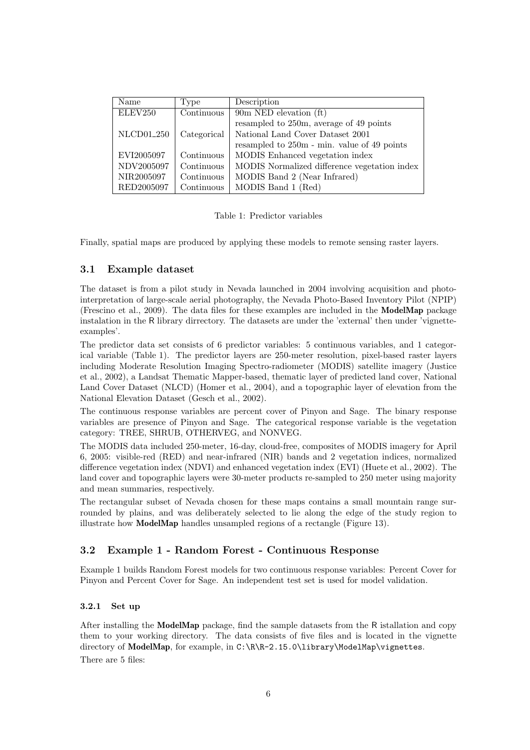| Name | Type | Description |
|---|---|---|
| ELEV250 | Continuous | 90m NED elevation (ft) |
| | | resampled to 250m, average of 49 points |
| NLCD01_250 | Categorical | National Land Cover Dataset 2001 |
| | | resampled to 250m - min. value of 49 points |
| EVI2005097 | Continuous | MODIS Enhanced vegetation index |
| NDV2005097 | Continuous | MODIS Normalized difference vegetation index |
| NIR2005097 | Continuous | MODIS Band 2 (Near Infrared) |
| RED2005097 | Continuous | MODIS Band 1 (Red) |

Table 1: Predictor variables

Finally, spatial maps are produced by applying these models to remote sensing raster layers.

### 3.1 Example dataset

The dataset is from a pilot study in Nevada launched in 2004 involving acquisition and photo-interpretation of large-scale aerial photography, the Nevada Photo-Based Inventory Pilot (NPIP) (Frescino et al., 2009). The data files for these examples are included in the **ModelMap** package instalation in the R library dirrectory. The datasets are under the 'external' then under 'vignette-examples'.

The predictor data set consists of 6 predictor variables: 5 continuous variables, and 1 categorical variable (Table 1). The predictor layers are 250-meter resolution, pixel-based raster layers including Moderate Resolution Imaging Spectro-radiometer (MODIS) satellite imagery (Justice et al., 2002), a Landsat Thematic Mapper-based, thematic layer of predicted land cover, National Land Cover Dataset (NLCD) (Homer et al., 2004), and a topographic layer of elevation from the National Elevation Dataset (Gesch et al., 2002).

The continuous response variables are percent cover of Pinyon and Sage. The binary response variables are presence of Pinyon and Sage. The categorical response variable is the vegetation category: TREE, SHRUB, OTHERVEG, and NONVEG.

The MODIS data included 250-meter, 16-day, cloud-free, composites of MODIS imagery for April 6, 2005: visible-red (RED) and near-infrared (NIR) bands and 2 vegetation indices, normalized difference vegetation index (NDVI) and enhanced vegetation index (EVI) (Huete et al., 2002). The land cover and topographic layers were 30-meter products re-sampled to 250 meter using majority and mean summaries, respectively.

The rectangular subset of Nevada chosen for these maps contains a small mountain range surrounded by plains, and was deliberately selected to lie along the edge of the study region to illustrate how **ModelMap** handles unsampled regions of a rectangle (Figure 13).

### 3.2 Example 1 - Random Forest - Continuous Response

Example 1 builds Random Forest models for two continuous response variables: Percent Cover for Pinyon and Percent Cover for Sage. An independent test set is used for model validation.

#### 3.2.1 Set up

After installing the **ModelMap** package, find the sample datasets from the R istallation and copy them to your working directory. The data consists of five files and is located in the vignette directory of **ModelMap**, for example, in `C:\R\R-2.15.0\library\ModelMap\vignettes`.

There are 5 files: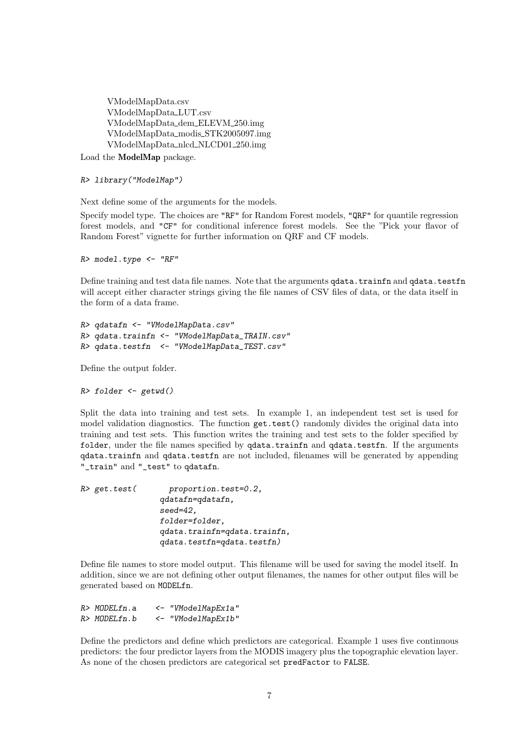VModelMapData.csv
VModelMapData_LUT.csv
VModelMapData_dem_ELEVM_250.img
VModelMapData_modis_STK2005097.img
VModelMapData_nlcd_NLCD01_250.img

Load the **ModelMap** package.

```
R> library("ModelMap")
```

Next define some of the arguments for the models.

Specify model type. The choices are "RF" for Random Forest models, "QRF" for quantile regression forest models, and "CF" for conditional inference forest models. See the "Pick your flavor of Random Forest" vignette for further information on QRF and CF models.

```
R> model.type <- "RF"
```

Define training and test data file names. Note that the arguments `qdata.trainfn` and `qdata.testfn` will accept either character strings giving the file names of CSV files of data, or the data itself in the form of a data frame.

```
R> qdatafn <- "VModelMapData.csv"
R> qdata.trainfn <- "VModelMapData_TRAIN.csv"
R> qdata.testfn  <- "VModelMapData_TEST.csv"
```

Define the output folder.

```
R> folder <- getwd()
```

Split the data into training and test sets. In example 1, an independent test set is used for model validation diagnostics. The function `get.test()` randomly divides the original data into training and test sets. This function writes the training and test sets to the folder specified by `folder`, under the file names specified by `qdata.trainfn` and `qdata.testfn`. If the arguments `qdata.trainfn` and `qdata.testfn` are not included, filenames will be generated by appending `"_train"` and `"_test"` to `qdatafn`.

```
R> get.test(       proportion.test=0.2,
                 qdatafn=qdatafn,
                 seed=42,
                 folder=folder,
                 qdata.trainfn=qdata.trainfn,
                 qdata.testfn=qdata.testfn)
```

Define file names to store model output. This filename will be used for saving the model itself. In addition, since we are not defining other output filenames, the names for other output files will be generated based on `MODELfn`.

```
R> MODELfn.a    <- "VModelMapEx1a"
R> MODELfn.b    <- "VModelMapEx1b"
```

Define the predictors and define which predictors are categorical. Example 1 uses five continuous predictors: the four predictor layers from the MODIS imagery plus the topographic elevation layer. As none of the chosen predictors are categorical set `predFactor` to `FALSE`.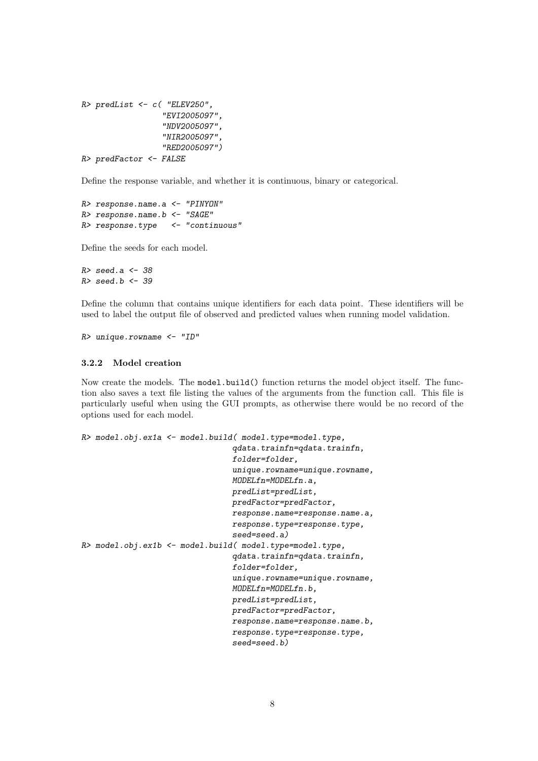```
R> predList <- c( "ELEV250",
                 "EVI2005097",
                 "NDV2005097",
                 "NIR2005097",
                 "RED2005097")
R> predFactor <- FALSE
```

Define the response variable, and whether it is continuous, binary or categorical.

```
R> response.name.a <- "PINYON"
R> response.name.b <- "SAGE"
R> response.type   <- "continuous"
```

Define the seeds for each model.

```
R> seed.a <- 38
R> seed.b <- 39
```

Define the column that contains unique identifiers for each data point. These identifiers will be used to label the output file of observed and predicted values when running model validation.

```
R> unique.rowname <- "ID"
```

### 3.2.2 Model creation

Now create the models. The `model.build()` function returns the model object itself. The function also saves a text file listing the values of the arguments from the function call. This file is particularly useful when using the GUI prompts, as otherwise there would be no record of the options used for each model.

```
R> model.obj.ex1a <- model.build( model.type=model.type,
                                 qdata.trainfn=qdata.trainfn,
                                 folder=folder,
                                 unique.rowname=unique.rowname,
                                 MODELfn=MODELfn.a,
                                 predList=predList,
                                 predFactor=predFactor,
                                 response.name=response.name.a,
                                 response.type=response.type,
                                 seed=seed.a)
R> model.obj.ex1b <- model.build( model.type=model.type,
                                 qdata.trainfn=qdata.trainfn,
                                 folder=folder,
                                 unique.rowname=unique.rowname,
                                 MODELfn=MODELfn.b,
                                 predList=predList,
                                 predFactor=predFactor,
                                 response.name=response.name.b,
                                 response.type=response.type,
                                 seed=seed.b)
```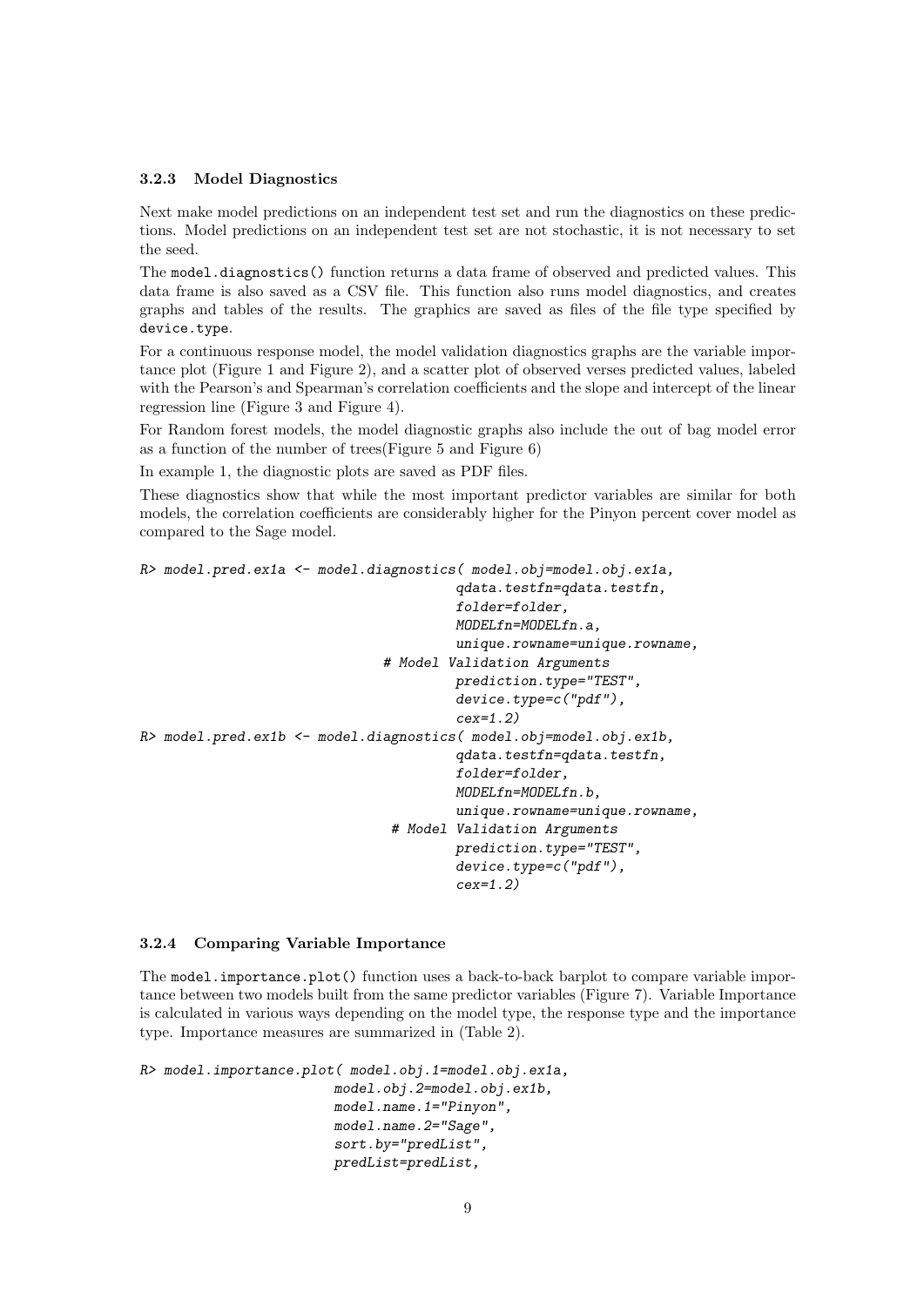### 3.2.3 Model Diagnostics

Next make model predictions on an independent test set and run the diagnostics on these predictions. Model predictions on an independent test set are not stochastic, it is not necessary to set the seed.

The `model.diagnostics()` function returns a data frame of observed and predicted values. This data frame is also saved as a CSV file. This function also runs model diagnostics, and creates graphs and tables of the results. The graphics are saved as files of the file type specified by `device.type`.

For a continuous response model, the model validation diagnostics graphs are the variable importance plot (Figure 1 and Figure 2), and a scatter plot of observed verses predicted values, labeled with the Pearson's and Spearman's correlation coefficients and the slope and intercept of the linear regression line (Figure 3 and Figure 4).

For Random forest models, the model diagnostic graphs also include the out of bag model error as a function of the number of trees(Figure 5 and Figure 6)

In example 1, the diagnostic plots are saved as PDF files.

These diagnostics show that while the most important predictor variables are similar for both models, the correlation coefficients are considerably higher for the Pinyon percent cover model as compared to the Sage model.

```
R> model.pred.ex1a <- model.diagnostics( model.obj=model.obj.ex1a,
                                         qdata.testfn=qdata.testfn,
                                         folder=folder,
                                         MODELfn=MODELfn.a,
                                         unique.rowname=unique.rowname,
                                # Model Validation Arguments
                                         prediction.type="TEST",
                                         device.type=c("pdf"),
                                         cex=1.2)
R> model.pred.ex1b <- model.diagnostics( model.obj=model.obj.ex1b,
                                         qdata.testfn=qdata.testfn,
                                         folder=folder,
                                         MODELfn=MODELfn.b,
                                         unique.rowname=unique.rowname,
                                 # Model Validation Arguments
                                         prediction.type="TEST",
                                         device.type=c("pdf"),
                                         cex=1.2)
```

### 3.2.4 Comparing Variable Importance

The `model.importance.plot()` function uses a back-to-back barplot to compare variable importance between two models built from the same predictor variables (Figure 7). Variable Importance is calculated in various ways depending on the model type, the response type and the importance type. Importance measures are summarized in (Table 2).

```
R> model.importance.plot( model.obj.1=model.obj.ex1a,
                          model.obj.2=model.obj.ex1b,
                          model.name.1="Pinyon",
                          model.name.2="Sage",
                          sort.by="predList",
                          predList=predList,
```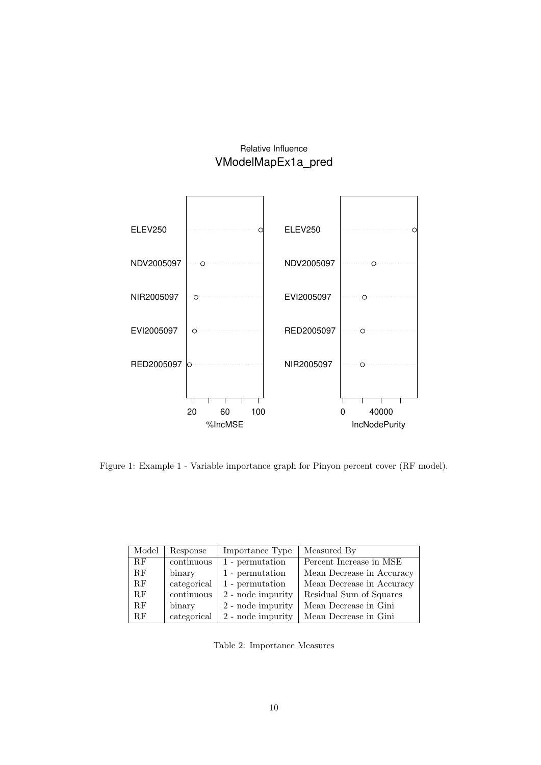Figure 1: Example 1 - Variable importance graph for Pinyon percent cover (RF model).

| Model | Response | Importance Type | Measured By |
|---|---|---|---|
| RF | continuous | 1 - permutation | Percent Increase in MSE |
| RF | binary | 1 - permutation | Mean Decrease in Accuracy |
| RF | categorical | 1 - permutation | Mean Decrease in Accuracy |
| RF | continuous | 2 - node impurity | Residual Sum of Squares |
| RF | binary | 2 - node impurity | Mean Decrease in Gini |
| RF | categorical | 2 - node impurity | Mean Decrease in Gini |

Table 2: Importance Measures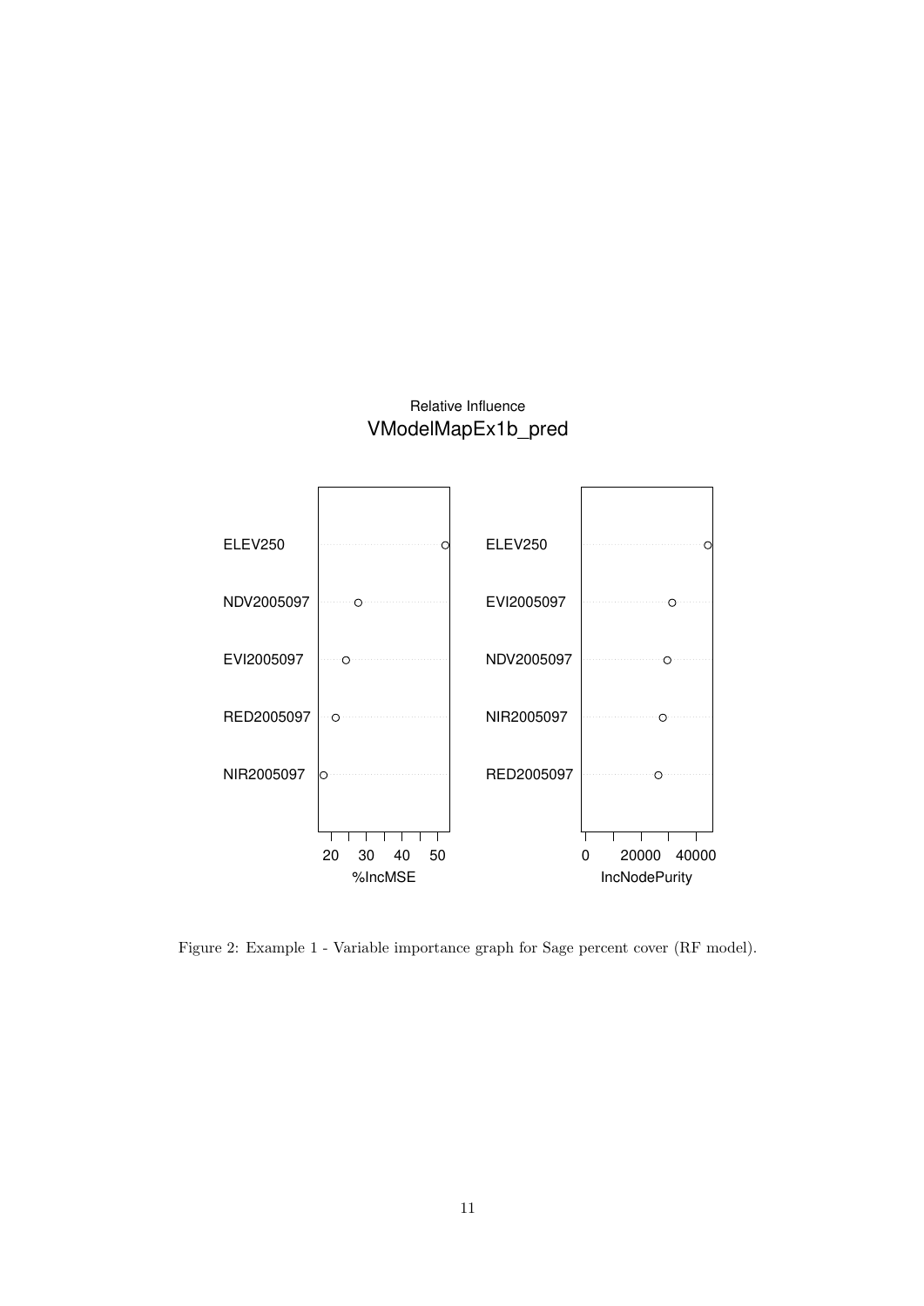Relative Influence
VModelMapEx1b_pred

| | %IncMSE | | IncNodePurity |
|---|---|---|---|
| ELEV250 | | ELEV250 | |
| NDV2005097 | | EVI2005097 | |
| EVI2005097 | | NDV2005097 | |
| RED2005097 | | NIR2005097 | |
| NIR2005097 | | RED2005097 | |

Figure 2: Example 1 - Variable importance graph for Sage percent cover (RF model).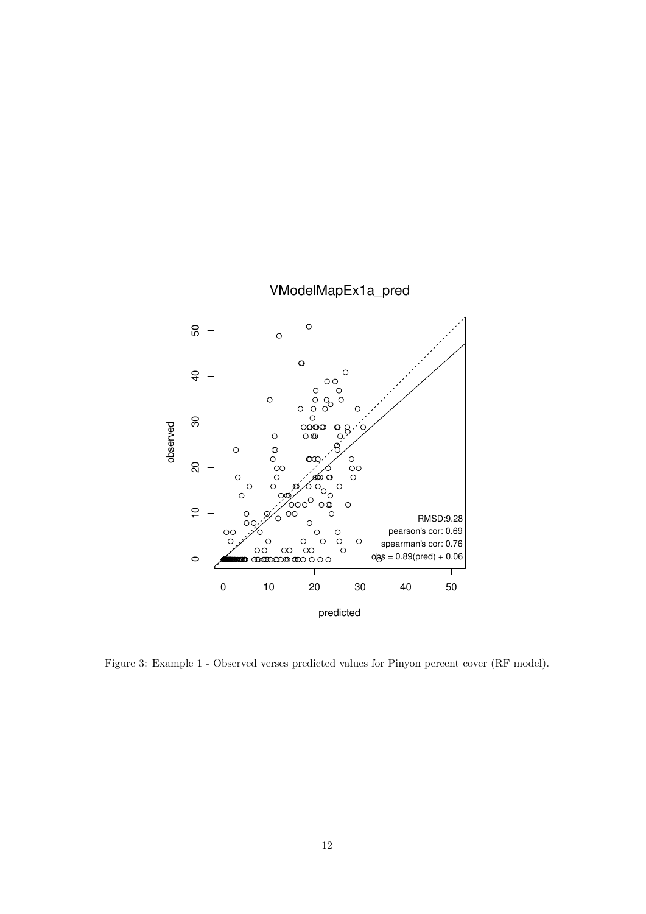Figure 3: Example 1 - Observed verses predicted values for Pinyon percent cover (RF model).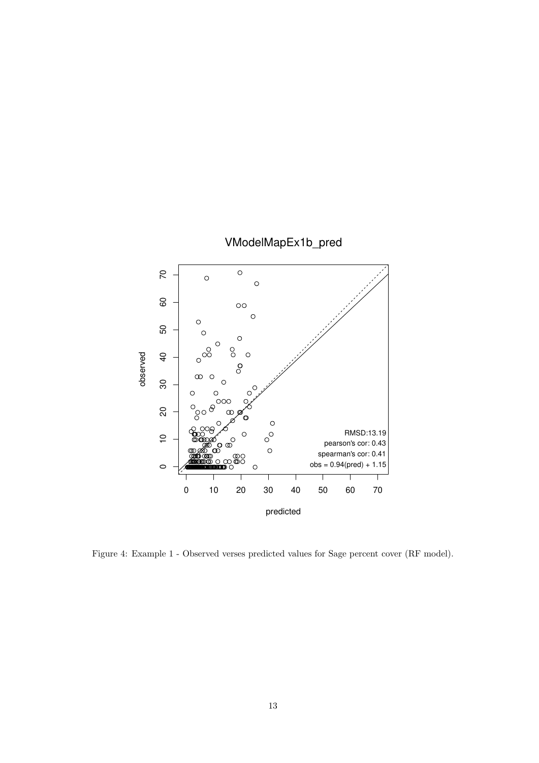Figure 4: Example 1 - Observed verses predicted values for Sage percent cover (RF model).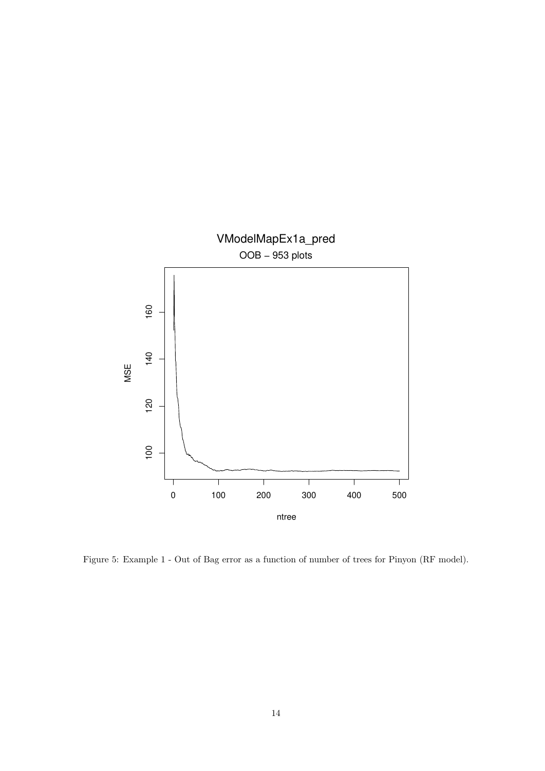Figure 5: Example 1 - Out of Bag error as a function of number of trees for Pinyon (RF model).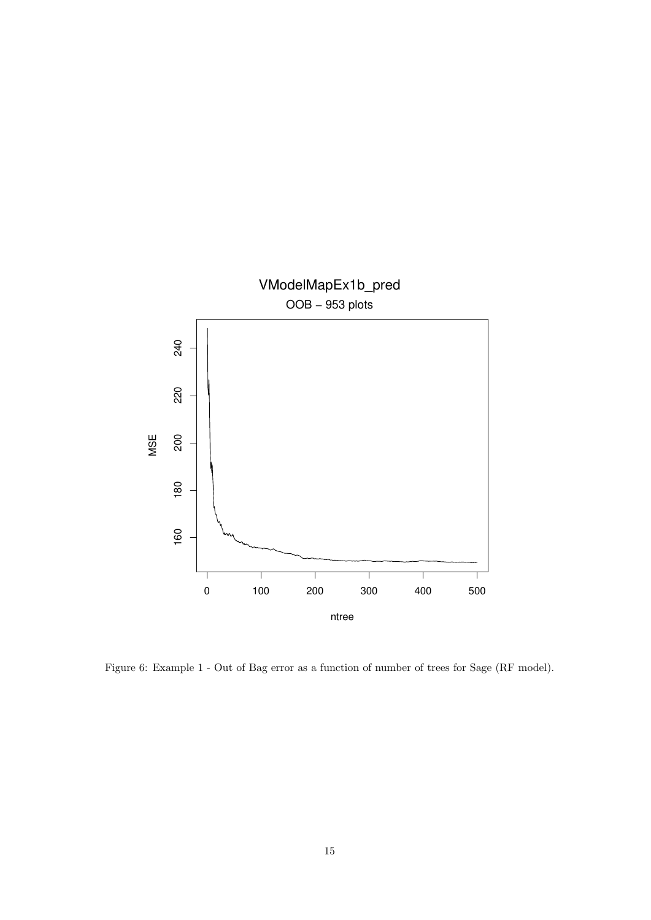Figure 6: Example 1 - Out of Bag error as a function of number of trees for Sage (RF model).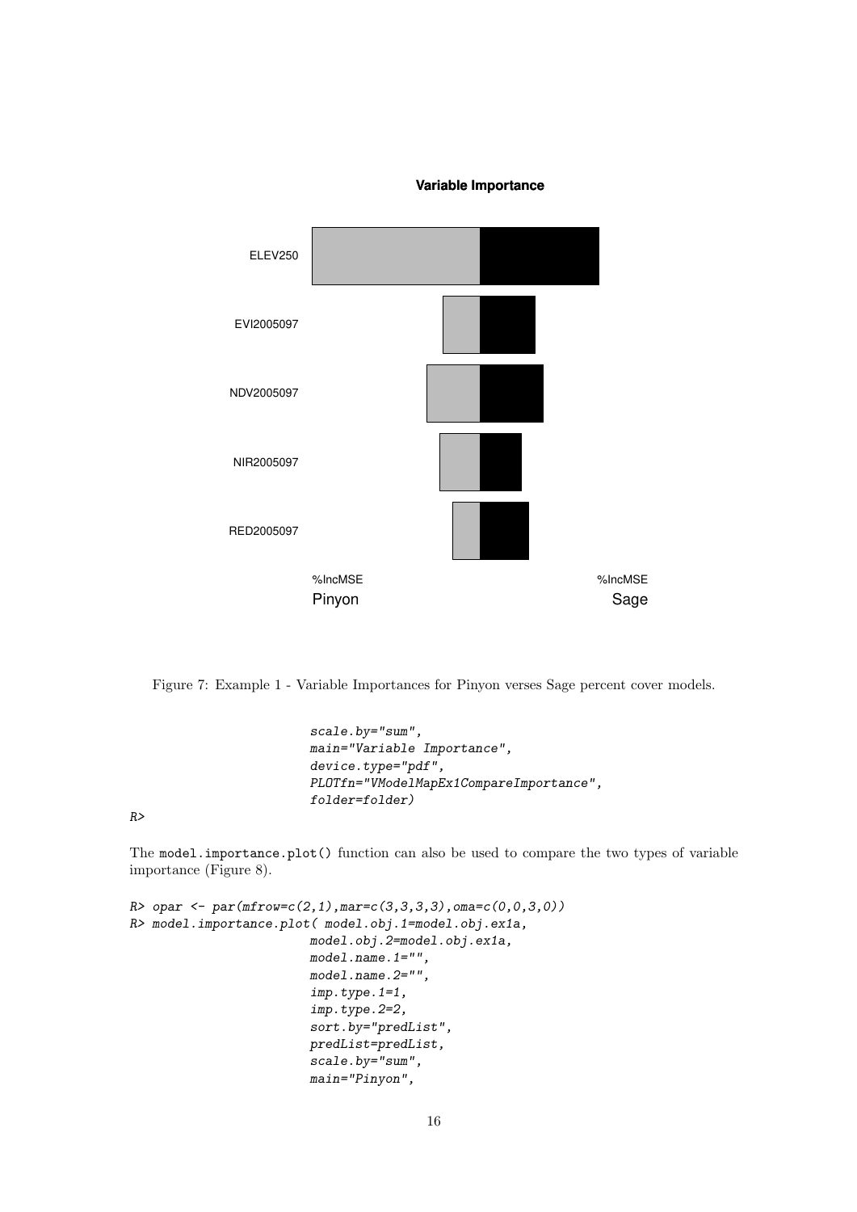Figure 7: Example 1 - Variable Importances for Pinyon verses Sage percent cover models.

```
                       scale.by="sum",
                       main="Variable Importance",
                       device.type="pdf",
                       PLOTfn="VModelMapEx1CompareImportance",
                       folder=folder)
R>
```

The `model.importance.plot()` function can also be used to compare the two types of variable importance (Figure 8).

```
R> opar <- par(mfrow=c(2,1),mar=c(3,3,3,3),oma=c(0,0,3,0))
R> model.importance.plot( model.obj.1=model.obj.ex1a,
                       model.obj.2=model.obj.ex1a,
                       model.name.1="",
                       model.name.2="",
                       imp.type.1=1,
                       imp.type.2=2,
                       sort.by="predList",
                       predList=predList,
                       scale.by="sum",
                       main="Pinyon",
```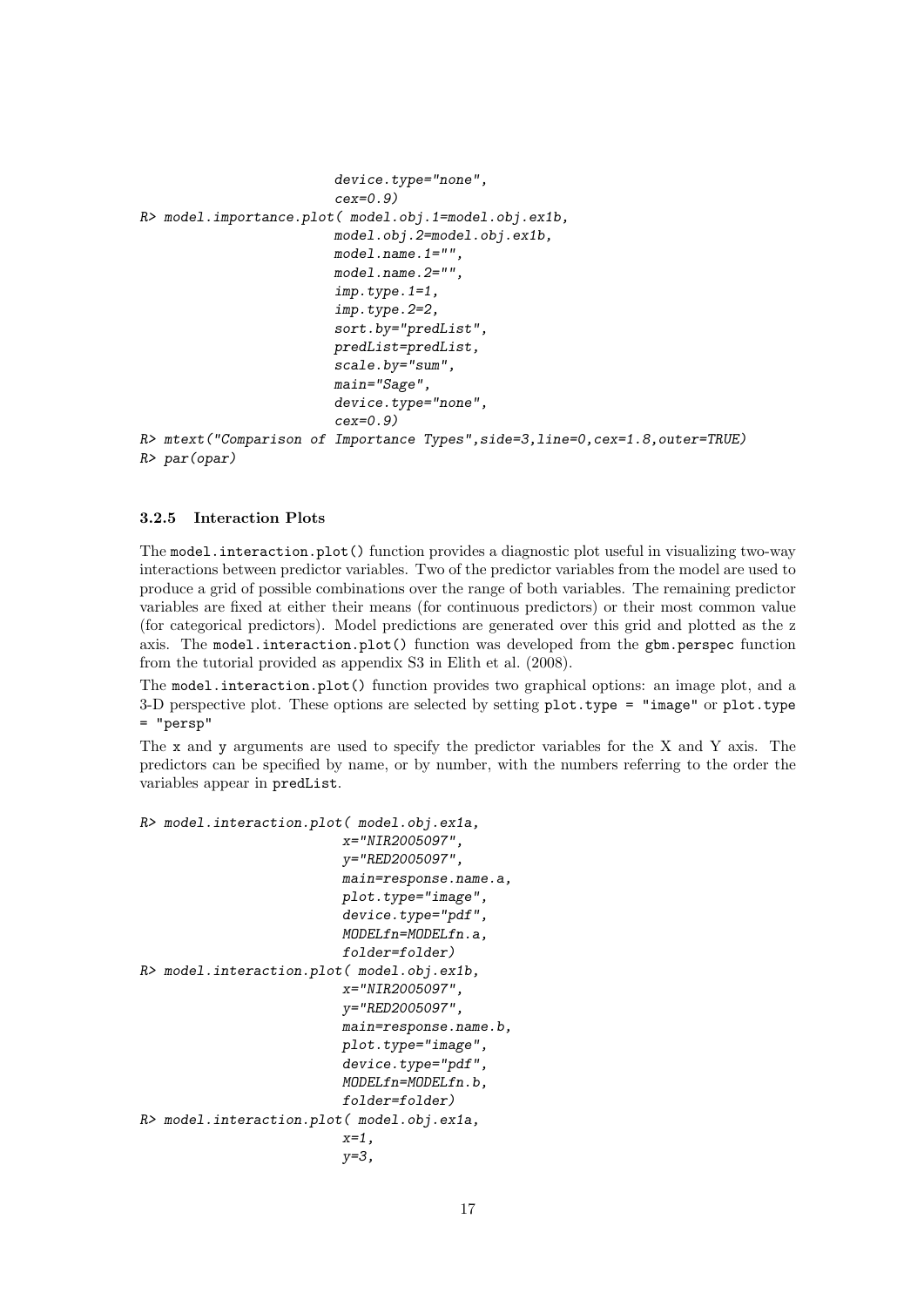```
                        device.type="none",
                        cex=0.9)
R> model.importance.plot( model.obj.1=model.obj.ex1b,
                        model.obj.2=model.obj.ex1b,
                        model.name.1="",
                        model.name.2="",
                        imp.type.1=1,
                        imp.type.2=2,
                        sort.by="predList",
                        predList=predList,
                        scale.by="sum",
                        main="Sage",
                        device.type="none",
                        cex=0.9)
R> mtext("Comparison of Importance Types",side=3,line=0,cex=1.8,outer=TRUE)
R> par(opar)
```

#### 3.2.5 Interaction Plots

The `model.interaction.plot()` function provides a diagnostic plot useful in visualizing two-way interactions between predictor variables. Two of the predictor variables from the model are used to produce a grid of possible combinations over the range of both variables. The remaining predictor variables are fixed at either their means (for continuous predictors) or their most common value (for categorical predictors). Model predictions are generated over this grid and plotted as the z axis. The `model.interaction.plot()` function was developed from the `gbm.perspec` function from the tutorial provided as appendix S3 in Elith et al. (2008).

The `model.interaction.plot()` function provides two graphical options: an image plot, and a 3-D perspective plot. These options are selected by setting `plot.type = "image"` or `plot.type = "persp"`

The `x` and `y` arguments are used to specify the predictor variables for the X and Y axis. The predictors can be specified by name, or by number, with the numbers referring to the order the variables appear in `predList`.

```
R> model.interaction.plot( model.obj.ex1a,
                         x="NIR2005097",
                         y="RED2005097",
                         main=response.name.a,
                         plot.type="image",
                         device.type="pdf",
                         MODELfn=MODELfn.a,
                         folder=folder)
R> model.interaction.plot( model.obj.ex1b,
                         x="NIR2005097",
                         y="RED2005097",
                         main=response.name.b,
                         plot.type="image",
                         device.type="pdf",
                         MODELfn=MODELfn.b,
                         folder=folder)
R> model.interaction.plot( model.obj.ex1a,
                         x=1,
                         y=3,
```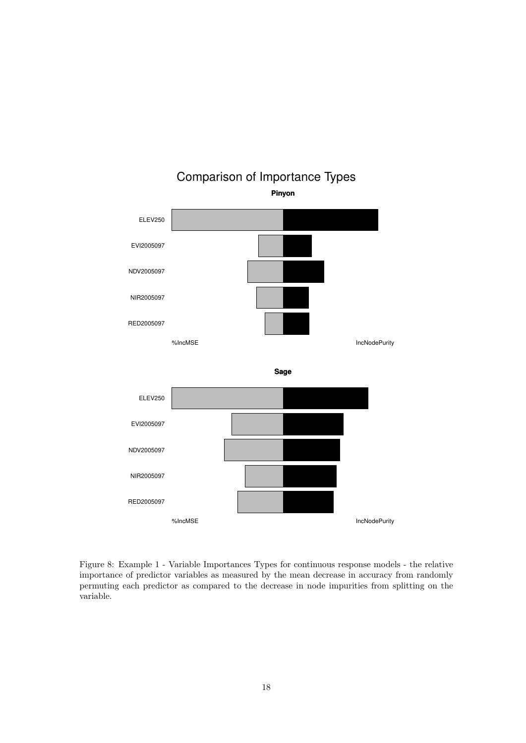Figure 8: Example 1 - Variable Importances Types for continuous response models - the relative importance of predictor variables as measured by the mean decrease in accuracy from randomly permuting each predictor as compared to the decrease in node impurities from splitting on the variable.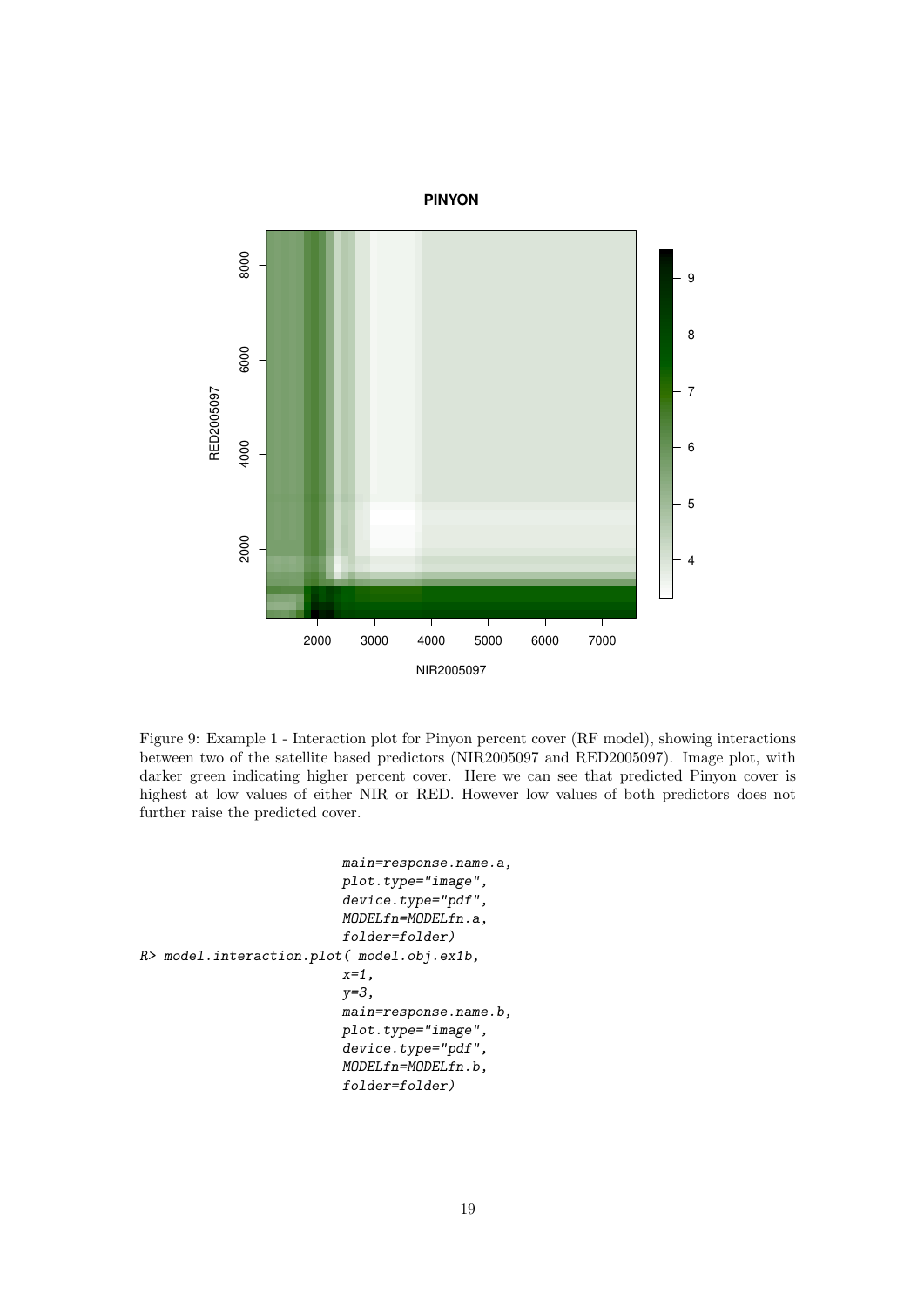Figure 9: Example 1 - Interaction plot for Pinyon percent cover (RF model), showing interactions between two of the satellite based predictors (NIR2005097 and RED2005097). Image plot, with darker green indicating higher percent cover. Here we can see that predicted Pinyon cover is highest at low values of either NIR or RED. However low values of both predictors does not further raise the predicted cover.

```
                         main=response.name.a,
                         plot.type="image",
                         device.type="pdf",
                         MODELfn=MODELfn.a,
                         folder=folder)
R> model.interaction.plot( model.obj.ex1b,
                         x=1,
                         y=3,
                         main=response.name.b,
                         plot.type="image",
                         device.type="pdf",
                         MODELfn=MODELfn.b,
                         folder=folder)
```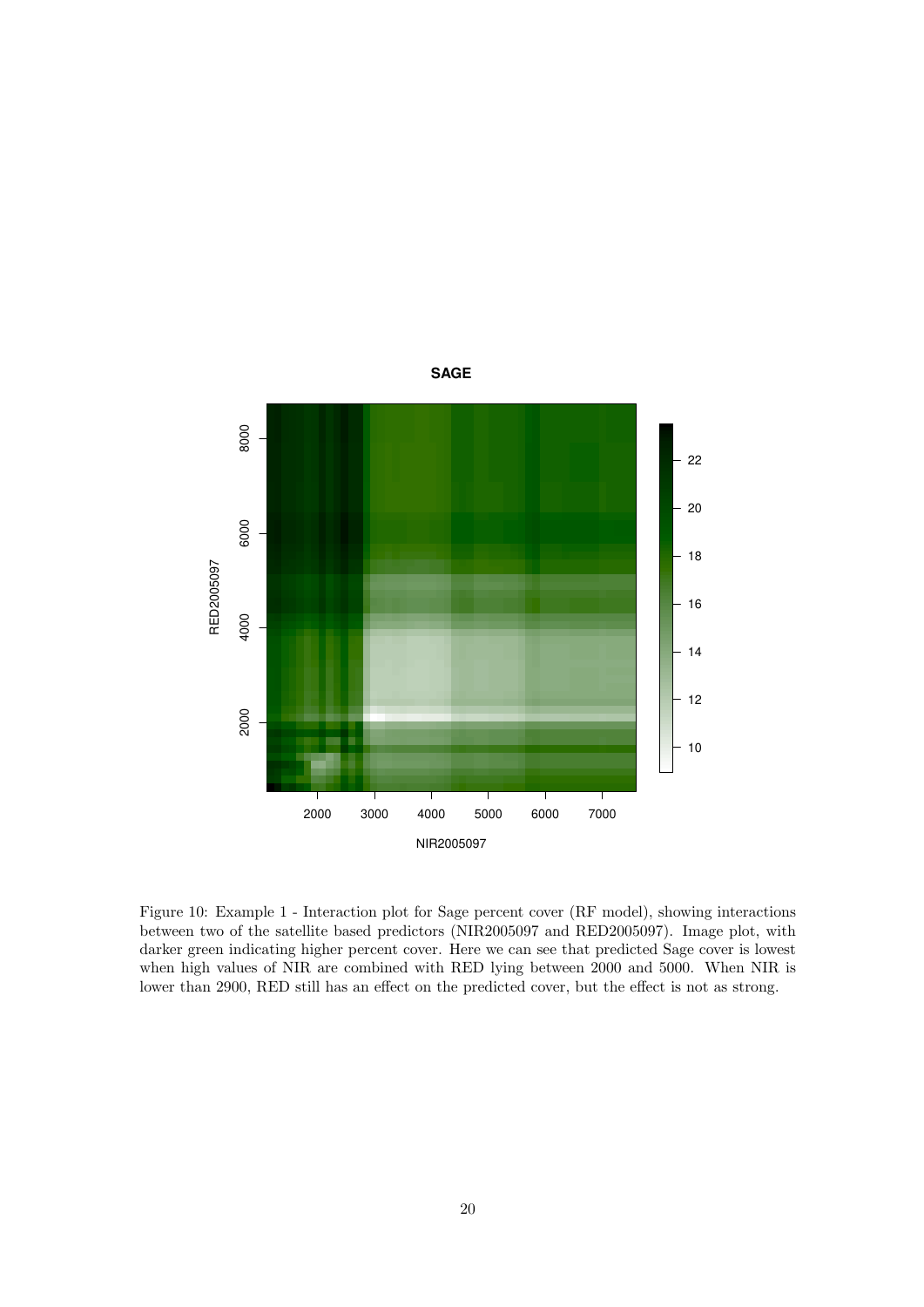Figure 10: Example 1 - Interaction plot for Sage percent cover (RF model), showing interactions between two of the satellite based predictors (NIR2005097 and RED2005097). Image plot, with darker green indicating higher percent cover. Here we can see that predicted Sage cover is lowest when high values of NIR are combined with RED lying between 2000 and 5000. When NIR is lower than 2900, RED still has an effect on the predicted cover, but the effect is not as strong.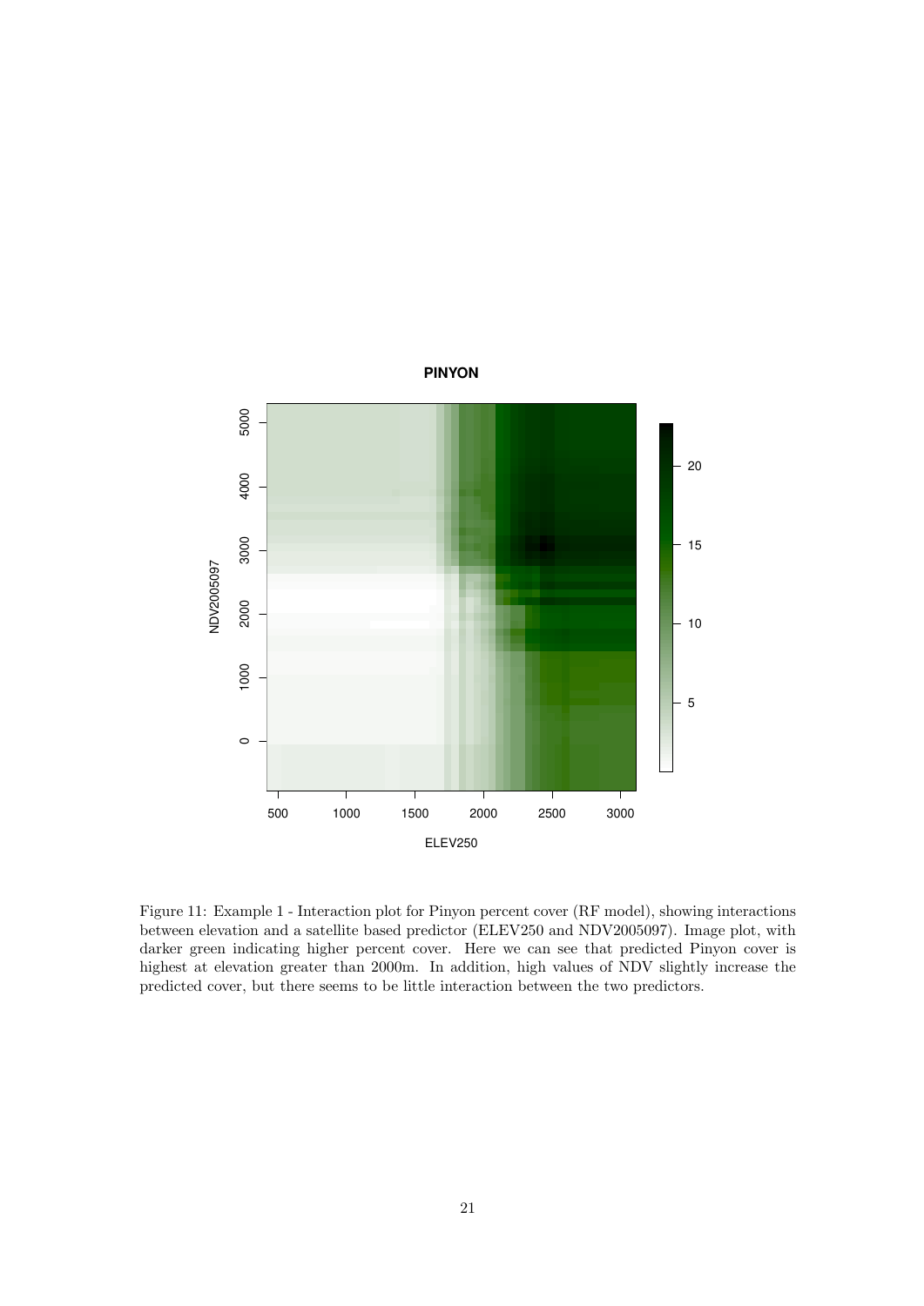Figure 11: Example 1 - Interaction plot for Pinyon percent cover (RF model), showing interactions between elevation and a satellite based predictor (ELEV250 and NDV2005097). Image plot, with darker green indicating higher percent cover. Here we can see that predicted Pinyon cover is highest at elevation greater than 2000m. In addition, high values of NDV slightly increase the predicted cover, but there seems to be little interaction between the two predictors.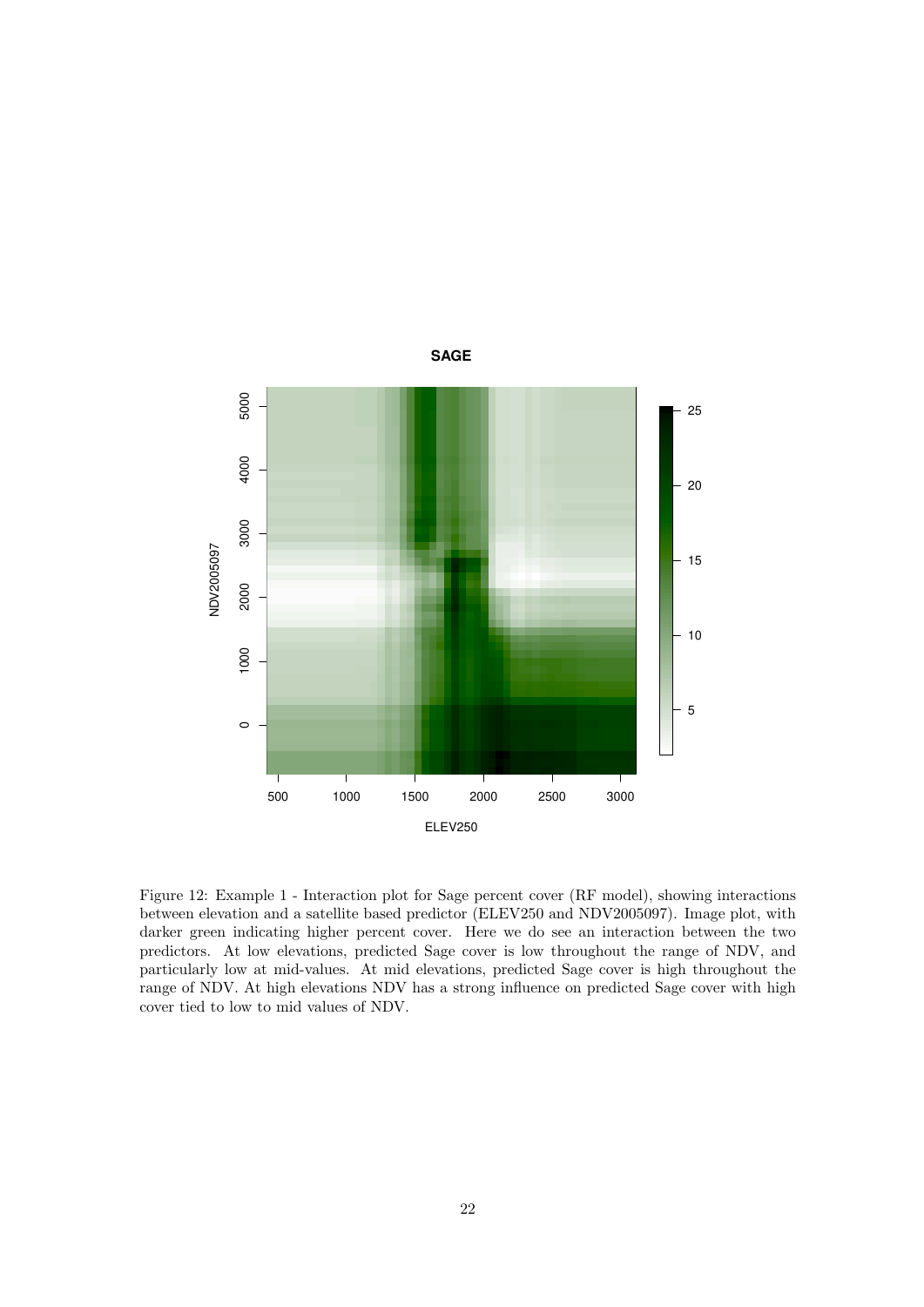Figure 12: Example 1 - Interaction plot for Sage percent cover (RF model), showing interactions between elevation and a satellite based predictor (ELEV250 and NDV2005097). Image plot, with darker green indicating higher percent cover. Here we do see an interaction between the two predictors. At low elevations, predicted Sage cover is low throughout the range of NDV, and particularly low at mid-values. At mid elevations, predicted Sage cover is high throughout the range of NDV. At high elevations NDV has a strong influence on predicted Sage cover with high cover tied to low to mid values of NDV.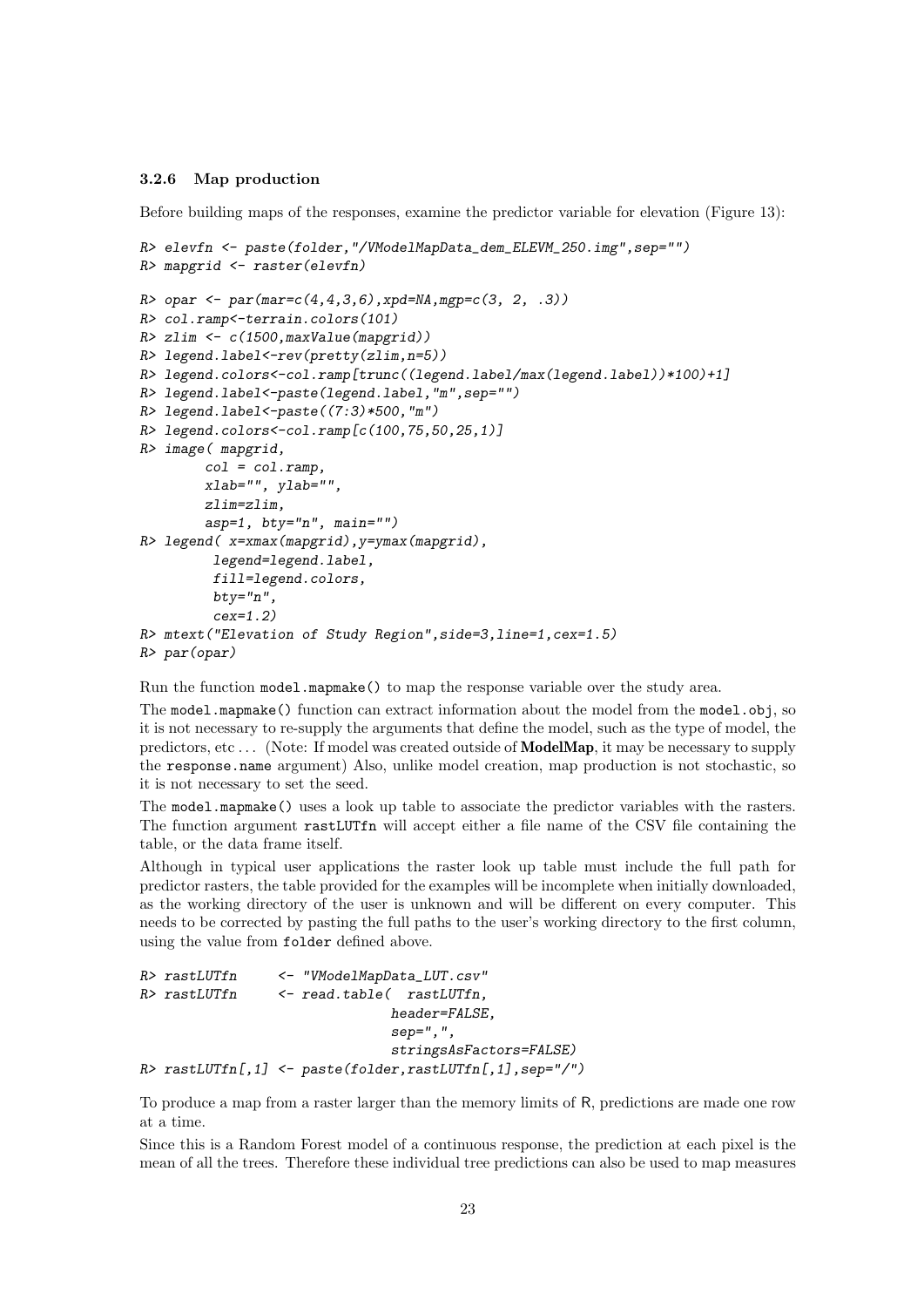### 3.2.6 Map production

Before building maps of the responses, examine the predictor variable for elevation (Figure 13):

```
R> elevfn <- paste(folder,"/VModelMapData_dem_ELEVM_250.img",sep="")
R> mapgrid <- raster(elevfn)
R> opar <- par(mar=c(4,4,3,6),xpd=NA,mgp=c(3, 2, .3))
R> col.ramp<-terrain.colors(101)
R> zlim <- c(1500,maxValue(mapgrid))
R> legend.label<-rev(pretty(zlim,n=5))
R> legend.colors<-col.ramp[trunc((legend.label/max(legend.label))*100)+1]
R> legend.label<-paste(legend.label,"m",sep="")
R> legend.label<-paste((7:3)*500,"m")
R> legend.colors<-col.ramp[c(100,75,50,25,1)]
R> image( mapgrid,
        col = col.ramp,
        xlab="", ylab="",
        zlim=zlim,
        asp=1, bty="n", main="")
R> legend( x=xmax(mapgrid),y=ymax(mapgrid),
         legend=legend.label,
         fill=legend.colors,
         bty="n",
         cex=1.2)
R> mtext("Elevation of Study Region",side=3,line=1,cex=1.5)
R> par(opar)
```

Run the function `model.mapmake()` to map the response variable over the study area.

The `model.mapmake()` function can extract information about the model from the `model.obj`, so it is not necessary to re-supply the arguments that define the model, such as the type of model, the predictors, etc ... (Note: If model was created outside of **ModelMap**, it may be necessary to supply the `response.name` argument) Also, unlike model creation, map production is not stochastic, so it is not necessary to set the seed.

The `model.mapmake()` uses a look up table to associate the predictor variables with the rasters. The function argument `rastLUTfn` will accept either a file name of the CSV file containing the table, or the data frame itself.

Although in typical user applications the raster look up table must include the full path for predictor rasters, the table provided for the examples will be incomplete when initially downloaded, as the working directory of the user is unknown and will be different on every computer. This needs to be corrected by pasting the full paths to the user's working directory to the first column, using the value from `folder` defined above.

```
R> rastLUTfn     <- "VModelMapData_LUT.csv"
R> rastLUTfn     <- read.table( rastLUTfn,
                            header=FALSE,
                            sep=",",
                            stringsAsFactors=FALSE)
R> rastLUTfn[,1] <- paste(folder,rastLUTfn[,1],sep="/")
```

To produce a map from a raster larger than the memory limits of R, predictions are made one row at a time.

Since this is a Random Forest model of a continuous response, the prediction at each pixel is the mean of all the trees. Therefore these individual tree predictions can also be used to map measures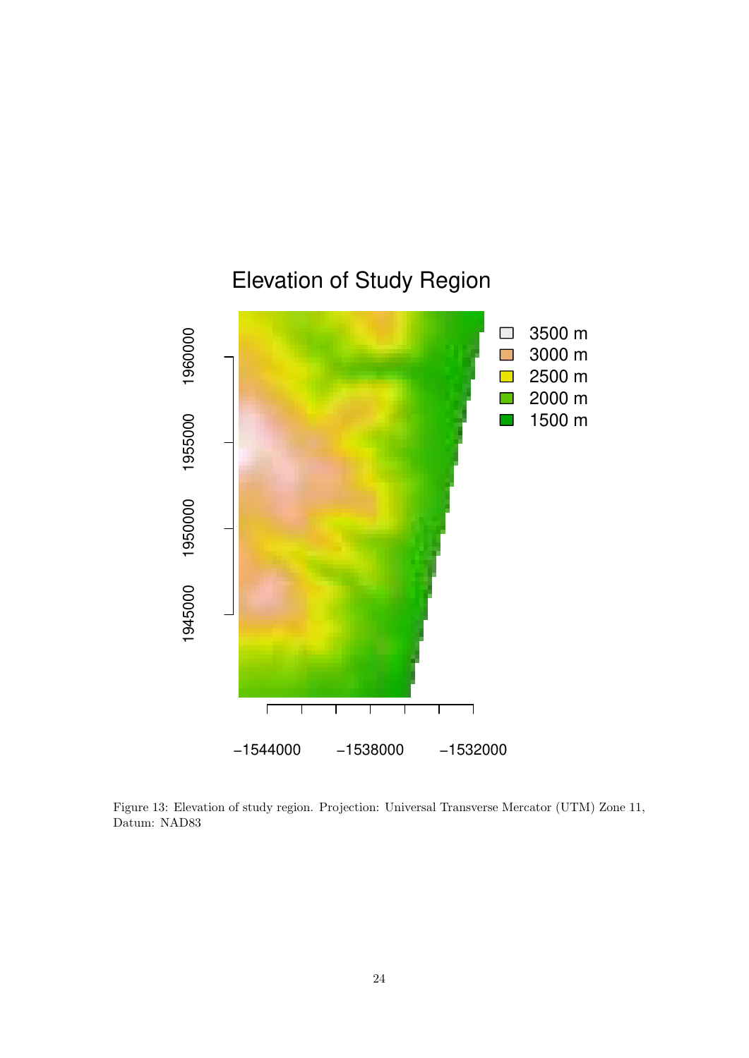Figure 13: Elevation of study region. Projection: Universal Transverse Mercator (UTM) Zone 11, Datum: NAD83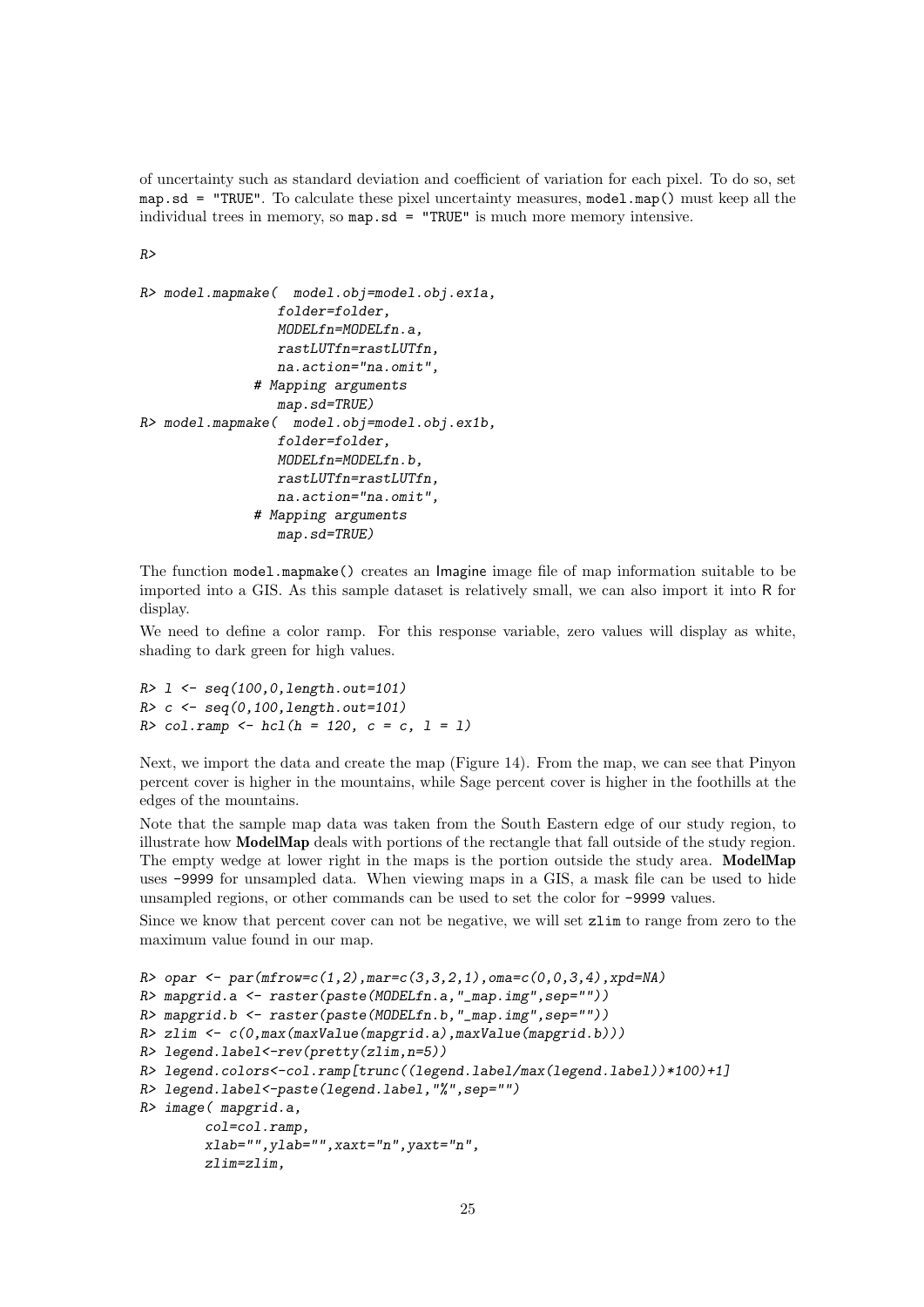of uncertainty such as standard deviation and coefficient of variation for each pixel. To do so, set `map.sd = "TRUE"`. To calculate these pixel uncertainty measures, `model.map()` must keep all the individual trees in memory, so `map.sd = "TRUE"` is much more memory intensive.

```
R>

R> model.mapmake(  model.obj=model.obj.ex1a,
                 folder=folder,
                 MODELfn=MODELfn.a,
                 rastLUTfn=rastLUTfn,
                 na.action="na.omit",
              # Mapping arguments
                 map.sd=TRUE)
R> model.mapmake(  model.obj=model.obj.ex1b,
                 folder=folder,
                 MODELfn=MODELfn.b,
                 rastLUTfn=rastLUTfn,
                 na.action="na.omit",
              # Mapping arguments
                 map.sd=TRUE)
```

The function `model.mapmake()` creates an Imagine image file of map information suitable to be imported into a GIS. As this sample dataset is relatively small, we can also import it into R for display.

We need to define a color ramp. For this response variable, zero values will display as white, shading to dark green for high values.

```
R> l <- seq(100,0,length.out=101)
R> c <- seq(0,100,length.out=101)
R> col.ramp <- hcl(h = 120, c = c, l = l)
```

Next, we import the data and create the map (Figure 14). From the map, we can see that Pinyon percent cover is higher in the mountains, while Sage percent cover is higher in the foothills at the edges of the mountains.

Note that the sample map data was taken from the South Eastern edge of our study region, to illustrate how **ModelMap** deals with portions of the rectangle that fall outside of the study region. The empty wedge at lower right in the maps is the portion outside the study area. **ModelMap** uses -9999 for unsampled data. When viewing maps in a GIS, a mask file can be used to hide unsampled regions, or other commands can be used to set the color for -9999 values.

Since we know that percent cover can not be negative, we will set `zlim` to range from zero to the maximum value found in our map.

```
R> opar <- par(mfrow=c(1,2),mar=c(3,3,2,1),oma=c(0,0,3,4),xpd=NA)
R> mapgrid.a <- raster(paste(MODELfn.a,"_map.img",sep=""))
R> mapgrid.b <- raster(paste(MODELfn.b,"_map.img",sep=""))
R> zlim <- c(0,max(maxValue(mapgrid.a),maxValue(mapgrid.b)))
R> legend.label<-rev(pretty(zlim,n=5))
R> legend.colors<-col.ramp[trunc((legend.label/max(legend.label))*100)+1]
R> legend.label<-paste(legend.label,"%",sep="")
R> image( mapgrid.a,
       col=col.ramp,
       xlab="",ylab="",xaxt="n",yaxt="n",
       zlim=zlim,
```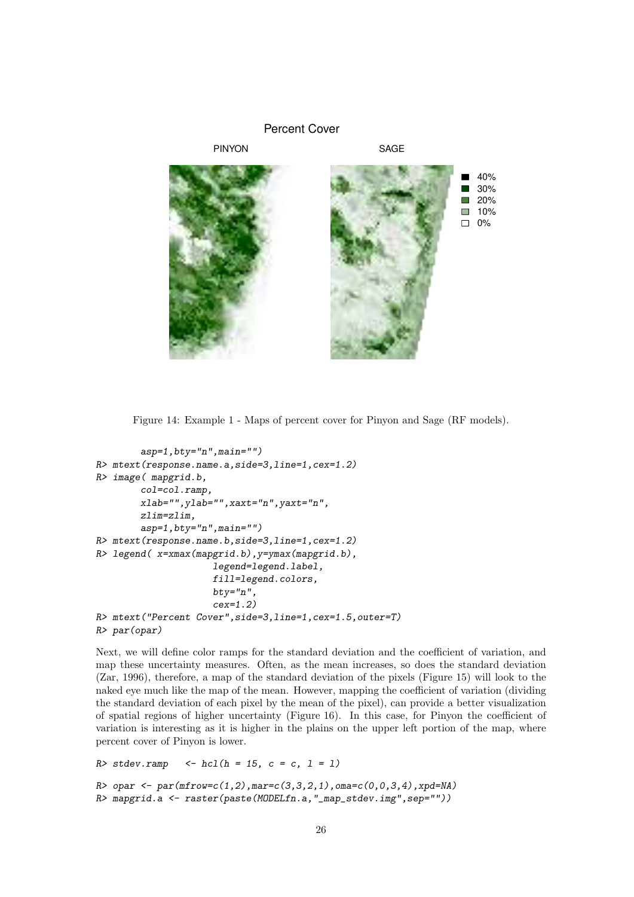Figure 14: Example 1 - Maps of percent cover for Pinyon and Sage (RF models).

```
        asp=1,bty="n",main="")
R> mtext(response.name.a,side=3,line=1,cex=1.2)
R> image( mapgrid.b,
        col=col.ramp,
        xlab="",ylab="",xaxt="n",yaxt="n",
        zlim=zlim,
        asp=1,bty="n",main="")
R> mtext(response.name.b,side=3,line=1,cex=1.2)
R> legend( x=xmax(mapgrid.b),y=ymax(mapgrid.b),
                legend=legend.label,
                fill=legend.colors,
                bty="n",
                cex=1.2)
R> mtext("Percent Cover",side=3,line=1,cex=1.5,outer=T)
R> par(opar)
```

Next, we will define color ramps for the standard deviation and the coefficient of variation, and map these uncertainty measures. Often, as the mean increases, so does the standard deviation (Zar, 1996), therefore, a map of the standard deviation of the pixels (Figure 15) will look to the naked eye much like the map of the mean. However, mapping the coefficient of variation (dividing the standard deviation of each pixel by the mean of the pixel), can provide a better visualization of spatial regions of higher uncertainty (Figure 16). In this case, for Pinyon the coefficient of variation is interesting as it is higher in the plains on the upper left portion of the map, where percent cover of Pinyon is lower.

```
R> stdev.ramp   <- hcl(h = 15, c = c, l = l)

R> opar <- par(mfrow=c(1,2),mar=c(3,3,2,1),oma=c(0,0,3,4),xpd=NA)
R> mapgrid.a <- raster(paste(MODELfn.a,"_map_stdev.img",sep=""))
```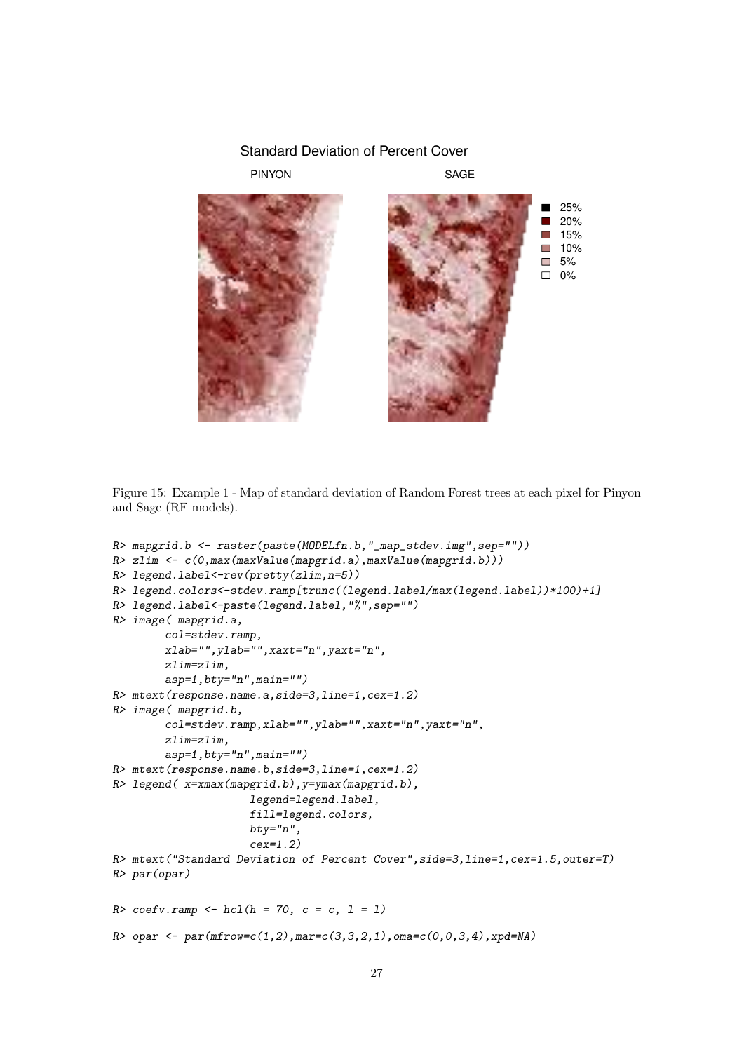Figure 15: Example 1 - Map of standard deviation of Random Forest trees at each pixel for Pinyon and Sage (RF models).

```
R> mapgrid.b <- raster(paste(MODELfn.b,"_map_stdev.img",sep=""))
R> zlim <- c(0,max(maxValue(mapgrid.a),maxValue(mapgrid.b)))
R> legend.label<-rev(pretty(zlim,n=5))
R> legend.colors<-stdev.ramp[trunc((legend.label/max(legend.label))*100)+1]
R> legend.label<-paste(legend.label,"%",sep="")
R> image( mapgrid.a,
        col=stdev.ramp,
        xlab="",ylab="",xaxt="n",yaxt="n",
        zlim=zlim,
        asp=1,bty="n",main="")
R> mtext(response.name.a,side=3,line=1,cex=1.2)
R> image( mapgrid.b,
        col=stdev.ramp,xlab="",ylab="",xaxt="n",yaxt="n",
        zlim=zlim,
        asp=1,bty="n",main="")
R> mtext(response.name.b,side=3,line=1,cex=1.2)
R> legend( x=xmax(mapgrid.b),y=ymax(mapgrid.b),
                 legend=legend.label,
                 fill=legend.colors,
                 bty="n",
                 cex=1.2)
R> mtext("Standard Deviation of Percent Cover",side=3,line=1,cex=1.5,outer=T)
R> par(opar)
```

```
R> coefv.ramp <- hcl(h = 70, c = c, l = l)
```

```
R> opar <- par(mfrow=c(1,2),mar=c(3,3,2,1),oma=c(0,0,3,4),xpd=NA)
```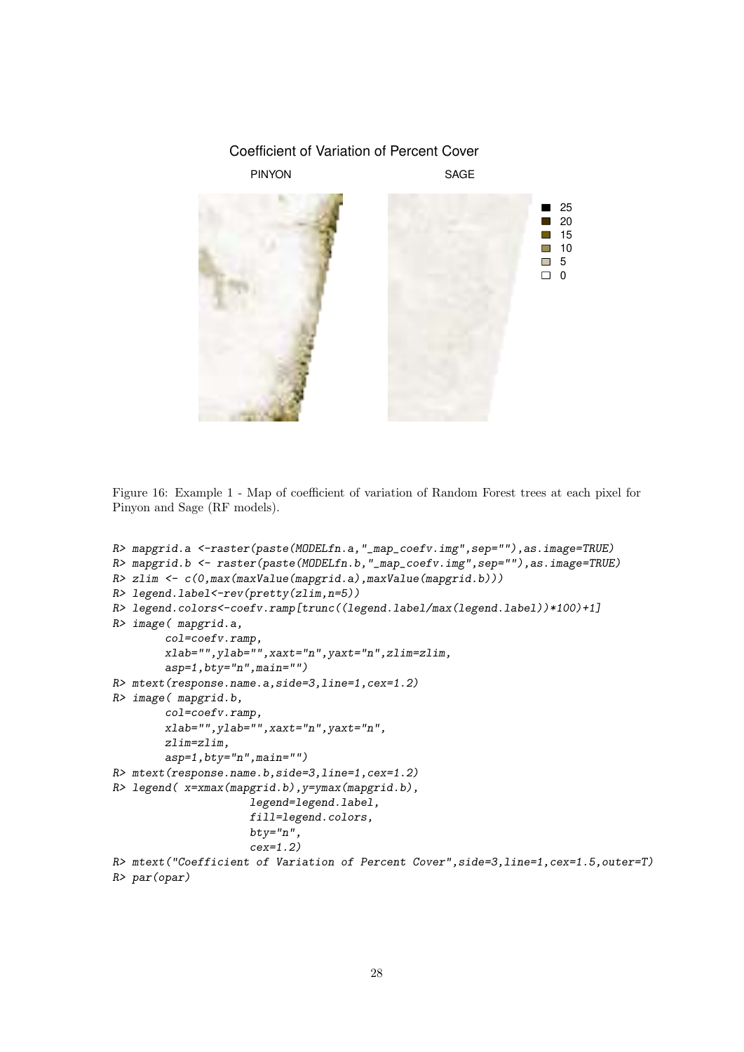Figure 16: Example 1 - Map of coefficient of variation of Random Forest trees at each pixel for Pinyon and Sage (RF models).

```
R> mapgrid.a <-raster(paste(MODELfn.a,"_map_coefv.img",sep=""),as.image=TRUE)
R> mapgrid.b <- raster(paste(MODELfn.b,"_map_coefv.img",sep=""),as.image=TRUE)
R> zlim <- c(0,max(maxValue(mapgrid.a),maxValue(mapgrid.b)))
R> legend.label<-rev(pretty(zlim,n=5))
R> legend.colors<-coefv.ramp[trunc((legend.label/max(legend.label))*100)+1]
R> image( mapgrid.a,
        col=coefv.ramp,
        xlab="",ylab="",xaxt="n",yaxt="n",zlim=zlim,
        asp=1,bty="n",main="")
R> mtext(response.name.a,side=3,line=1,cex=1.2)
R> image( mapgrid.b,
        col=coefv.ramp,
        xlab="",ylab="",xaxt="n",yaxt="n",
        zlim=zlim,
        asp=1,bty="n",main="")
R> mtext(response.name.b,side=3,line=1,cex=1.2)
R> legend( x=xmax(mapgrid.b),y=ymax(mapgrid.b),
                legend=legend.label,
                fill=legend.colors,
                bty="n",
                cex=1.2)
R> mtext("Coefficient of Variation of Percent Cover",side=3,line=1,cex=1.5,outer=T)
R> par(opar)
```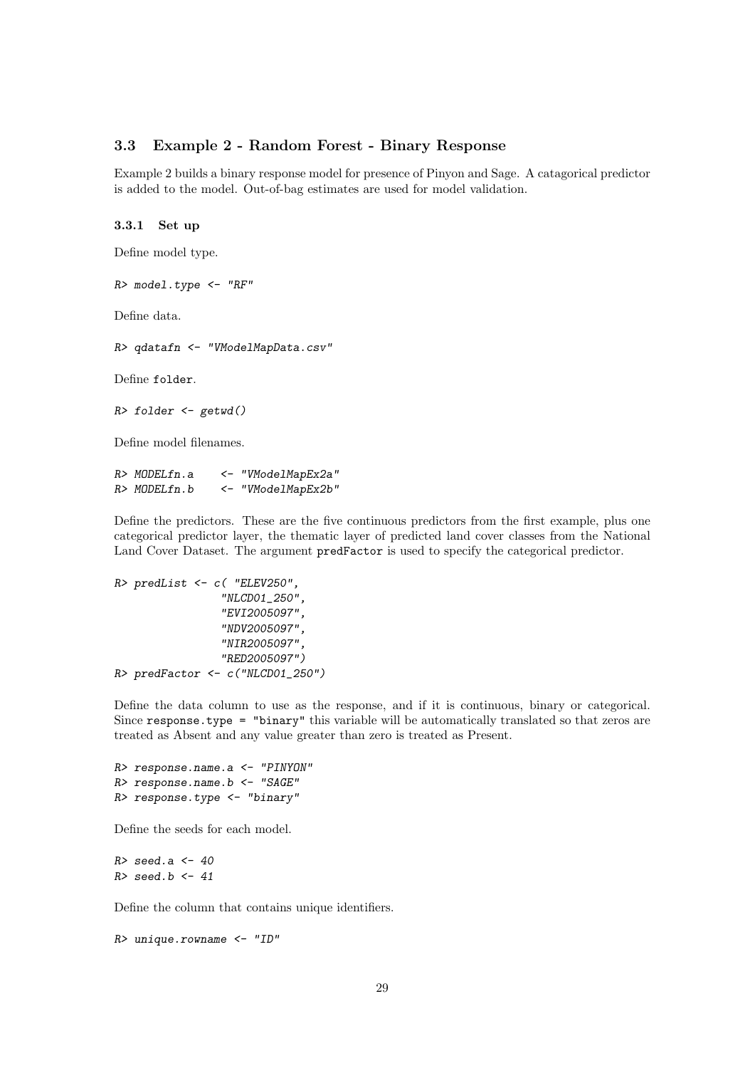## 3.3 Example 2 - Random Forest - Binary Response

Example 2 builds a binary response model for presence of Pinyon and Sage. A catagorical predictor is added to the model. Out-of-bag estimates are used for model validation.

### 3.3.1 Set up

Define model type.

```
R> model.type <- "RF"
```

Define data.

```
R> qdatafn <- "VModelMapData.csv"
```

Define `folder`.

```
R> folder <- getwd()
```

Define model filenames.

```
R> MODELfn.a    <- "VModelMapEx2a"
R> MODELfn.b    <- "VModelMapEx2b"
```

Define the predictors. These are the five continuous predictors from the first example, plus one categorical predictor layer, the thematic layer of predicted land cover classes from the National Land Cover Dataset. The argument `predFactor` is used to specify the categorical predictor.

```
R> predList <- c( "ELEV250",
                "NLCD01_250",
                "EVI2005097",
                "NDV2005097",
                "NIR2005097",
                "RED2005097")
R> predFactor <- c("NLCD01_250")
```

Define the data column to use as the response, and if it is continuous, binary or categorical. Since `response.type = "binary"` this variable will be automatically translated so that zeros are treated as Absent and any value greater than zero is treated as Present.

```
R> response.name.a <- "PINYON"
R> response.name.b <- "SAGE"
R> response.type <- "binary"
```

Define the seeds for each model.

```
R> seed.a <- 40
R> seed.b <- 41
```

Define the column that contains unique identifiers.

```
R> unique.rowname <- "ID"
```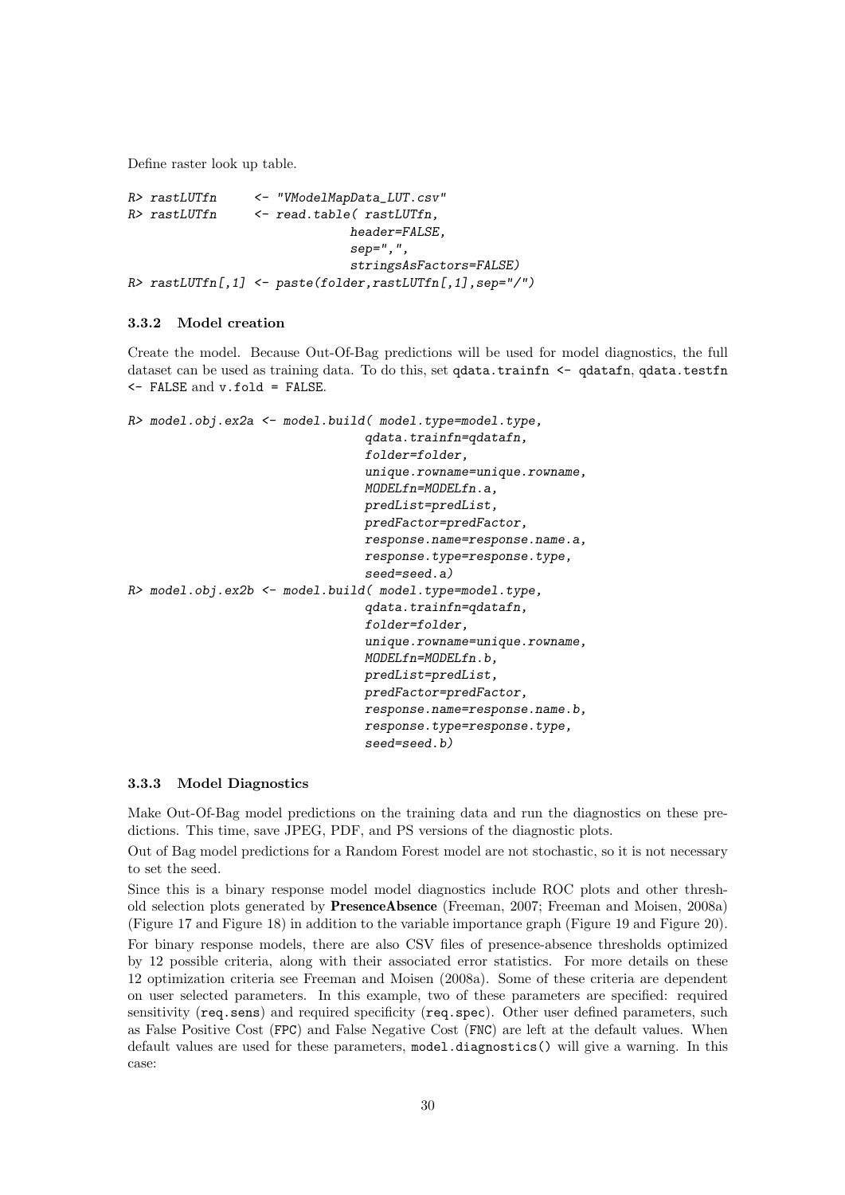Define raster look up table.

```
R> rastLUTfn     <- "VModelMapData_LUT.csv"
R> rastLUTfn     <- read.table( rastLUTfn,
                               header=FALSE,
                               sep=",",
                               stringsAsFactors=FALSE)
R> rastLUTfn[,1] <- paste(folder,rastLUTfn[,1],sep="/")
```

### 3.3.2 Model creation

Create the model. Because Out-Of-Bag predictions will be used for model diagnostics, the full dataset can be used as training data. To do this, set `qdata.trainfn <- qdatafn`, `qdata.testfn <- FALSE` and `v.fold = FALSE`.

```
R> model.obj.ex2a <- model.build( model.type=model.type,
                                 qdata.trainfn=qdatafn,
                                 folder=folder,
                                 unique.rowname=unique.rowname,
                                 MODELfn=MODELfn.a,
                                 predList=predList,
                                 predFactor=predFactor,
                                 response.name=response.name.a,
                                 response.type=response.type,
                                 seed=seed.a)
R> model.obj.ex2b <- model.build( model.type=model.type,
                                 qdata.trainfn=qdatafn,
                                 folder=folder,
                                 unique.rowname=unique.rowname,
                                 MODELfn=MODELfn.b,
                                 predList=predList,
                                 predFactor=predFactor,
                                 response.name=response.name.b,
                                 response.type=response.type,
                                 seed=seed.b)
```

### 3.3.3 Model Diagnostics

Make Out-Of-Bag model predictions on the training data and run the diagnostics on these predictions. This time, save JPEG, PDF, and PS versions of the diagnostic plots.

Out of Bag model predictions for a Random Forest model are not stochastic, so it is not necessary to set the seed.

Since this is a binary response model model diagnostics include ROC plots and other threshold selection plots generated by **PresenceAbsence** (Freeman, 2007; Freeman and Moisen, 2008a) (Figure 17 and Figure 18) in addition to the variable importance graph (Figure 19 and Figure 20).

For binary response models, there are also CSV files of presence-absence thresholds optimized by 12 possible criteria, along with their associated error statistics. For more details on these 12 optimization criteria see Freeman and Moisen (2008a). Some of these criteria are dependent on user selected parameters. In this example, two of these parameters are specified: required sensitivity (`req.sens`) and required specificity (`req.spec`). Other user defined parameters, such as False Positive Cost (`FPC`) and False Negative Cost (`FNC`) are left at the default values. When default values are used for these parameters, `model.diagnostics()` will give a warning. In this case: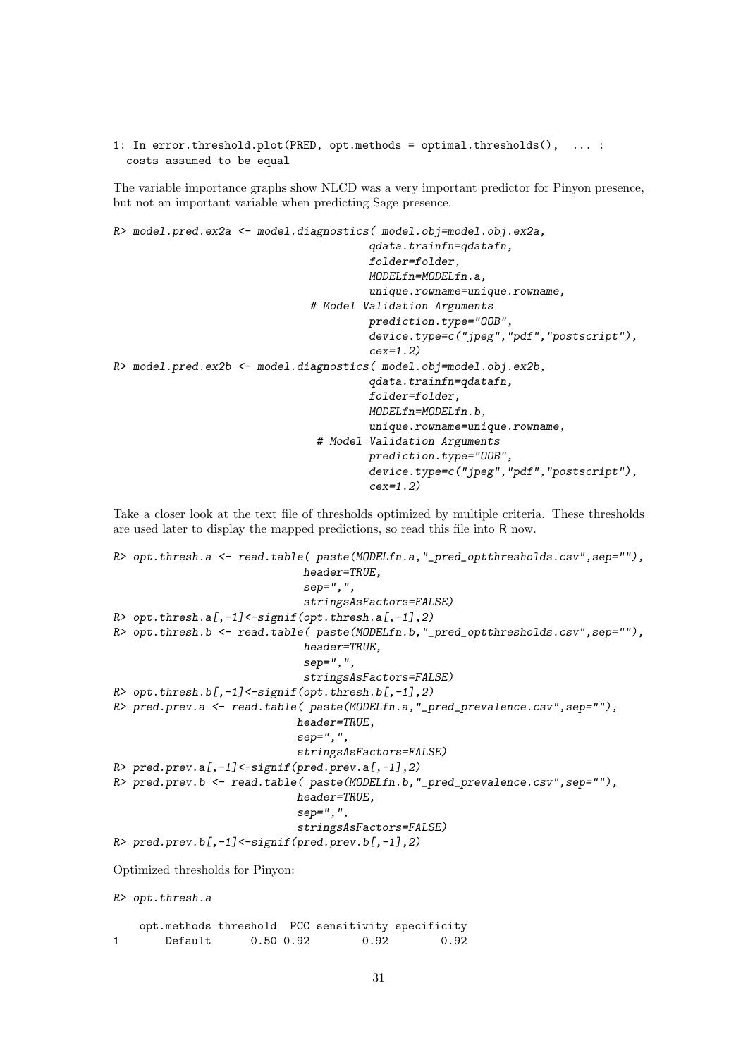```
1: In error.threshold.plot(PRED, opt.methods = optimal.thresholds(),  ... :
  costs assumed to be equal
```

The variable importance graphs show NLCD was a very important predictor for Pinyon presence, but not an important variable when predicting Sage presence.

```
R> model.pred.ex2a <- model.diagnostics( model.obj=model.obj.ex2a,
                                         qdata.trainfn=qdatafn,
                                         folder=folder,
                                         MODELfn=MODELfn.a,
                                         unique.rowname=unique.rowname,
                               # Model Validation Arguments
                                         prediction.type="OOB",
                                         device.type=c("jpeg","pdf","postscript"),
                                         cex=1.2)
R> model.pred.ex2b <- model.diagnostics( model.obj=model.obj.ex2b,
                                         qdata.trainfn=qdatafn,
                                         folder=folder,
                                         MODELfn=MODELfn.b,
                                         unique.rowname=unique.rowname,
                                # Model Validation Arguments
                                         prediction.type="OOB",
                                         device.type=c("jpeg","pdf","postscript"),
                                         cex=1.2)
```

Take a closer look at the text file of thresholds optimized by multiple criteria. These thresholds are used later to display the mapped predictions, so read this file into R now.

```
R> opt.thresh.a <- read.table( paste(MODELfn.a,"_pred_optthresholds.csv",sep=""),
                            header=TRUE,
                            sep=",",
                            stringsAsFactors=FALSE)
R> opt.thresh.a[,-1]<-signif(opt.thresh.a[,-1],2)
R> opt.thresh.b <- read.table( paste(MODELfn.b,"_pred_optthresholds.csv",sep=""),
                            header=TRUE,
                            sep=",",
                            stringsAsFactors=FALSE)
R> opt.thresh.b[,-1]<-signif(opt.thresh.b[,-1],2)
R> pred.prev.a <- read.table( paste(MODELfn.a,"_pred_prevalence.csv",sep=""),
                           header=TRUE,
                           sep=",",
                           stringsAsFactors=FALSE)
R> pred.prev.a[,-1]<-signif(pred.prev.a[,-1],2)
R> pred.prev.b <- read.table( paste(MODELfn.b,"_pred_prevalence.csv",sep=""),
                           header=TRUE,
                           sep=",",
                           stringsAsFactors=FALSE)
R> pred.prev.b[,-1]<-signif(pred.prev.b[,-1],2)
```

Optimized thresholds for Pinyon:

```
R> opt.thresh.a

    opt.methods threshold  PCC sensitivity specificity
1       Default      0.50 0.92        0.92        0.92
```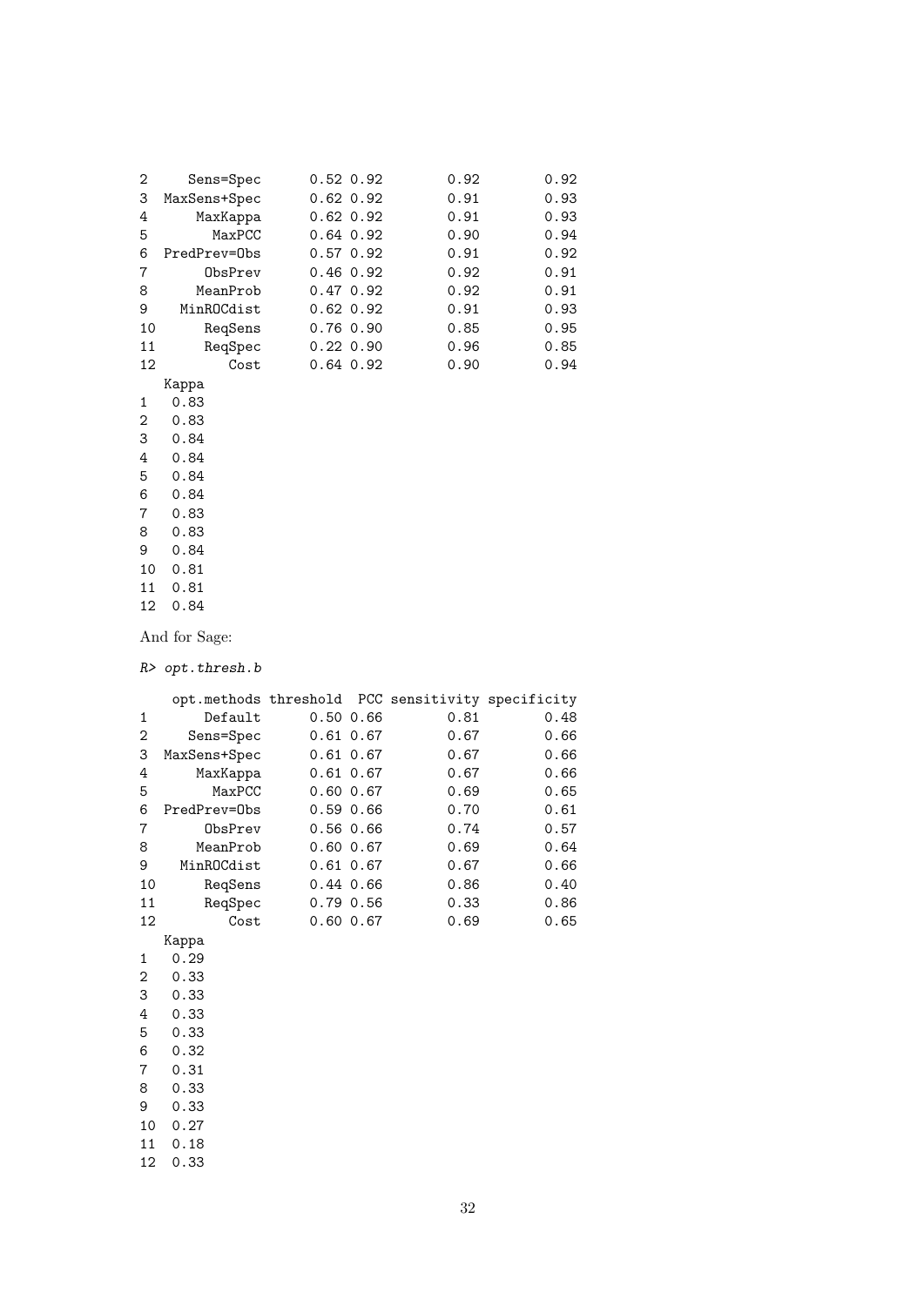```
2     Sens=Spec      0.52 0.92        0.92        0.92
3  MaxSens+Spec      0.62 0.92        0.91        0.93
4      MaxKappa      0.62 0.92        0.91        0.93
5        MaxPCC      0.64 0.92        0.90        0.94
6  PredPrev=Obs      0.57 0.92        0.91        0.92
7       ObsPrev      0.46 0.92        0.92        0.91
8      MeanProb      0.47 0.92        0.92        0.91
9    MinROCdist      0.62 0.92        0.91        0.93
10      ReqSens      0.76 0.90        0.85        0.95
11      ReqSpec      0.22 0.90        0.96        0.85
12         Cost      0.64 0.92        0.90        0.94
   Kappa
1   0.83
2   0.83
3   0.84
4   0.84
5   0.84
6   0.84
7   0.83
8   0.83
9   0.84
10  0.81
11  0.81
12  0.84
```

And for Sage:

```
R> opt.thresh.b

    opt.methods threshold  PCC sensitivity specificity
1       Default      0.50 0.66        0.81        0.48
2     Sens=Spec      0.61 0.67        0.67        0.66
3  MaxSens+Spec      0.61 0.67        0.67        0.66
4      MaxKappa      0.61 0.67        0.67        0.66
5        MaxPCC      0.60 0.67        0.69        0.65
6  PredPrev=Obs      0.59 0.66        0.70        0.61
7       ObsPrev      0.56 0.66        0.74        0.57
8      MeanProb      0.60 0.67        0.69        0.64
9    MinROCdist      0.61 0.67        0.67        0.66
10      ReqSens      0.44 0.66        0.86        0.40
11      ReqSpec      0.79 0.56        0.33        0.86
12         Cost      0.60 0.67        0.69        0.65
   Kappa
1   0.29
2   0.33
3   0.33
4   0.33
5   0.33
6   0.32
7   0.31
8   0.33
9   0.33
10  0.27
11  0.18
12  0.33
```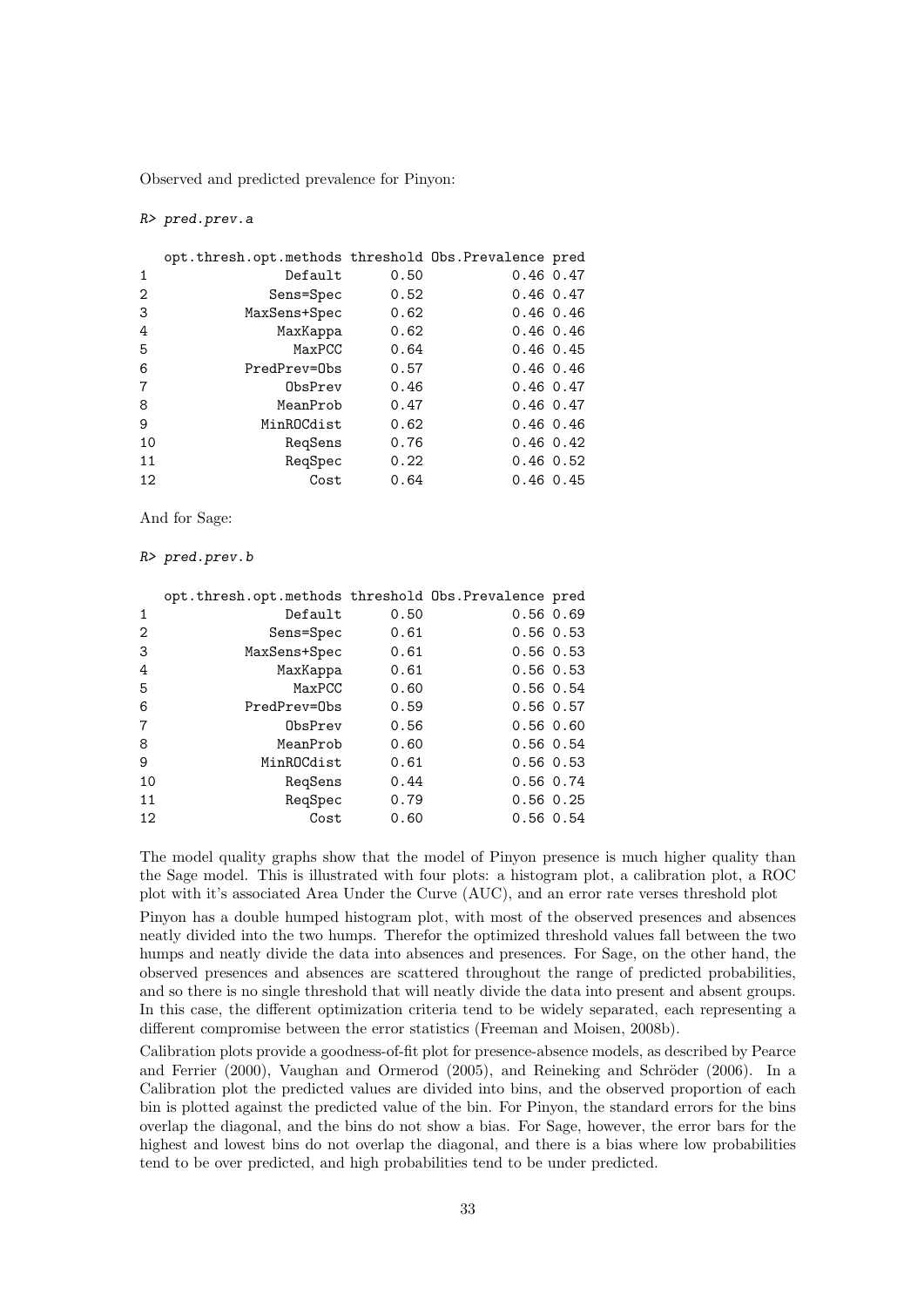Observed and predicted prevalence for Pinyon:

```
R> pred.prev.a

   opt.thresh.opt.methods threshold Obs.Prevalence pred
1                 Default      0.50           0.46 0.47
2               Sens=Spec      0.52           0.46 0.47
3            MaxSens+Spec      0.62           0.46 0.46
4                MaxKappa      0.62           0.46 0.46
5                  MaxPCC      0.64           0.46 0.45
6            PredPrev=Obs      0.57           0.46 0.46
7                 ObsPrev      0.46           0.46 0.47
8                MeanProb      0.47           0.46 0.47
9              MinROCdist      0.62           0.46 0.46
10                ReqSens      0.76           0.46 0.42
11                ReqSpec      0.22           0.46 0.52
12                   Cost      0.64           0.46 0.45
```

And for Sage:

```
R> pred.prev.b

   opt.thresh.opt.methods threshold Obs.Prevalence pred
1                 Default      0.50           0.56 0.69
2               Sens=Spec      0.61           0.56 0.53
3            MaxSens+Spec      0.61           0.56 0.53
4                MaxKappa      0.61           0.56 0.53
5                  MaxPCC      0.60           0.56 0.54
6            PredPrev=Obs      0.59           0.56 0.57
7                 ObsPrev      0.56           0.56 0.60
8                MeanProb      0.60           0.56 0.54
9              MinROCdist      0.61           0.56 0.53
10                ReqSens      0.44           0.56 0.74
11                ReqSpec      0.79           0.56 0.25
12                   Cost      0.60           0.56 0.54
```

The model quality graphs show that the model of Pinyon presence is much higher quality than the Sage model. This is illustrated with four plots: a histogram plot, a calibration plot, a ROC plot with it's associated Area Under the Curve (AUC), and an error rate verses threshold plot

Pinyon has a double humped histogram plot, with most of the observed presences and absences neatly divided into the two humps. Therefor the optimized threshold values fall between the two humps and neatly divide the data into absences and presences. For Sage, on the other hand, the observed presences and absences are scattered throughout the range of predicted probabilities, and so there is no single threshold that will neatly divide the data into present and absent groups. In this case, the different optimization criteria tend to be widely separated, each representing a different compromise between the error statistics (Freeman and Moisen, 2008b).

Calibration plots provide a goodness-of-fit plot for presence-absence models, as described by Pearce and Ferrier (2000), Vaughan and Ormerod (2005), and Reineking and Schröder (2006). In a Calibration plot the predicted values are divided into bins, and the observed proportion of each bin is plotted against the predicted value of the bin. For Pinyon, the standard errors for the bins overlap the diagonal, and the bins do not show a bias. For Sage, however, the error bars for the highest and lowest bins do not overlap the diagonal, and there is a bias where low probabilities tend to be over predicted, and high probabilities tend to be under predicted.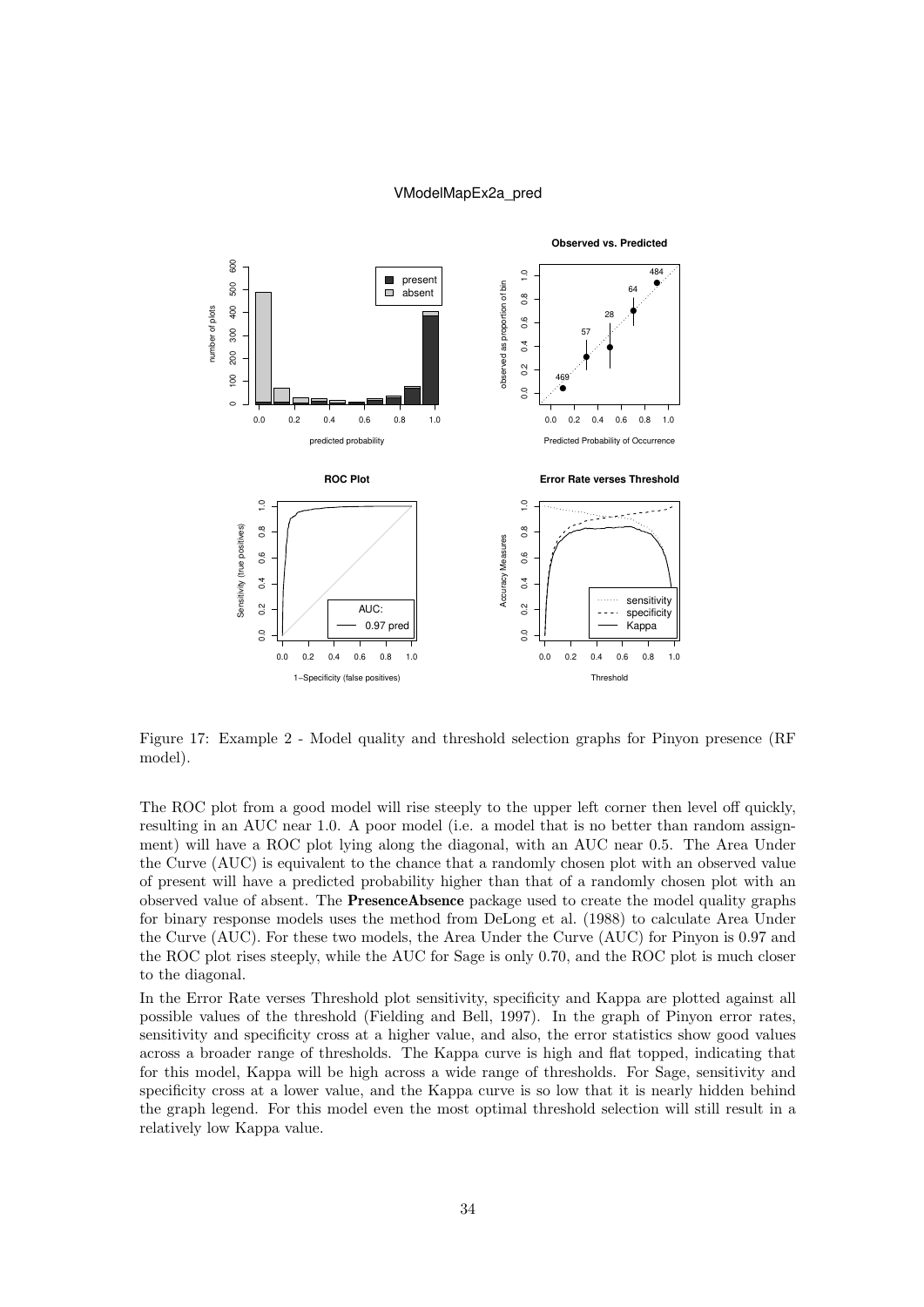Figure 17: Example 2 - Model quality and threshold selection graphs for Pinyon presence (RF model).

The ROC plot from a good model will rise steeply to the upper left corner then level off quickly, resulting in an AUC near 1.0. A poor model (i.e. a model that is no better than random assignment) will have a ROC plot lying along the diagonal, with an AUC near 0.5. The Area Under the Curve (AUC) is equivalent to the chance that a randomly chosen plot with an observed value of present will have a predicted probability higher than that of a randomly chosen plot with an observed value of absent. The **PresenceAbsence** package used to create the model quality graphs for binary response models uses the method from DeLong et al. (1988) to calculate Area Under the Curve (AUC). For these two models, the Area Under the Curve (AUC) for Pinyon is 0.97 and the ROC plot rises steeply, while the AUC for Sage is only 0.70, and the ROC plot is much closer to the diagonal.

In the Error Rate verses Threshold plot sensitivity, specificity and Kappa are plotted against all possible values of the threshold (Fielding and Bell, 1997). In the graph of Pinyon error rates, sensitivity and specificity cross at a higher value, and also, the error statistics show good values across a broader range of thresholds. The Kappa curve is high and flat topped, indicating that for this model, Kappa will be high across a wide range of thresholds. For Sage, sensitivity and specificity cross at a lower value, and the Kappa curve is so low that it is nearly hidden behind the graph legend. For this model even the most optimal threshold selection will still result in a relatively low Kappa value.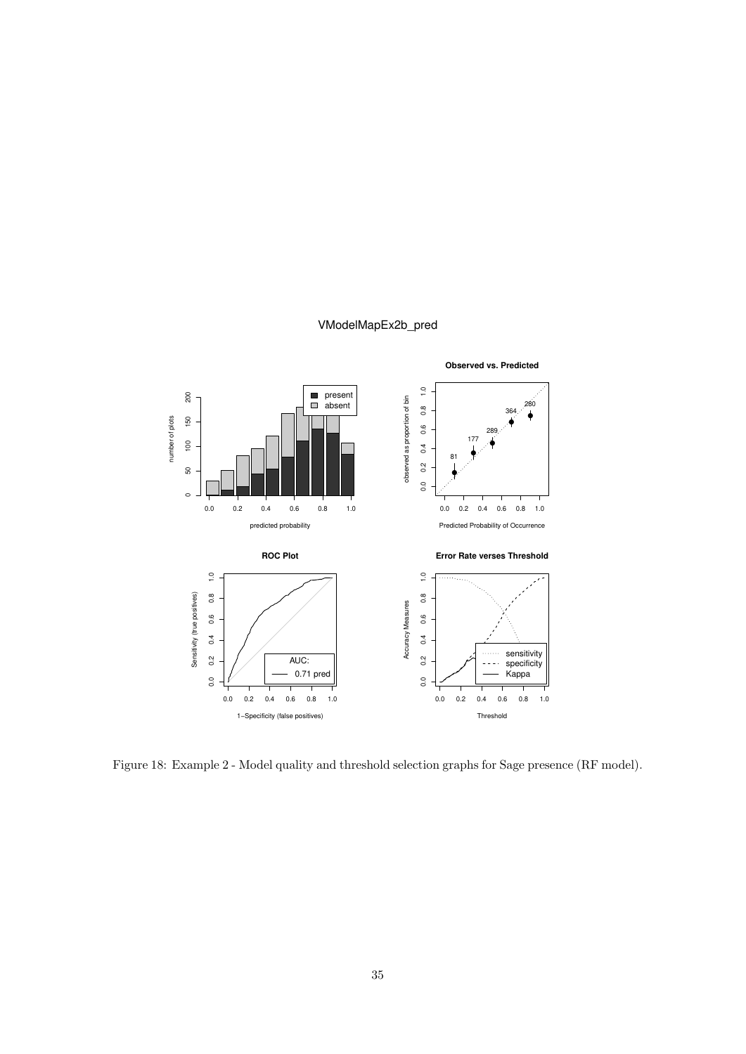Figure 18: Example 2 - Model quality and threshold selection graphs for Sage presence (RF model).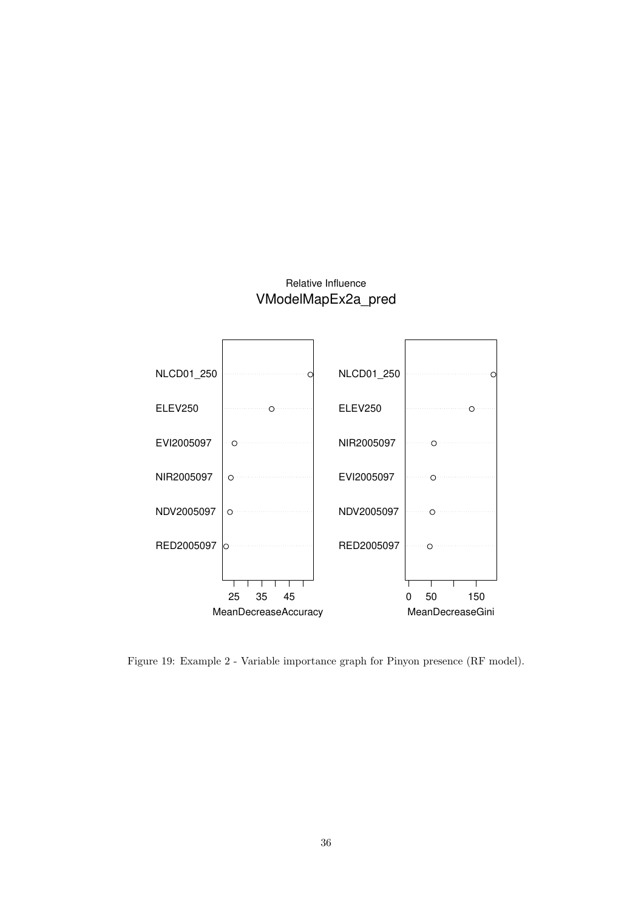Relative Influence
VModelMapEx2a_pred

Figure 19: Example 2 - Variable importance graph for Pinyon presence (RF model).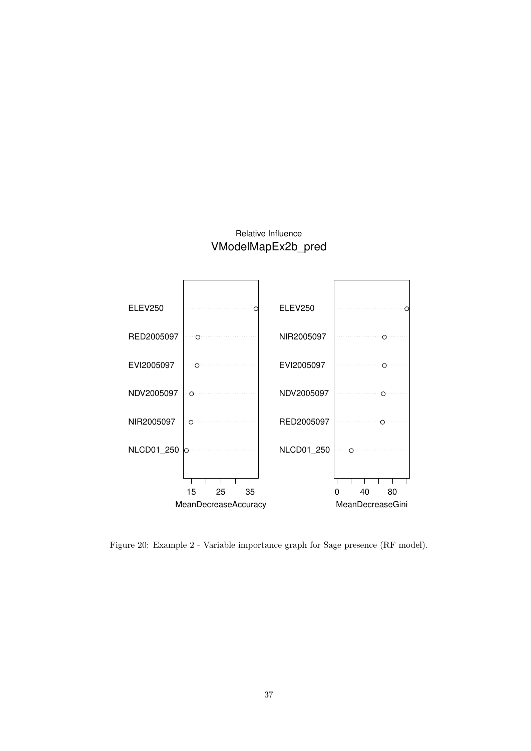Figure 20: Example 2 - Variable importance graph for Sage presence (RF model).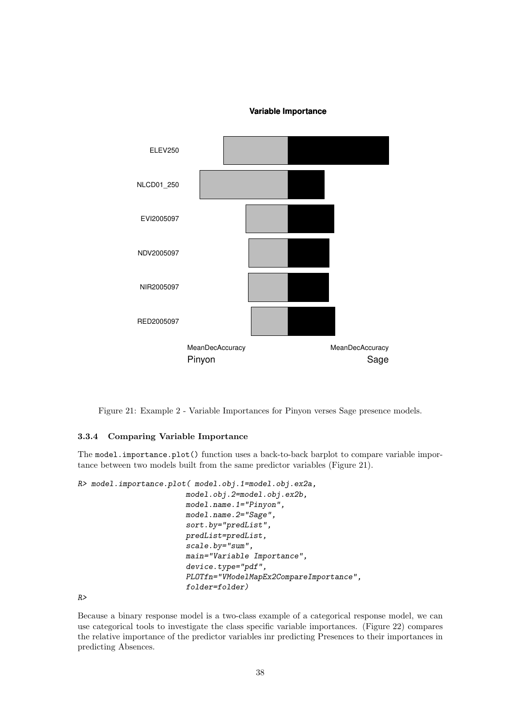Figure 21: Example 2 - Variable Importances for Pinyon verses Sage presence models.

### 3.3.4 Comparing Variable Importance

The `model.importance.plot()` function uses a back-to-back barplot to compare variable importance between two models built from the same predictor variables (Figure 21).

```
R> model.importance.plot( model.obj.1=model.obj.ex2a,
                         model.obj.2=model.obj.ex2b,
                         model.name.1="Pinyon",
                         model.name.2="Sage",
                         sort.by="predList",
                         predList=predList,
                         scale.by="sum",
                         main="Variable Importance",
                         device.type="pdf",
                         PLOTfn="VModelMapEx2CompareImportance",
                         folder=folder)
R>
```

Because a binary response model is a two-class example of a categorical response model, we can use categorical tools to investigate the class specific variable importances. (Figure 22) compares the relative importance of the predictor variables inr predicting Presences to their importances in predicting Absences.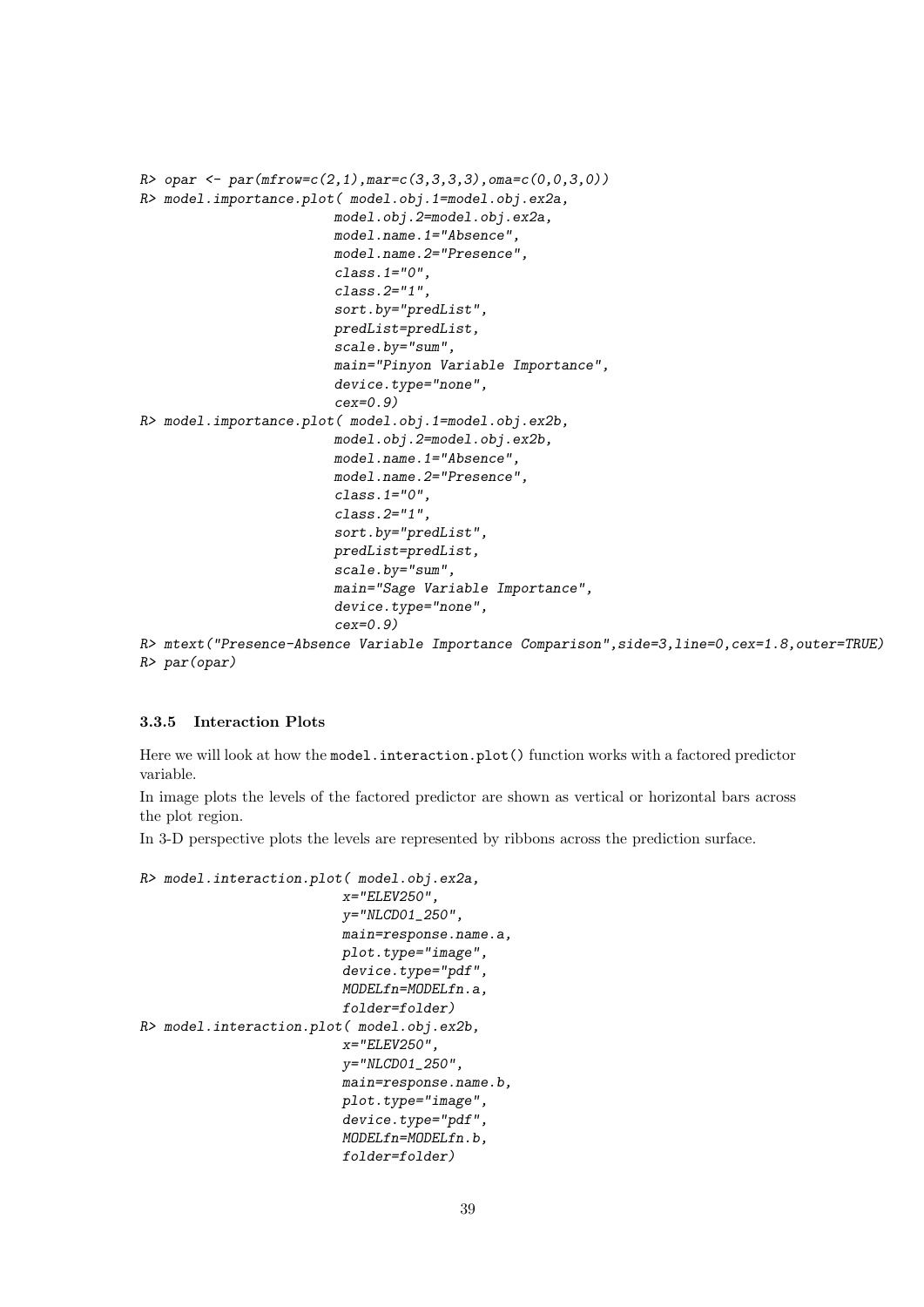```
R> opar <- par(mfrow=c(2,1),mar=c(3,3,3,3),oma=c(0,0,3,0))
R> model.importance.plot( model.obj.1=model.obj.ex2a,
                       model.obj.2=model.obj.ex2a,
                       model.name.1="Absence",
                       model.name.2="Presence",
                       class.1="0",
                       class.2="1",
                       sort.by="predList",
                       predList=predList,
                       scale.by="sum",
                       main="Pinyon Variable Importance",
                       device.type="none",
                       cex=0.9)
R> model.importance.plot( model.obj.1=model.obj.ex2b,
                       model.obj.2=model.obj.ex2b,
                       model.name.1="Absence",
                       model.name.2="Presence",
                       class.1="0",
                       class.2="1",
                       sort.by="predList",
                       predList=predList,
                       scale.by="sum",
                       main="Sage Variable Importance",
                       device.type="none",
                       cex=0.9)
R> mtext("Presence-Absence Variable Importance Comparison",side=3,line=0,cex=1.8,outer=TRUE)
R> par(opar)
```

### 3.3.5 Interaction Plots

Here we will look at how the `model.interaction.plot()` function works with a factored predictor variable.

In image plots the levels of the factored predictor are shown as vertical or horizontal bars across the plot region.

In 3-D perspective plots the levels are represented by ribbons across the prediction surface.

```
R> model.interaction.plot( model.obj.ex2a,
                        x="ELEV250",
                        y="NLCD01_250",
                        main=response.name.a,
                        plot.type="image",
                        device.type="pdf",
                        MODELfn=MODELfn.a,
                        folder=folder)
R> model.interaction.plot( model.obj.ex2b,
                        x="ELEV250",
                        y="NLCD01_250",
                        main=response.name.b,
                        plot.type="image",
                        device.type="pdf",
                        MODELfn=MODELfn.b,
                        folder=folder)
```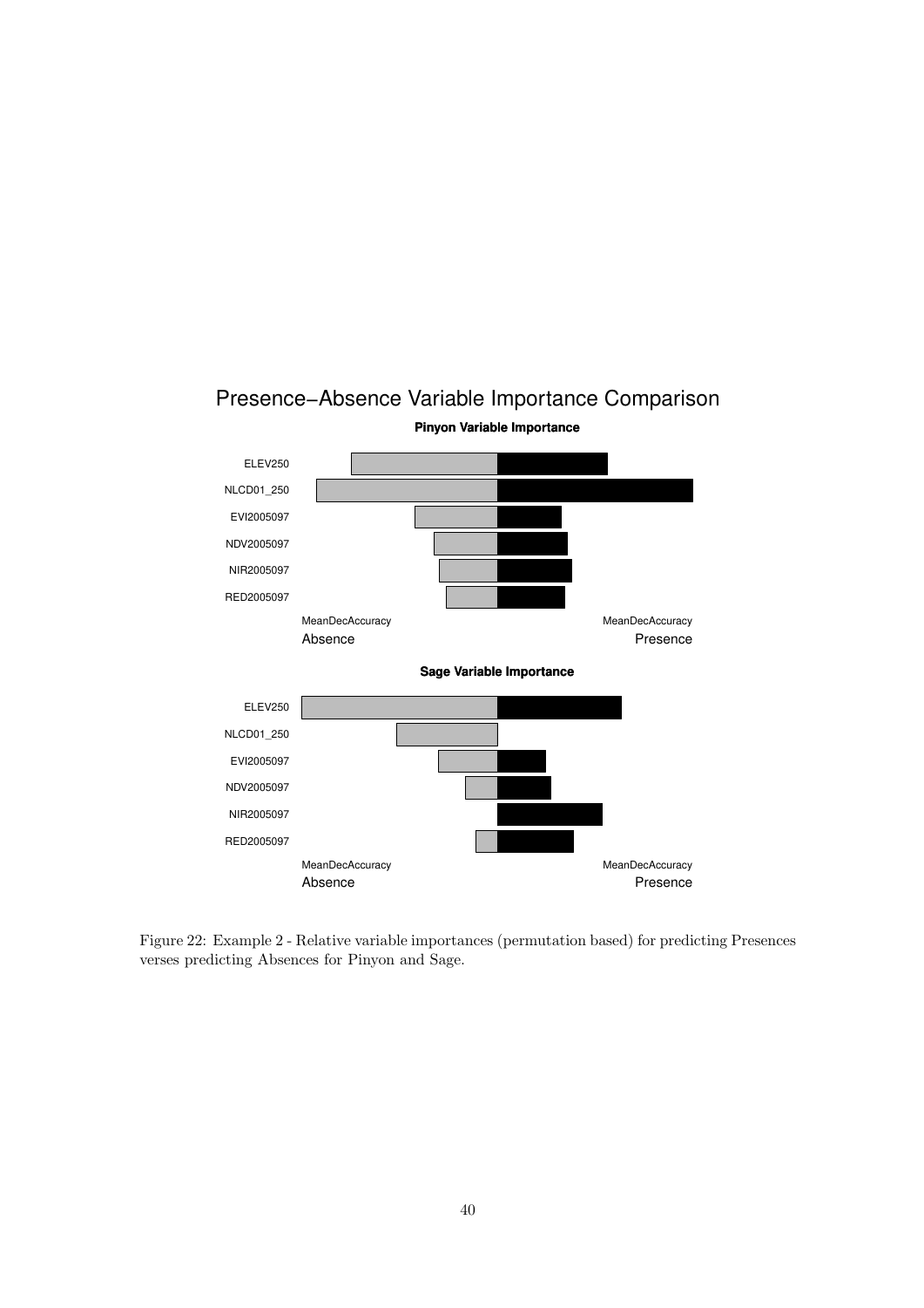Presence−Absence Variable Importance Comparison

**Pinyon Variable Importance**

ELEV250

NLCD01_250

EVI2005097

NDV2005097

NIR2005097

RED2005097

MeanDecAccuracy MeanDecAccuracy

Absence Presence

**Sage Variable Importance**

ELEV250

NLCD01_250

EVI2005097

NDV2005097

NIR2005097

RED2005097

MeanDecAccuracy MeanDecAccuracy

Absence Presence

Figure 22: Example 2 - Relative variable importances (permutation based) for predicting Presences verses predicting Absences for Pinyon and Sage.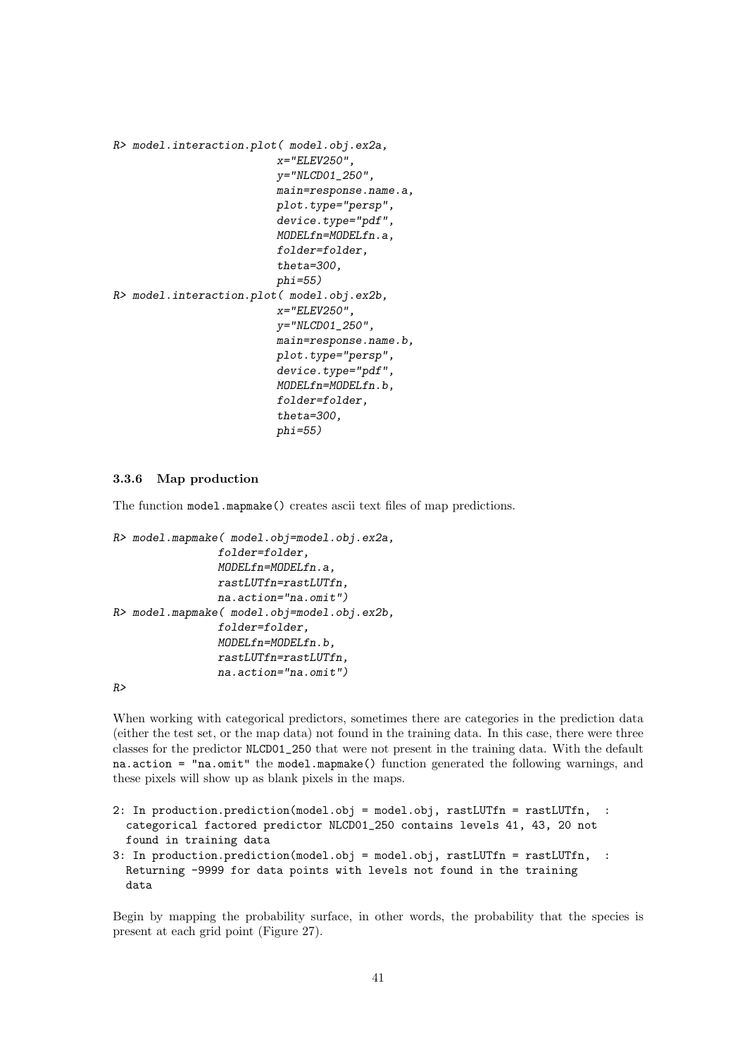```
R> model.interaction.plot( model.obj.ex2a,
                        x="ELEV250",
                        y="NLCD01_250",
                        main=response.name.a,
                        plot.type="persp",
                        device.type="pdf",
                        MODELfn=MODELfn.a,
                        folder=folder,
                        theta=300,
                        phi=55)
R> model.interaction.plot( model.obj.ex2b,
                        x="ELEV250",
                        y="NLCD01_250",
                        main=response.name.b,
                        plot.type="persp",
                        device.type="pdf",
                        MODELfn=MODELfn.b,
                        folder=folder,
                        theta=300,
                        phi=55)
```

### 3.3.6 Map production

The function `model.mapmake()` creates ascii text files of map predictions.

```
R> model.mapmake( model.obj=model.obj.ex2a,
               folder=folder,
               MODELfn=MODELfn.a,
               rastLUTfn=rastLUTfn,
               na.action="na.omit")
R> model.mapmake( model.obj=model.obj.ex2b,
               folder=folder,
               MODELfn=MODELfn.b,
               rastLUTfn=rastLUTfn,
               na.action="na.omit")
R>
```

When working with categorical predictors, sometimes there are categories in the prediction data (either the test set, or the map data) not found in the training data. In this case, there were three classes for the predictor `NLCD01_250` that were not present in the training data. With the default `na.action = "na.omit"` the `model.mapmake()` function generated the following warnings, and these pixels will show up as blank pixels in the maps.

```
2: In production.prediction(model.obj = model.obj, rastLUTfn = rastLUTfn,  :
  categorical factored predictor NLCD01_250 contains levels 41, 43, 20 not
  found in training data
3: In production.prediction(model.obj = model.obj, rastLUTfn = rastLUTfn,  :
  Returning -9999 for data points with levels not found in the training
  data
```

Begin by mapping the probability surface, in other words, the probability that the species is present at each grid point (Figure 27).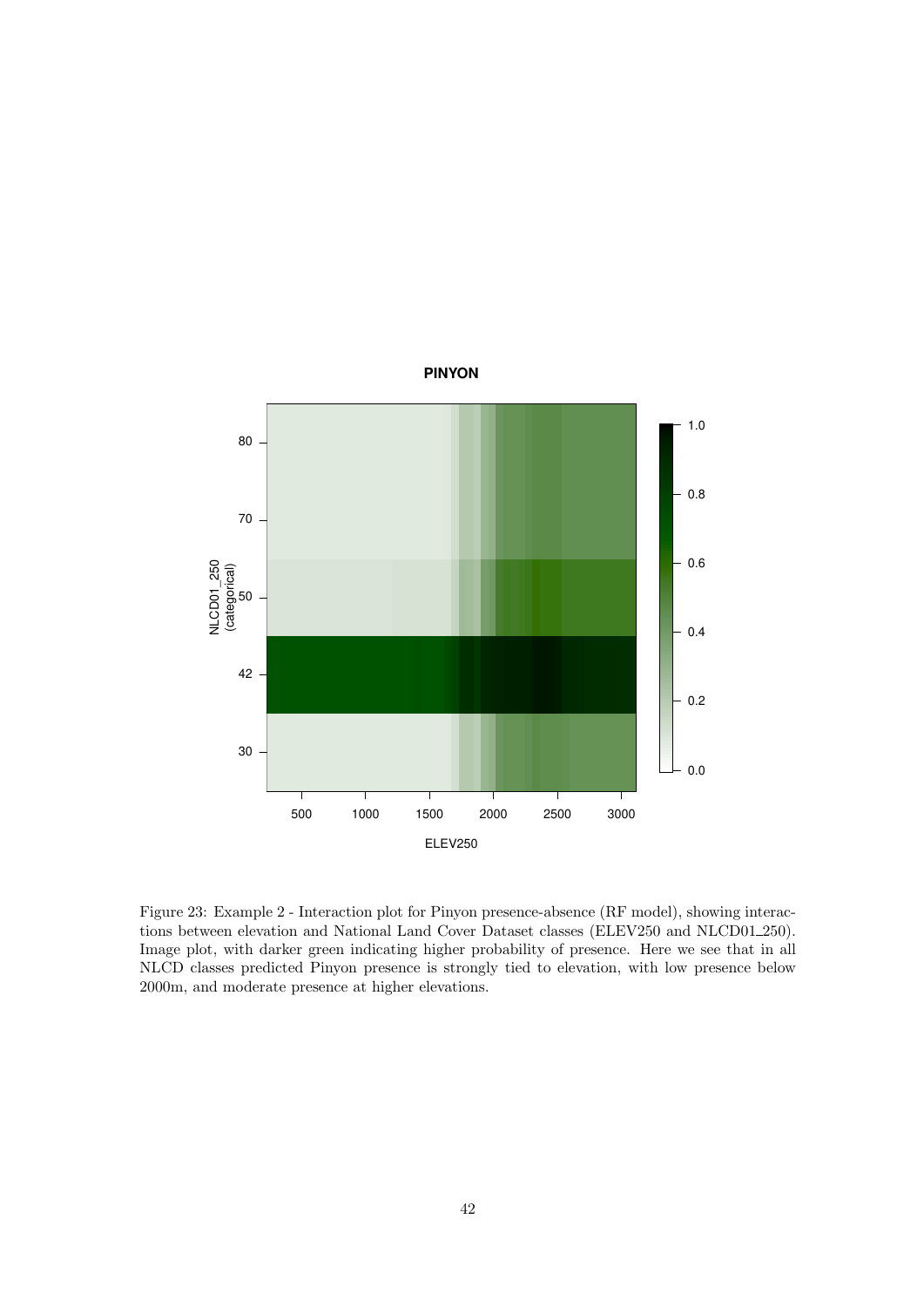Figure 23: Example 2 - Interaction plot for Pinyon presence-absence (RF model), showing interactions between elevation and National Land Cover Dataset classes (ELEV250 and NLCD01_250). Image plot, with darker green indicating higher probability of presence. Here we see that in all NLCD classes predicted Pinyon presence is strongly tied to elevation, with low presence below 2000m, and moderate presence at higher elevations.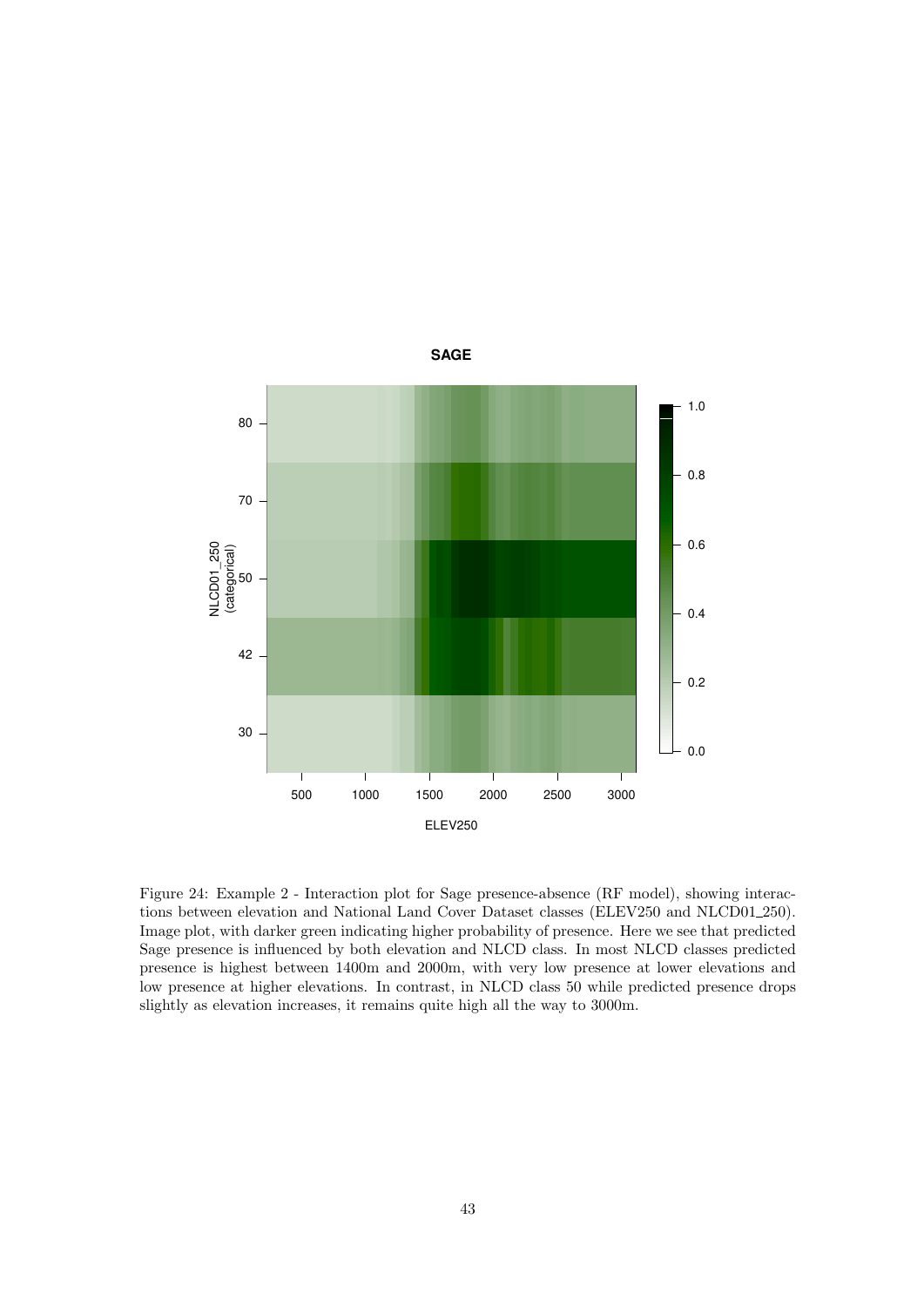Figure 24: Example 2 - Interaction plot for Sage presence-absence (RF model), showing interactions between elevation and National Land Cover Dataset classes (ELEV250 and NLCD01_250). Image plot, with darker green indicating higher probability of presence. Here we see that predicted Sage presence is influenced by both elevation and NLCD class. In most NLCD classes predicted presence is highest between 1400m and 2000m, with very low presence at lower elevations and low presence at higher elevations. In contrast, in NLCD class 50 while predicted presence drops slightly as elevation increases, it remains quite high all the way to 3000m.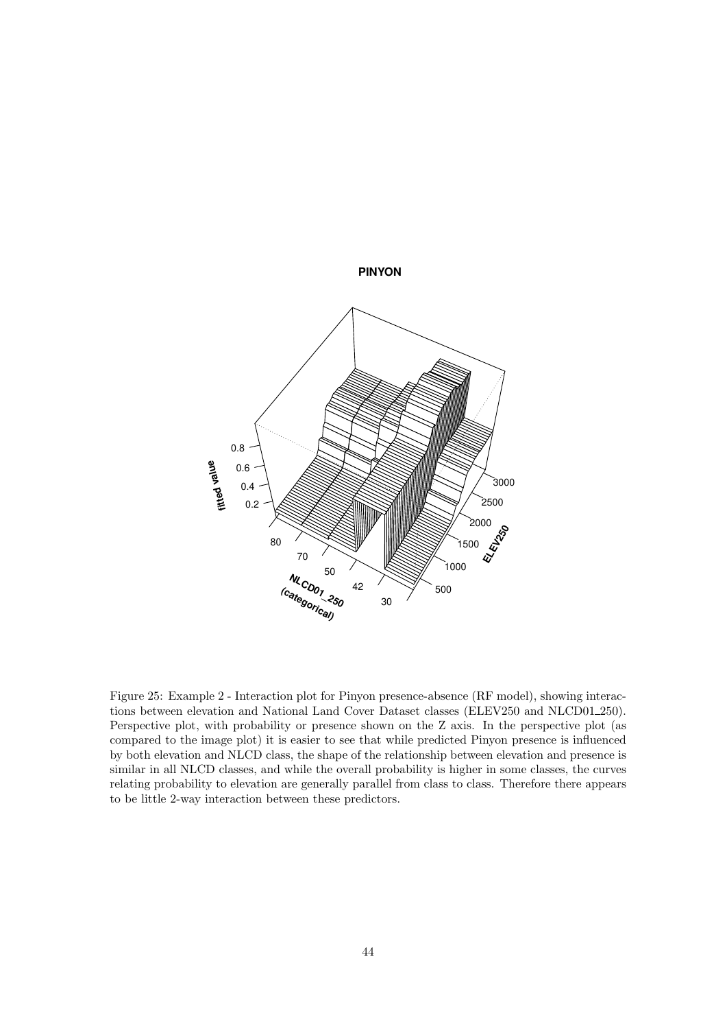Figure 25: Example 2 - Interaction plot for Pinyon presence-absence (RF model), showing interactions between elevation and National Land Cover Dataset classes (ELEV250 and NLCD01_250). Perspective plot, with probability or presence shown on the Z axis. In the perspective plot (as compared to the image plot) it is easier to see that while predicted Pinyon presence is influenced by both elevation and NLCD class, the shape of the relationship between elevation and presence is similar in all NLCD classes, and while the overall probability is higher in some classes, the curves relating probability to elevation are generally parallel from class to class. Therefore there appears to be little 2-way interaction between these predictors.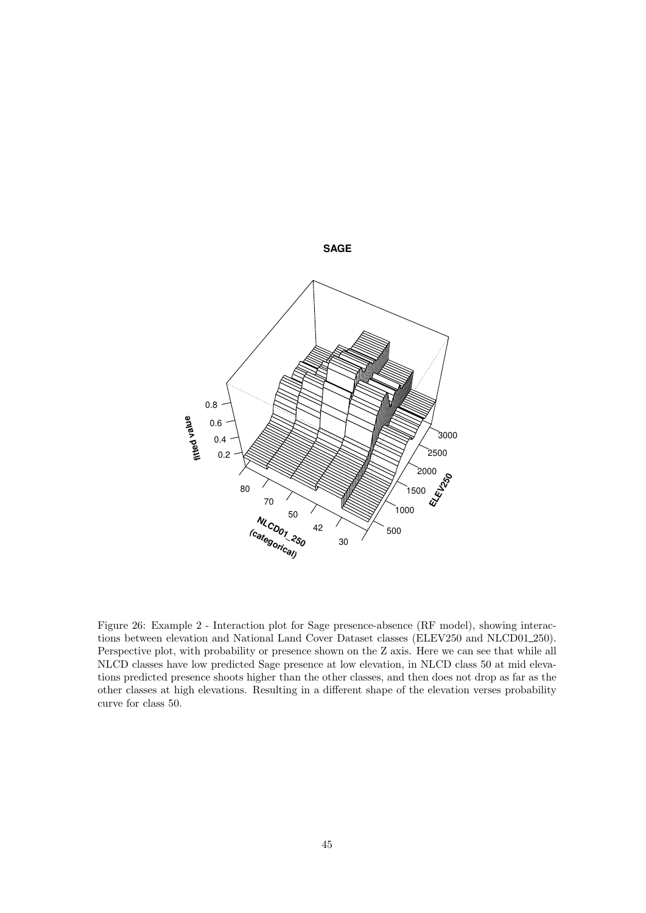Figure 26: Example 2 - Interaction plot for Sage presence-absence (RF model), showing interactions between elevation and National Land Cover Dataset classes (ELEV250 and NLCD01_250). Perspective plot, with probability or presence shown on the Z axis. Here we can see that while all NLCD classes have low predicted Sage presence at low elevation, in NLCD class 50 at mid elevations predicted presence shoots higher than the other classes, and then does not drop as far as the other classes at high elevations. Resulting in a different shape of the elevation verses probability curve for class 50.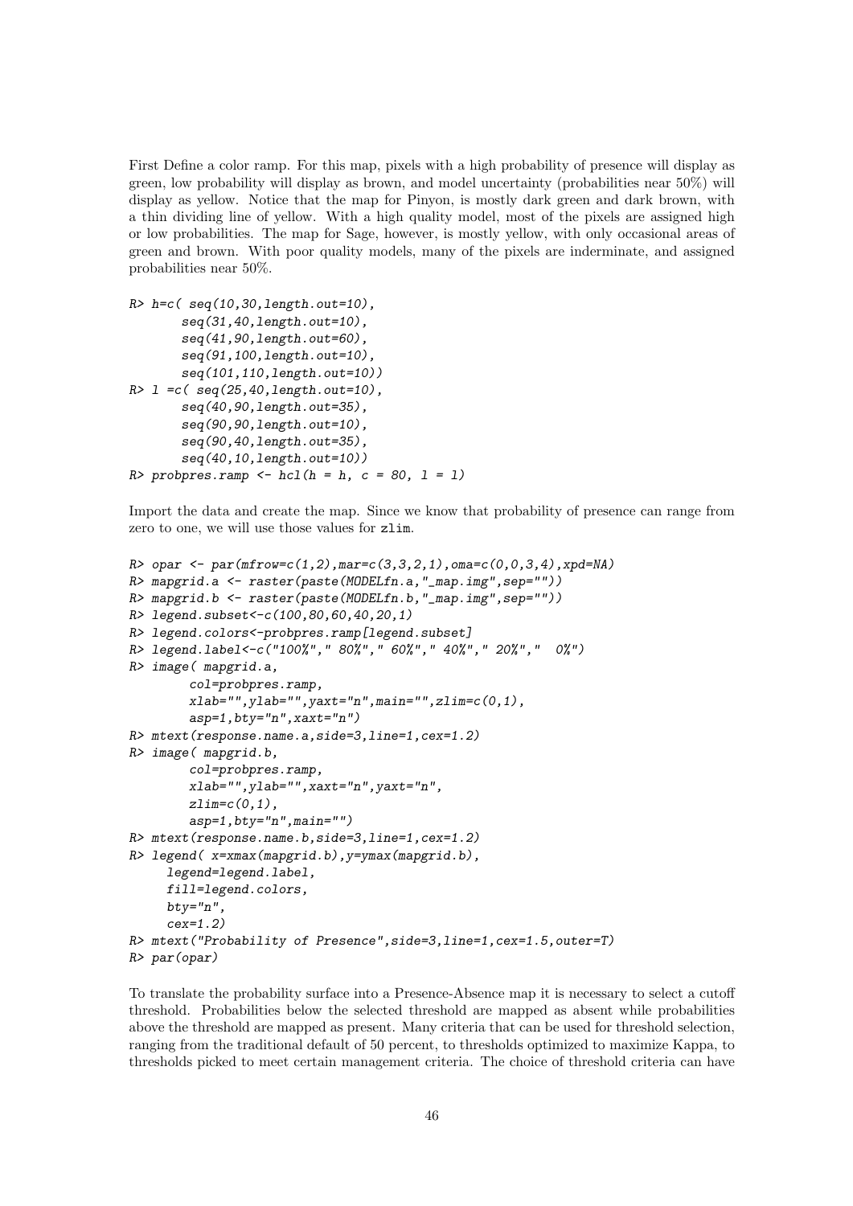First Define a color ramp. For this map, pixels with a high probability of presence will display as green, low probability will display as brown, and model uncertainty (probabilities near 50%) will display as yellow. Notice that the map for Pinyon, is mostly dark green and dark brown, with a thin dividing line of yellow. With a high quality model, most of the pixels are assigned high or low probabilities. The map for Sage, however, is mostly yellow, with only occasional areas of green and brown. With poor quality models, many of the pixels are inderminate, and assigned probabilities near 50%.

```
R> h=c( seq(10,30,length.out=10),
       seq(31,40,length.out=10),
       seq(41,90,length.out=60),
       seq(91,100,length.out=10),
       seq(101,110,length.out=10))
R> l =c( seq(25,40,length.out=10),
       seq(40,90,length.out=35),
       seq(90,90,length.out=10),
       seq(90,40,length.out=35),
       seq(40,10,length.out=10))
R> probpres.ramp <- hcl(h = h, c = 80, l = l)
```

Import the data and create the map. Since we know that probability of presence can range from zero to one, we will use those values for `zlim`.

```
R> opar <- par(mfrow=c(1,2),mar=c(3,3,2,1),oma=c(0,0,3,4),xpd=NA)
R> mapgrid.a <- raster(paste(MODELfn.a,"_map.img",sep=""))
R> mapgrid.b <- raster(paste(MODELfn.b,"_map.img",sep=""))
R> legend.subset<-c(100,80,60,40,20,1)
R> legend.colors<-probpres.ramp[legend.subset]
R> legend.label<-c("100%"," 80%"," 60%"," 40%"," 20%","  0%")
R> image( mapgrid.a,
        col=probpres.ramp,
        xlab="",ylab="",yaxt="n",main="",zlim=c(0,1),
        asp=1,bty="n",xaxt="n")
R> mtext(response.name.a,side=3,line=1,cex=1.2)
R> image( mapgrid.b,
        col=probpres.ramp,
        xlab="",ylab="",xaxt="n",yaxt="n",
        zlim=c(0,1),
        asp=1,bty="n",main="")
R> mtext(response.name.b,side=3,line=1,cex=1.2)
R> legend( x=xmax(mapgrid.b),y=ymax(mapgrid.b),
     legend=legend.label,
     fill=legend.colors,
     bty="n",
     cex=1.2)
R> mtext("Probability of Presence",side=3,line=1,cex=1.5,outer=T)
R> par(opar)
```

To translate the probability surface into a Presence-Absence map it is necessary to select a cutoff threshold. Probabilities below the selected threshold are mapped as absent while probabilities above the threshold are mapped as present. Many criteria that can be used for threshold selection, ranging from the traditional default of 50 percent, to thresholds optimized to maximize Kappa, to thresholds picked to meet certain management criteria. The choice of threshold criteria can have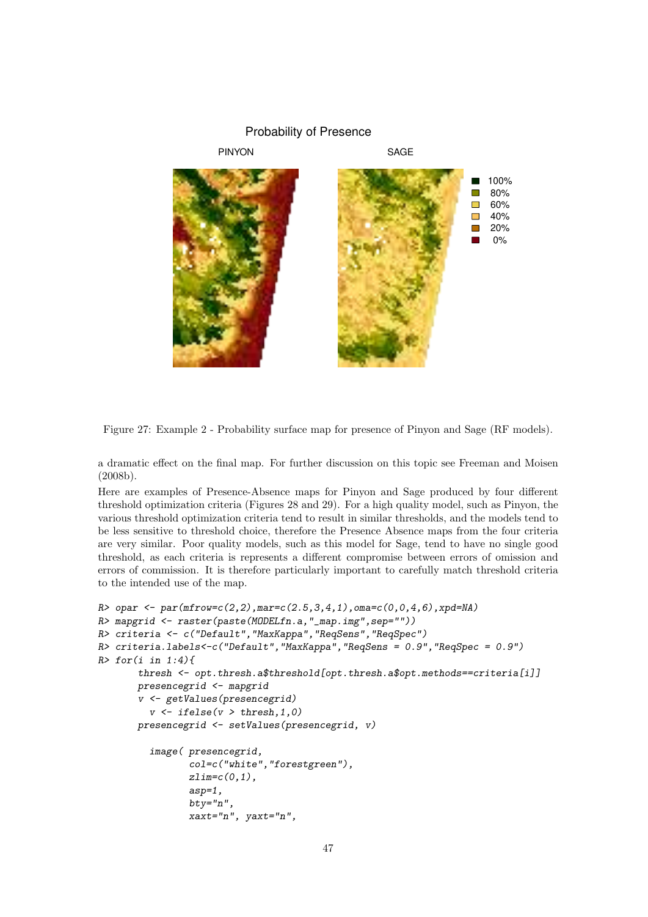Figure 27: Example 2 - Probability surface map for presence of Pinyon and Sage (RF models).

a dramatic effect on the final map. For further discussion on this topic see Freeman and Moisen (2008b).

Here are examples of Presence-Absence maps for Pinyon and Sage produced by four different threshold optimization criteria (Figures 28 and 29). For a high quality model, such as Pinyon, the various threshold optimization criteria tend to result in similar thresholds, and the models tend to be less sensitive to threshold choice, therefore the Presence Absence maps from the four criteria are very similar. Poor quality models, such as this model for Sage, tend to have no single good threshold, as each criteria is represents a different compromise between errors of omission and errors of commission. It is therefore particularly important to carefully match threshold criteria to the intended use of the map.

```
R> opar <- par(mfrow=c(2,2),mar=c(2.5,3,4,1),oma=c(0,0,4,6),xpd=NA)
R> mapgrid <- raster(paste(MODELfn.a,"_map.img",sep=""))
R> criteria <- c("Default","MaxKappa","ReqSens","ReqSpec")
R> criteria.labels<-c("Default","MaxKappa","ReqSens = 0.9","ReqSpec = 0.9")
R> for(i in 1:4){
       thresh <- opt.thresh.a$threshold[opt.thresh.a$opt.methods==criteria[i]]
       presencegrid <- mapgrid
       v <- getValues(presencegrid)
         v <- ifelse(v > thresh,1,0)
       presencegrid <- setValues(presencegrid, v)

         image( presencegrid,
                col=c("white","forestgreen"),
                zlim=c(0,1),
                asp=1,
                bty="n",
                xaxt="n", yaxt="n",
```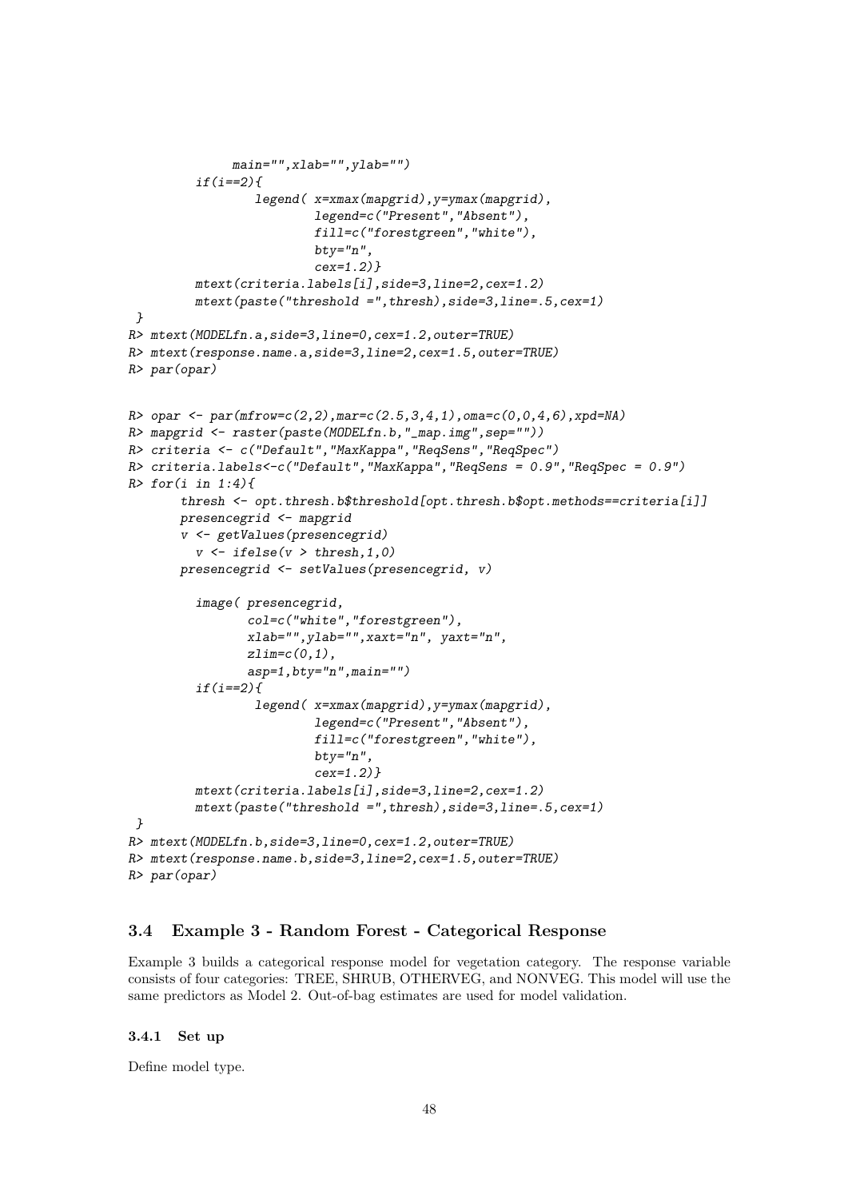```
            main="",xlab="",ylab="")
        if(i==2){
                legend( x=xmax(mapgrid),y=ymax(mapgrid),
                        legend=c("Present","Absent"),
                        fill=c("forestgreen","white"),
                        bty="n",
                        cex=1.2)}
        mtext(criteria.labels[i],side=3,line=2,cex=1.2)
        mtext(paste("threshold =",thresh),side=3,line=.5,cex=1)
 }
R> mtext(MODELfn.a,side=3,line=0,cex=1.2,outer=TRUE)
R> mtext(response.name.a,side=3,line=2,cex=1.5,outer=TRUE)
R> par(opar)
```

```
R> opar <- par(mfrow=c(2,2),mar=c(2.5,3,4,1),oma=c(0,0,4,6),xpd=NA)
R> mapgrid <- raster(paste(MODELfn.b,"_map.img",sep=""))
R> criteria <- c("Default","MaxKappa","ReqSens","ReqSpec")
R> criteria.labels<-c("Default","MaxKappa","ReqSens = 0.9","ReqSpec = 0.9")
R> for(i in 1:4){
       thresh <- opt.thresh.b$threshold[opt.thresh.b$opt.methods==criteria[i]]
       presencegrid <- mapgrid
       v <- getValues(presencegrid)
         v <- ifelse(v > thresh,1,0)
       presencegrid <- setValues(presencegrid, v)

        image( presencegrid,
               col=c("white","forestgreen"),
               xlab="",ylab="",xaxt="n", yaxt="n",
               zlim=c(0,1),
               asp=1,bty="n",main="")
        if(i==2){
                legend( x=xmax(mapgrid),y=ymax(mapgrid),
                        legend=c("Present","Absent"),
                        fill=c("forestgreen","white"),
                        bty="n",
                        cex=1.2)}
        mtext(criteria.labels[i],side=3,line=2,cex=1.2)
        mtext(paste("threshold =",thresh),side=3,line=.5,cex=1)
 }
R> mtext(MODELfn.b,side=3,line=0,cex=1.2,outer=TRUE)
R> mtext(response.name.b,side=3,line=2,cex=1.5,outer=TRUE)
R> par(opar)
```

## 3.4 Example 3 - Random Forest - Categorical Response

Example 3 builds a categorical response model for vegetation category. The response variable consists of four categories: TREE, SHRUB, OTHERVEG, and NONVEG. This model will use the same predictors as Model 2. Out-of-bag estimates are used for model validation.

### 3.4.1 Set up

Define model type.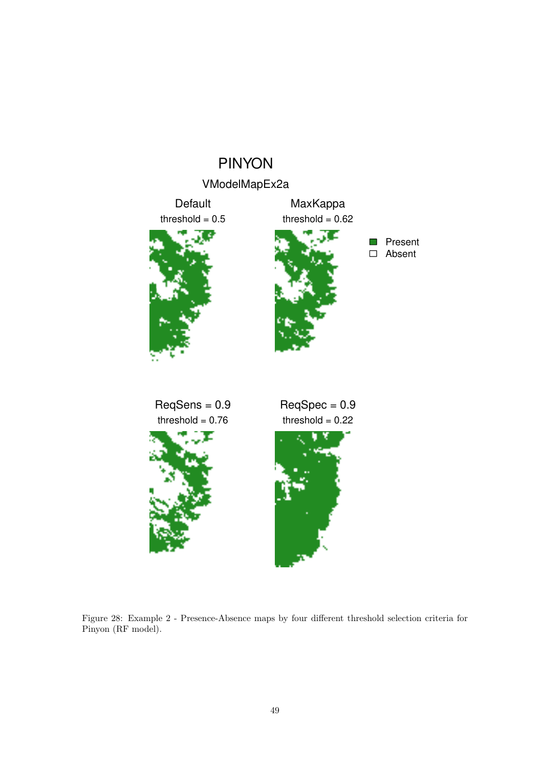Figure 28: Example 2 - Presence-Absence maps by four different threshold selection criteria for Pinyon (RF model).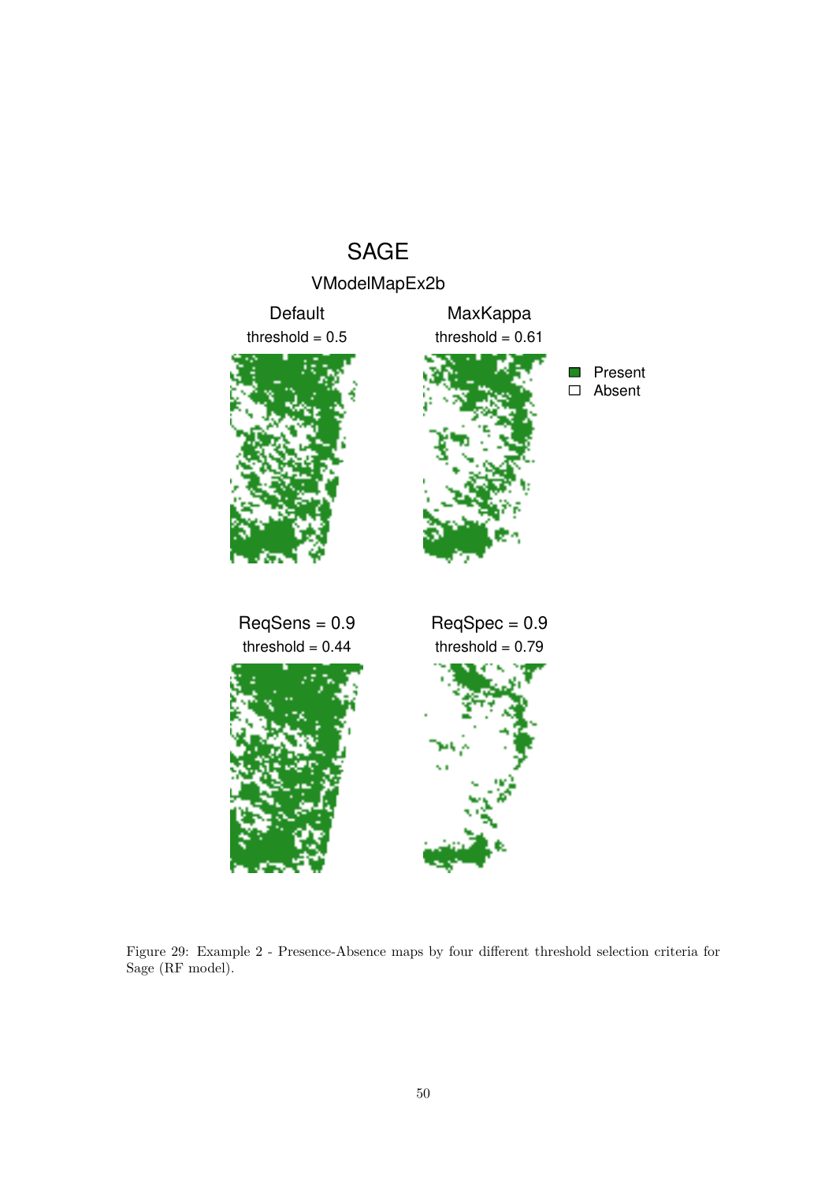Figure 29: Example 2 - Presence-Absence maps by four different threshold selection criteria for Sage (RF model).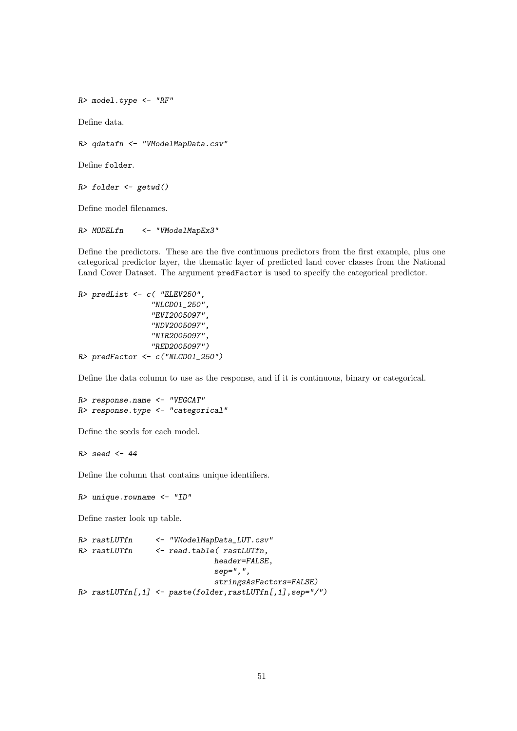```
R> model.type <- "RF"
```

Define data.

```
R> qdatafn <- "VModelMapData.csv"
```

Define `folder`.

```
R> folder <- getwd()
```

Define model filenames.

```
R> MODELfn    <- "VModelMapEx3"
```

Define the predictors. These are the five continuous predictors from the first example, plus one categorical predictor layer, the thematic layer of predicted land cover classes from the National Land Cover Dataset. The argument `predFactor` is used to specify the categorical predictor.

```
R> predList <- c( "ELEV250",
                "NLCD01_250",
                "EVI2005097",
                "NDV2005097",
                "NIR2005097",
                "RED2005097")
R> predFactor <- c("NLCD01_250")
```

Define the data column to use as the response, and if it is continuous, binary or categorical.

```
R> response.name <- "VEGCAT"
R> response.type <- "categorical"
```

Define the seeds for each model.

```
R> seed <- 44
```

Define the column that contains unique identifiers.

```
R> unique.rowname <- "ID"
```

Define raster look up table.

```
R> rastLUTfn     <- "VModelMapData_LUT.csv"
R> rastLUTfn     <- read.table( rastLUTfn,
                             header=FALSE,
                             sep=",",
                             stringsAsFactors=FALSE)
R> rastLUTfn[,1] <- paste(folder,rastLUTfn[,1],sep="/")
```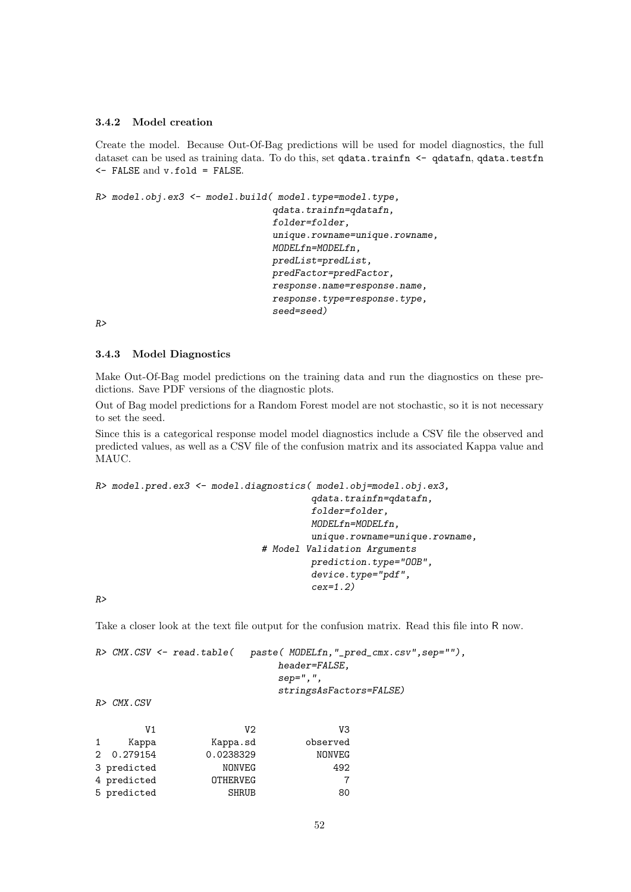### 3.4.2 Model creation

Create the model. Because Out-Of-Bag predictions will be used for model diagnostics, the full dataset can be used as training data. To do this, set `qdata.trainfn <- qdatafn`, `qdata.testfn <- FALSE` and `v.fold = FALSE`.

```
R> model.obj.ex3 <- model.build( model.type=model.type,
                                  qdata.trainfn=qdatafn,
                                  folder=folder,
                                  unique.rowname=unique.rowname,
                                  MODELfn=MODELfn,
                                  predList=predList,
                                  predFactor=predFactor,
                                  response.name=response.name,
                                  response.type=response.type,
                                  seed=seed)
R>
```

### 3.4.3 Model Diagnostics

Make Out-Of-Bag model predictions on the training data and run the diagnostics on these predictions. Save PDF versions of the diagnostic plots.

Out of Bag model predictions for a Random Forest model are not stochastic, so it is not necessary to set the seed.

Since this is a categorical response model model diagnostics include a CSV file the observed and predicted values, as well as a CSV file of the confusion matrix and its associated Kappa value and MAUC.

```
R> model.pred.ex3 <- model.diagnostics( model.obj=model.obj.ex3,
                                         qdata.trainfn=qdatafn,
                                         folder=folder,
                                         MODELfn=MODELfn,
                                         unique.rowname=unique.rowname,
                                  # Model Validation Arguments
                                         prediction.type="OOB",
                                         device.type="pdf",
                                         cex=1.2)
R>
```

Take a closer look at the text file output for the confusion matrix. Read this file into R now.

```
R> CMX.CSV <- read.table(   paste( MODELfn,"_pred_cmx.csv",sep=""),
                                   header=FALSE,
                                   sep=",",
                                   stringsAsFactors=FALSE)
R> CMX.CSV

         V1              V2             V3
1     Kappa        Kappa.sd       observed
2  0.279154       0.0238329         NONVEG
3 predicted          NONVEG            492
4 predicted        OTHERVEG              7
5 predicted           SHRUB             80
```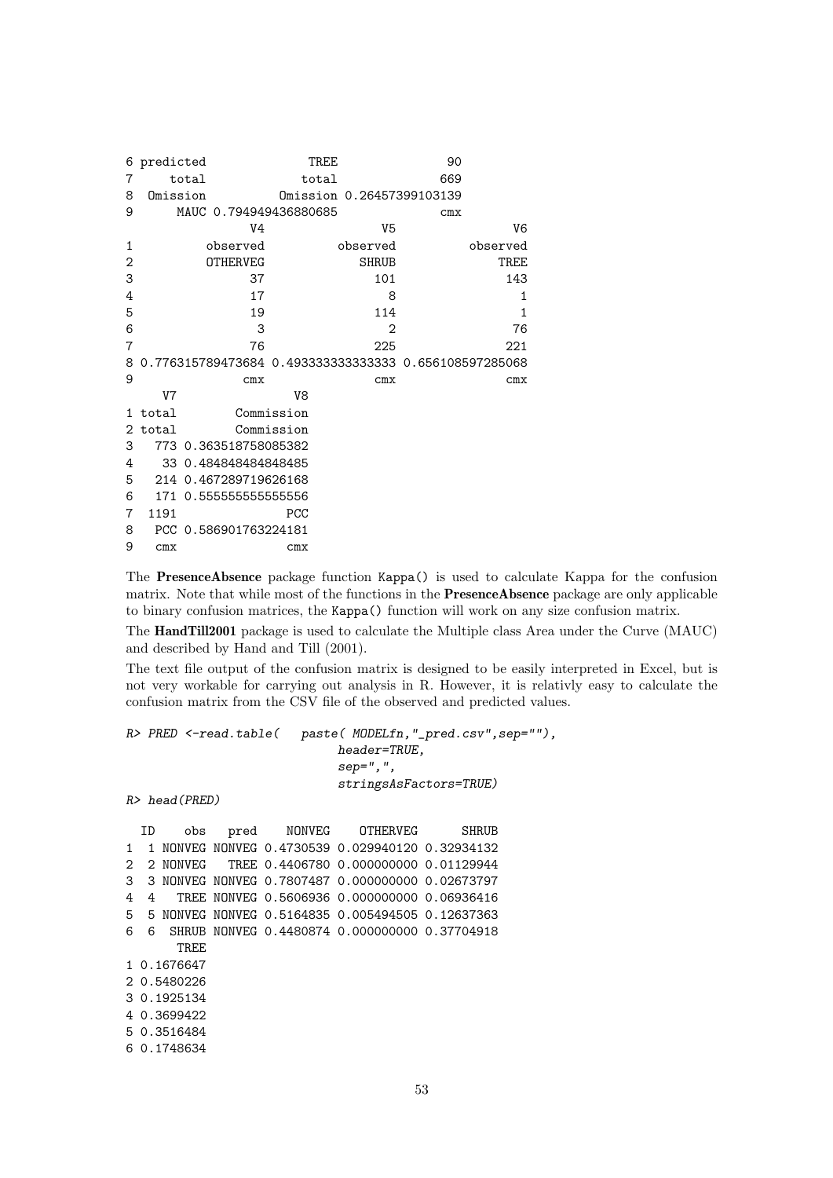```
6 predicted             TREE              90
7     total            total             669
8  Omission          Omission 0.26457399103139
9      MAUC 0.794949436880685              cmx
                V4                V5                V6
1         observed          observed          observed
2         OTHERVEG             SHRUB              TREE
3               37               101               143
4               17                 8                 1
5               19               114                 1
6                3                 2                76
7               76               225               221
8 0.776315789473684 0.493333333333333 0.656108597285068
9              cmx               cmx               cmx
     V7                V8
1 total        Commission
2 total        Commission
3   773 0.363518758085382
4    33 0.484848484848485
5   214 0.467289719626168
6   171 0.555555555555556
7  1191               PCC
8   PCC 0.586901763224181
9   cmx               cmx
```

The **PresenceAbsence** package function `Kappa()` is used to calculate Kappa for the confusion matrix. Note that while most of the functions in the **PresenceAbsence** package are only applicable to binary confusion matrices, the `Kappa()` function will work on any size confusion matrix.

The **HandTill2001** package is used to calculate the Multiple class Area under the Curve (MAUC) and described by Hand and Till (2001).

The text file output of the confusion matrix is designed to be easily interpreted in Excel, but is not very workable for carrying out analysis in R. However, it is relativly easy to calculate the confusion matrix from the CSV file of the observed and predicted values.

```
R> PRED <-read.table(   paste( MODELfn,"_pred.csv",sep=""),
                            header=TRUE,
                            sep=",",
                            stringsAsFactors=TRUE)
R> head(PRED)

  ID    obs   pred    NONVEG    OTHERVEG      SHRUB
1  1 NONVEG NONVEG 0.4730539 0.029940120 0.32934132
2  2 NONVEG   TREE 0.4406780 0.000000000 0.01129944
3  3 NONVEG NONVEG 0.7807487 0.000000000 0.02673797
4  4   TREE NONVEG 0.5606936 0.000000000 0.06936416
5  5 NONVEG NONVEG 0.5164835 0.005494505 0.12637363
6  6  SHRUB NONVEG 0.4480874 0.000000000 0.37704918
       TREE
1 0.1676647
2 0.5480226
3 0.1925134
4 0.3699422
5 0.3516484
6 0.1748634
```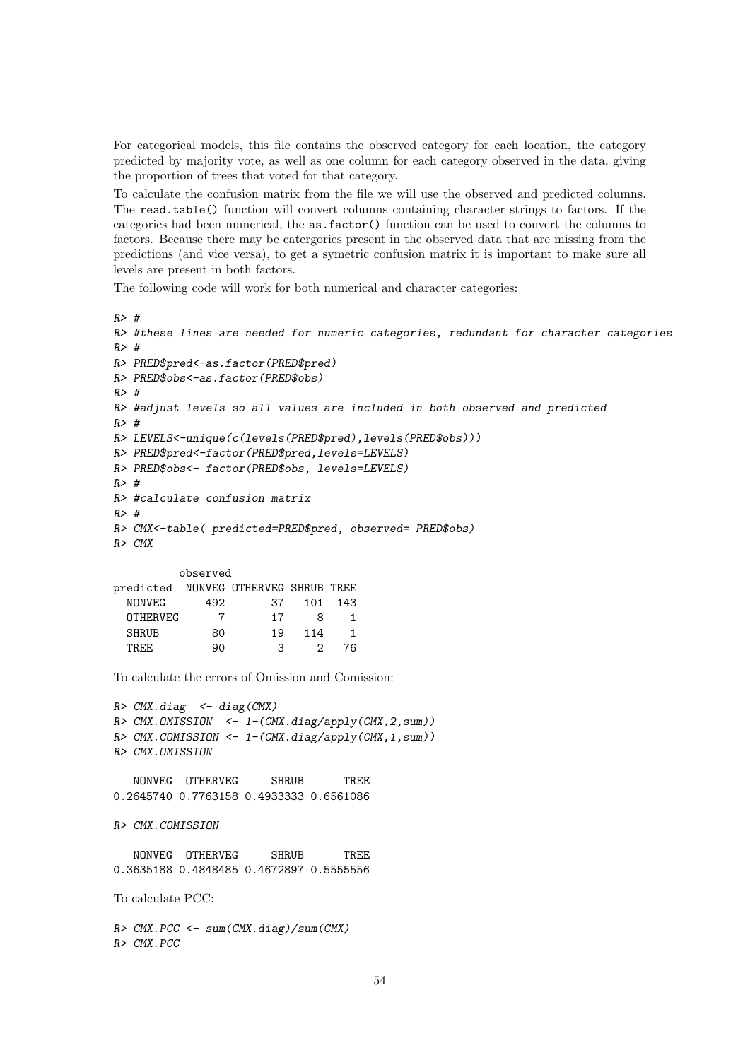For categorical models, this file contains the observed category for each location, the category predicted by majority vote, as well as one column for each category observed in the data, giving the proportion of trees that voted for that category.

To calculate the confusion matrix from the file we will use the observed and predicted columns. The `read.table()` function will convert columns containing character strings to factors. If the categories had been numerical, the `as.factor()` function can be used to convert the columns to factors. Because there may be catergories present in the observed data that are missing from the predictions (and vice versa), to get a symetric confusion matrix it is important to make sure all levels are present in both factors.

The following code will work for both numerical and character categories:

```
R> #
R> #these lines are needed for numeric categories, redundant for character categories
R> #
R> PRED$pred<-as.factor(PRED$pred)
R> PRED$obs<-as.factor(PRED$obs)
R> #
R> #adjust levels so all values are included in both observed and predicted
R> #
R> LEVELS<-unique(c(levels(PRED$pred),levels(PRED$obs)))
R> PRED$pred<-factor(PRED$pred,levels=LEVELS)
R> PRED$obs<- factor(PRED$obs, levels=LEVELS)
R> #
R> #calculate confusion matrix
R> #
R> CMX<-table( predicted=PRED$pred, observed= PRED$obs)
R> CMX

          observed
predicted  NONVEG OTHERVEG SHRUB TREE
  NONVEG      492       37   101  143
  OTHERVEG      7       17     8    1
  SHRUB        80       19   114    1
  TREE         90        3     2   76
```

To calculate the errors of Omission and Comission:

```
R> CMX.diag  <- diag(CMX)
R> CMX.OMISSION  <- 1-(CMX.diag/apply(CMX,2,sum))
R> CMX.COMISSION <- 1-(CMX.diag/apply(CMX,1,sum))
R> CMX.OMISSION

   NONVEG  OTHERVEG     SHRUB      TREE
0.2645740 0.7763158 0.4933333 0.6561086

R> CMX.COMISSION

   NONVEG  OTHERVEG     SHRUB      TREE
0.3635188 0.4848485 0.4672897 0.5555556
```

To calculate PCC:

```
R> CMX.PCC <- sum(CMX.diag)/sum(CMX)
R> CMX.PCC
```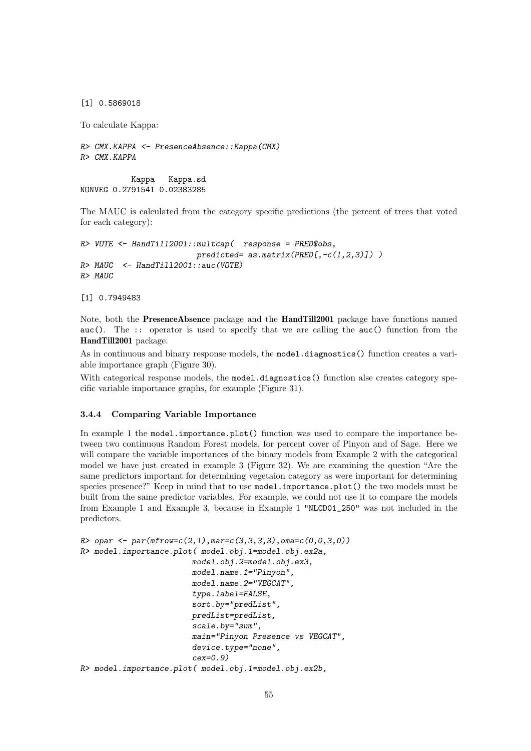```
[1] 0.5869018
```

To calculate Kappa:

```
R> CMX.KAPPA <- PresenceAbsence::Kappa(CMX)
R> CMX.KAPPA

           Kappa   Kappa.sd
NONVEG 0.2791541 0.02383285
```

The MAUC is calculated from the category specific predictions (the percent of trees that voted for each category):

```
R> VOTE <- HandTill2001::multcap(  response = PRED$obs,
                          predicted= as.matrix(PRED[,-c(1,2,3)]) )
R> MAUC  <- HandTill2001::auc(VOTE)
R> MAUC

[1] 0.7949483
```

Note, both the **PresenceAbsence** package and the **HandTill2001** package have functions named `auc()`. The `::` operator is used to specify that we are calling the `auc()` function from the **HandTill2001** package.

As in continuous and binary response models, the `model.diagnostics()` function creates a variable importance graph (Figure 30).

With categorical response models, the `model.diagnostics()` function alse creates category specific variable importance graphs, for example (Figure 31).

### 3.4.4 Comparing Variable Importance

In example 1 the `model.importance.plot()` function was used to compare the importance between two continuous Random Forest models, for percent cover of Pinyon and of Sage. Here we will compare the variable importances of the binary models from Example 2 with the categorical model we have just created in example 3 (Figure 32). We are examining the question "Are the same predictors important for determining vegetaion category as were important for determining species presence?" Keep in mind that to use `model.importance.plot()` the two models must be built from the same predictor variables. For example, we could not use it to compare the models from Example 1 and Example 3, because in Example 1 `"NLCD01_250"` was not included in the predictors.

```
R> opar <- par(mfrow=c(2,1),mar=c(3,3,3,3),oma=c(0,0,3,0))
R> model.importance.plot( model.obj.1=model.obj.ex2a,
                        model.obj.2=model.obj.ex3,
                        model.name.1="Pinyon",
                        model.name.2="VEGCAT",
                        type.label=FALSE,
                        sort.by="predList",
                        predList=predList,
                        scale.by="sum",
                        main="Pinyon Presence vs VEGCAT",
                        device.type="none",
                        cex=0.9)
R> model.importance.plot( model.obj.1=model.obj.ex2b,
```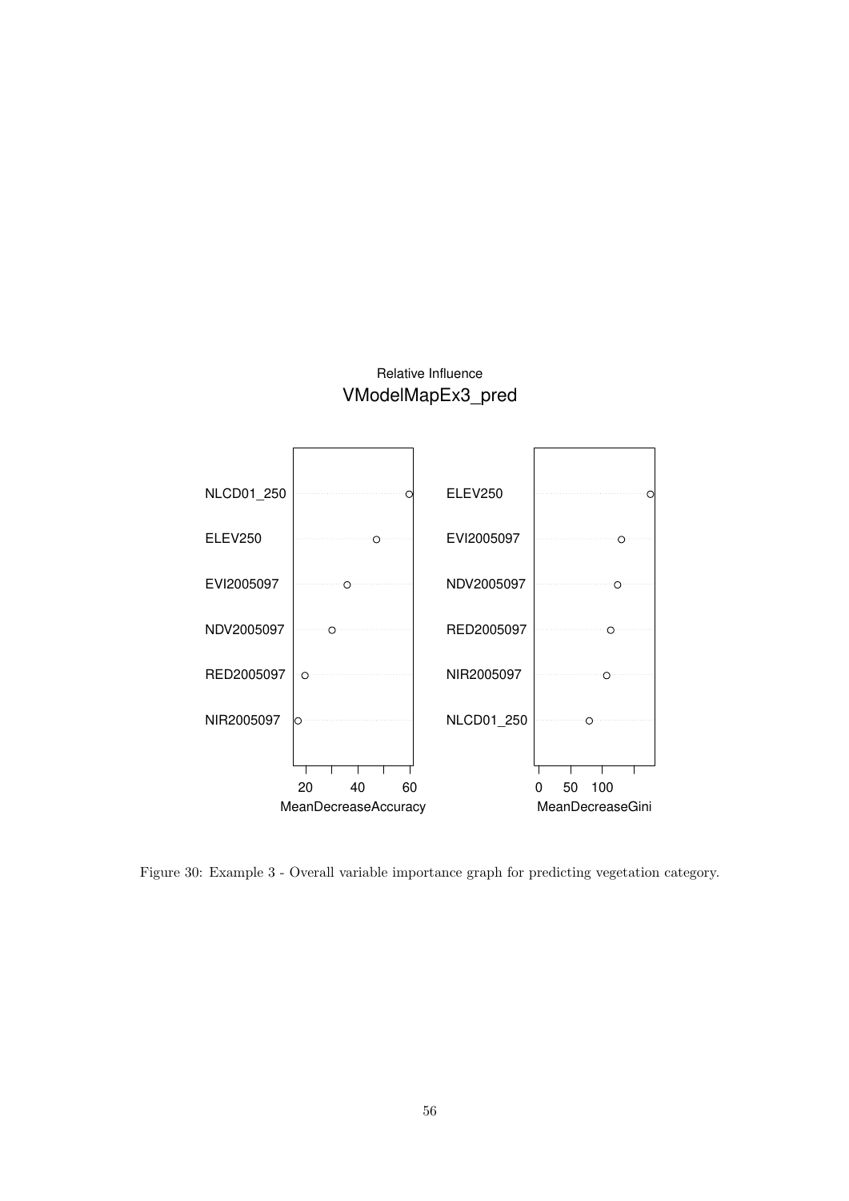Relative Influence

VModelMapEx3_pred

Figure 30: Example 3 - Overall variable importance graph for predicting vegetation category.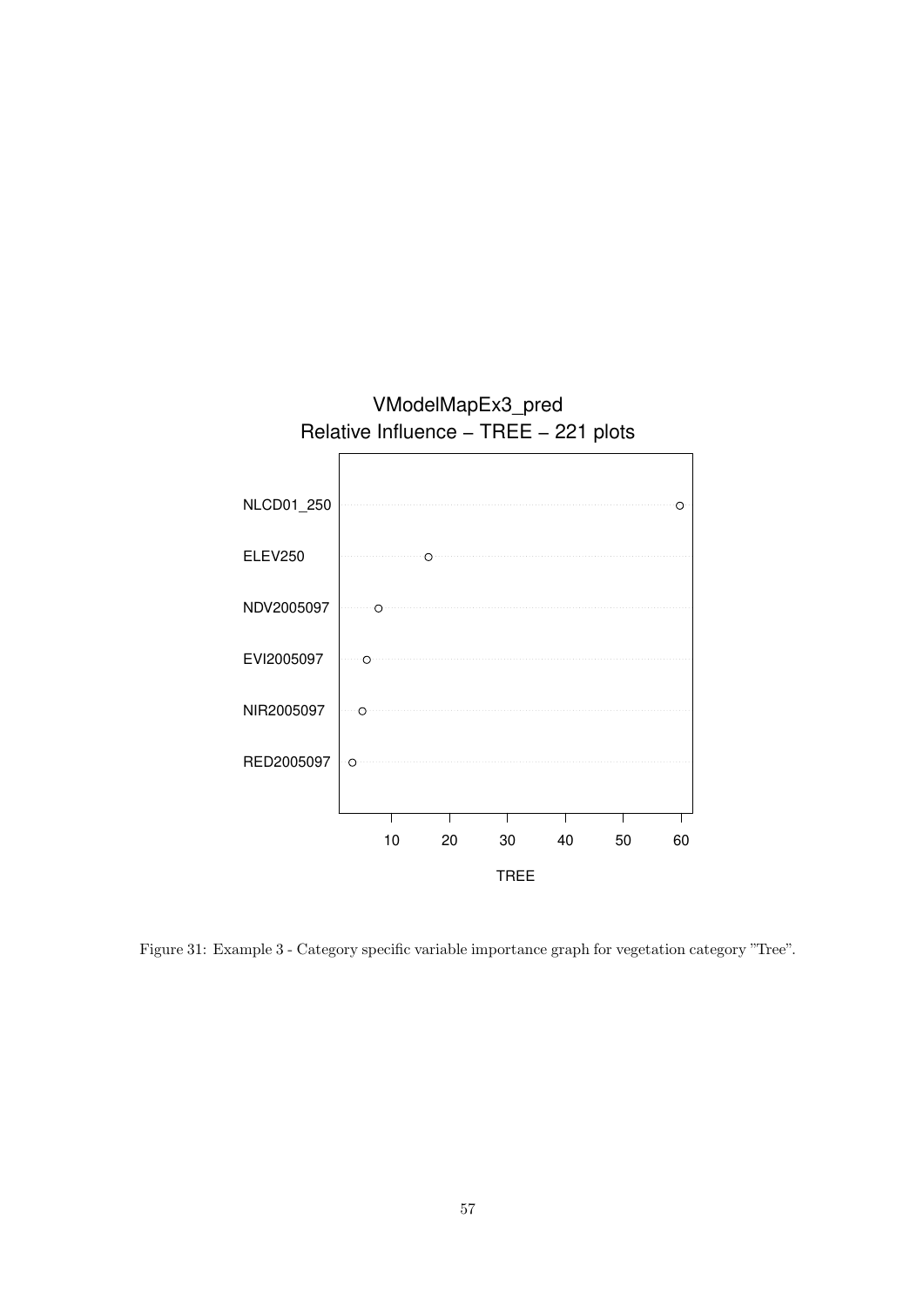Figure 31: Example 3 - Category specific variable importance graph for vegetation category "Tree".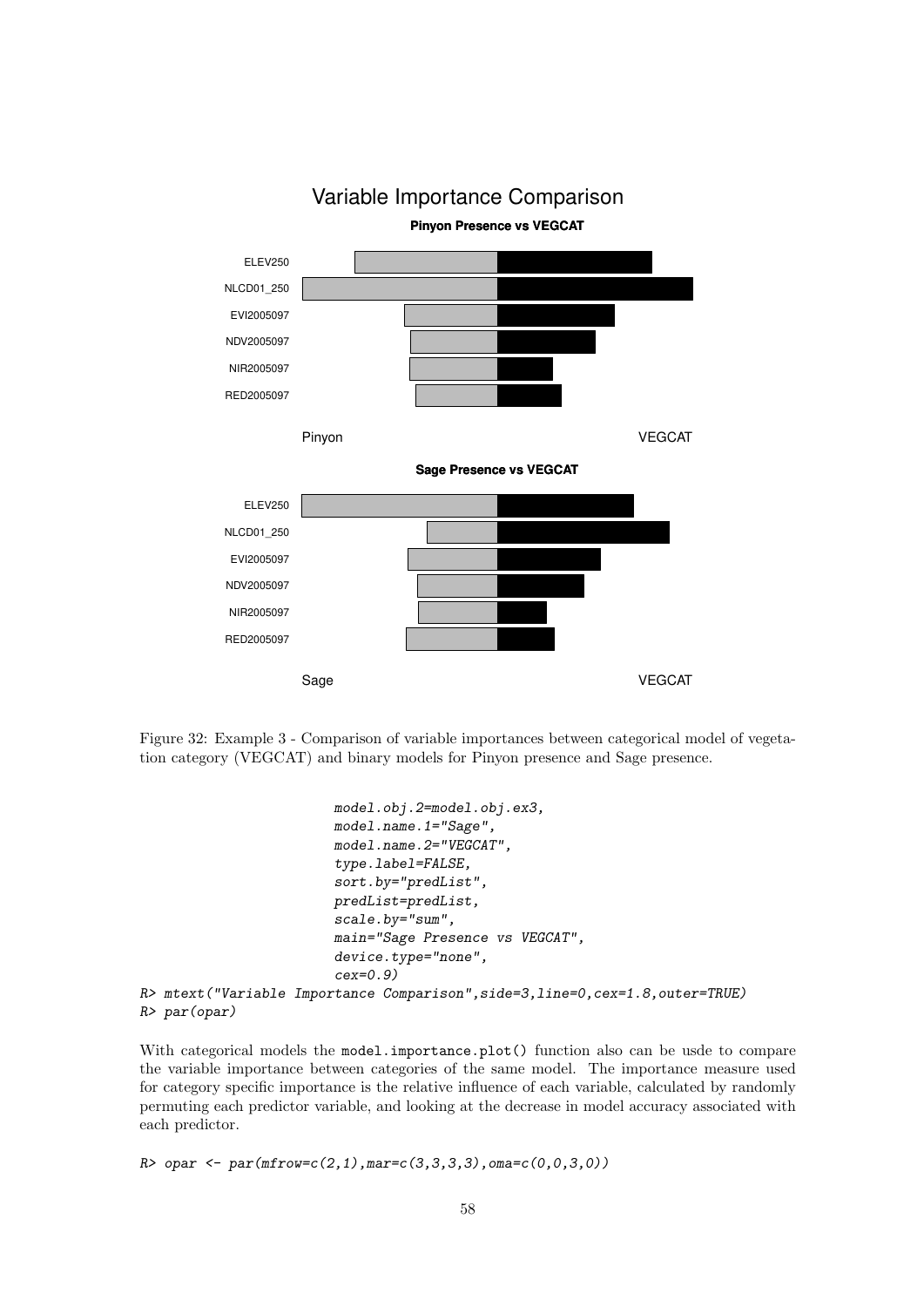Figure 32: Example 3 - Comparison of variable importances between categorical model of vegetation category (VEGCAT) and binary models for Pinyon presence and Sage presence.

```
                     model.obj.2=model.obj.ex3,
                     model.name.1="Sage",
                     model.name.2="VEGCAT",
                     type.label=FALSE,
                     sort.by="predList",
                     predList=predList,
                     scale.by="sum",
                     main="Sage Presence vs VEGCAT",
                     device.type="none",
                     cex=0.9)
R> mtext("Variable Importance Comparison",side=3,line=0,cex=1.8,outer=TRUE)
R> par(opar)
```

With categorical models the `model.importance.plot()` function also can be usde to compare the variable importance between categories of the same model. The importance measure used for category specific importance is the relative influence of each variable, calculated by randomly permuting each predictor variable, and looking at the decrease in model accuracy associated with each predictor.

```
R> opar <- par(mfrow=c(2,1),mar=c(3,3,3,3),oma=c(0,0,3,0))
```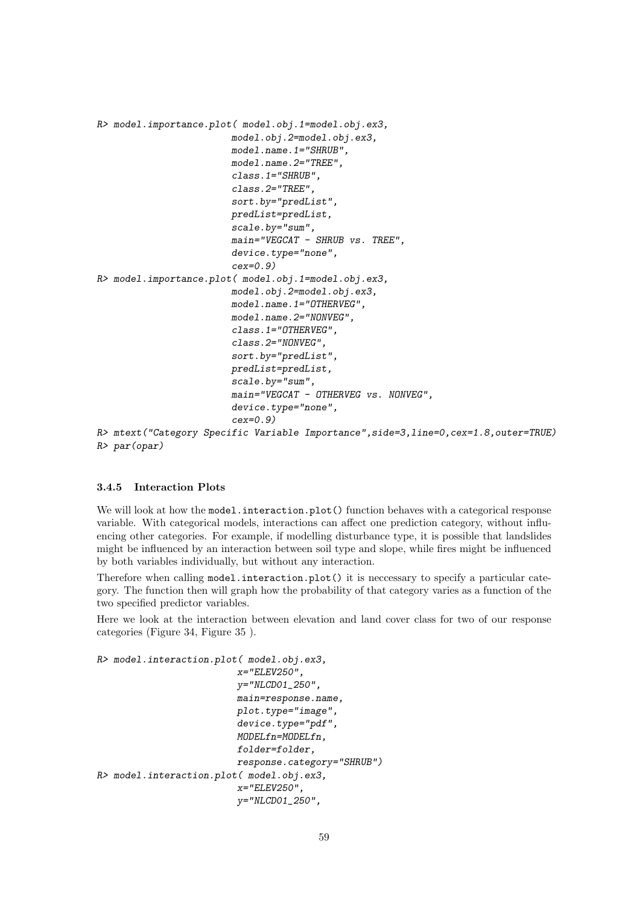```
R> model.importance.plot( model.obj.1=model.obj.ex3,
                         model.obj.2=model.obj.ex3,
                         model.name.1="SHRUB",
                         model.name.2="TREE",
                         class.1="SHRUB",
                         class.2="TREE",
                         sort.by="predList",
                         predList=predList,
                         scale.by="sum",
                         main="VEGCAT - SHRUB vs. TREE",
                         device.type="none",
                         cex=0.9)
R> model.importance.plot( model.obj.1=model.obj.ex3,
                         model.obj.2=model.obj.ex3,
                         model.name.1="OTHERVEG",
                         model.name.2="NONVEG",
                         class.1="OTHERVEG",
                         class.2="NONVEG",
                         sort.by="predList",
                         predList=predList,
                         scale.by="sum",
                         main="VEGCAT - OTHERVEG vs. NONVEG",
                         device.type="none",
                         cex=0.9)
R> mtext("Category Specific Variable Importance",side=3,line=0,cex=1.8,outer=TRUE)
R> par(opar)
```

### 3.4.5 Interaction Plots

We will look at how the `model.interaction.plot()` function behaves with a categorical response variable. With categorical models, interactions can affect one prediction category, without influencing other categories. For example, if modelling disturbance type, it is possible that landslides might be influenced by an interaction between soil type and slope, while fires might be influenced by both variables individually, but without any interaction.

Therefore when calling `model.interaction.plot()` it is neccessary to specify a particular category. The function then will graph how the probability of that category varies as a function of the two specified predictor variables.

Here we look at the interaction between elevation and land cover class for two of our response categories (Figure 34, Figure 35 ).

```
R> model.interaction.plot( model.obj.ex3,
                          x="ELEV250",
                          y="NLCD01_250",
                          main=response.name,
                          plot.type="image",
                          device.type="pdf",
                          MODELfn=MODELfn,
                          folder=folder,
                          response.category="SHRUB")
R> model.interaction.plot( model.obj.ex3,
                          x="ELEV250",
                          y="NLCD01_250",
```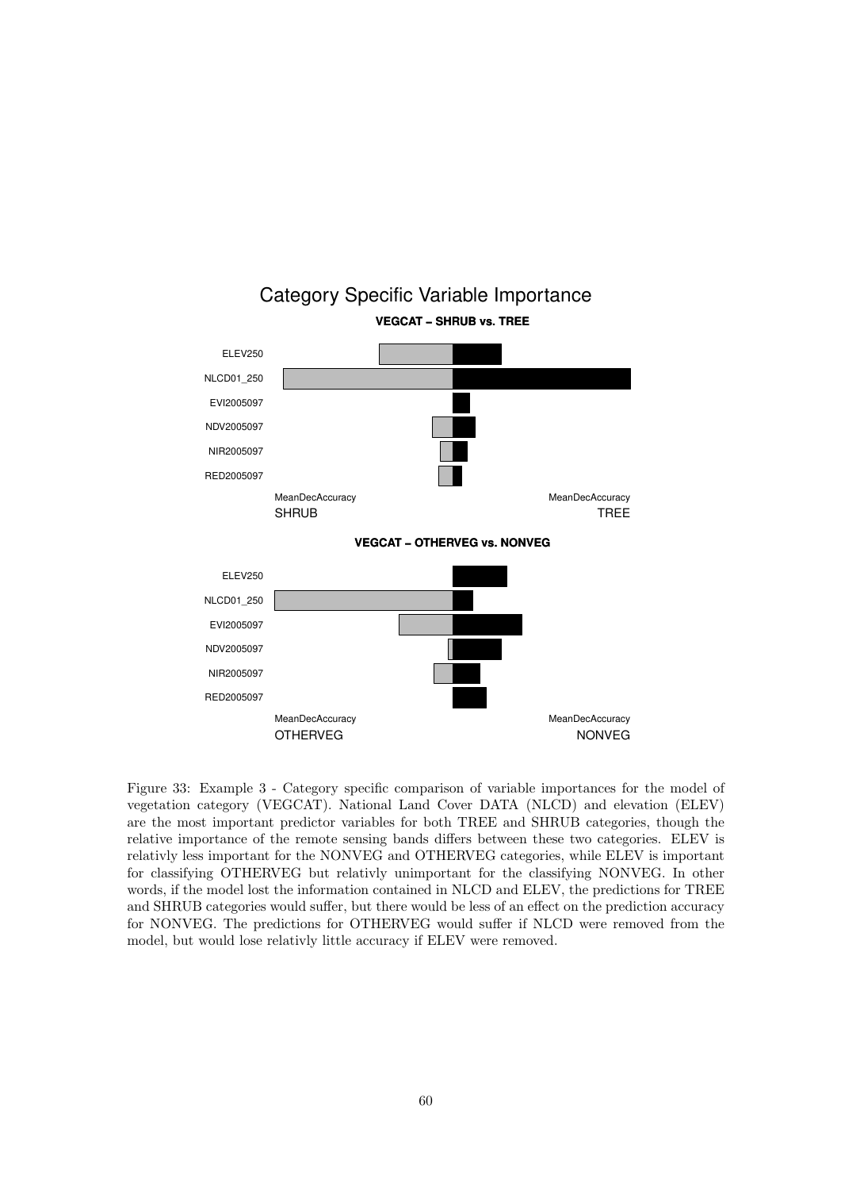Figure 33: Example 3 - Category specific comparison of variable importances for the model of vegetation category (VEGCAT). National Land Cover DATA (NLCD) and elevation (ELEV) are the most important predictor variables for both TREE and SHRUB categories, though the relative importance of the remote sensing bands differs between these two categories. ELEV is relativly less important for the NONVEG and OTHERVEG categories, while ELEV is important for classifying OTHERVEG but relativly unimportant for the classifying NONVEG. In other words, if the model lost the information contained in NLCD and ELEV, the predictions for TREE and SHRUB categories would suffer, but there would be less of an effect on the prediction accuracy for NONVEG. The predictions for OTHERVEG would suffer if NLCD were removed from the model, but would lose relativly little accuracy if ELEV were removed.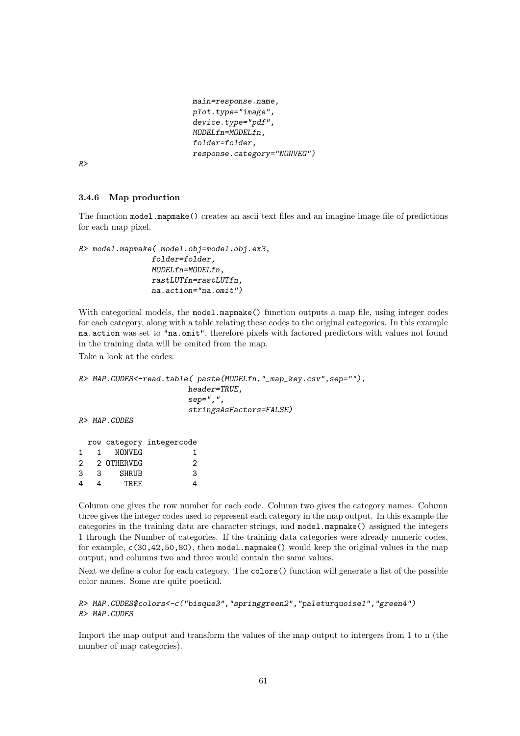```
                         main=response.name,
                         plot.type="image",
                         device.type="pdf",
                         MODELfn=MODELfn,
                         folder=folder,
                         response.category="NONVEG")
R>
```

### 3.4.6 Map production

The function `model.mapmake()` creates an ascii text files and an imagine image file of predictions for each map pixel.

```
R> model.mapmake( model.obj=model.obj.ex3,
               folder=folder,
               MODELfn=MODELfn,
               rastLUTfn=rastLUTfn,
               na.action="na.omit")
```

With categorical models, the `model.mapmake()` function outputs a map file, using integer codes for each category, along with a table relating these codes to the original categories. In this example `na.action` was set to `"na.omit"`, therefore pixels with factored predictors with values not found in the training data will be omited from the map.

Take a look at the codes:

```
R> MAP.CODES<-read.table( paste(MODELfn,"_map_key.csv",sep=""),
                         header=TRUE,
                         sep=",",
                         stringsAsFactors=FALSE)
R> MAP.CODES

  row category integercode
1   1   NONVEG           1
2   2 OTHERVEG           2
3   3    SHRUB           3
4   4     TREE           4
```

Column one gives the row number for each code. Column two gives the category names. Column three gives the integer codes used to represent each category in the map output. In this example the categories in the training data are character strings, and `model.mapmake()` assigned the integers 1 through the Number of categories. If the training data categories were already numeric codes, for example, `c(30,42,50,80)`, then `model.mapmake()` would keep the original values in the map output, and columns two and three would contain the same values.

Next we define a color for each category. The `colors()` function will generate a list of the possible color names. Some are quite poetical.

```
R> MAP.CODES$colors<-c("bisque3","springgreen2","paleturquoise1","green4")
R> MAP.CODES
```

Import the map output and transform the values of the map output to intergers from 1 to n (the number of map categories).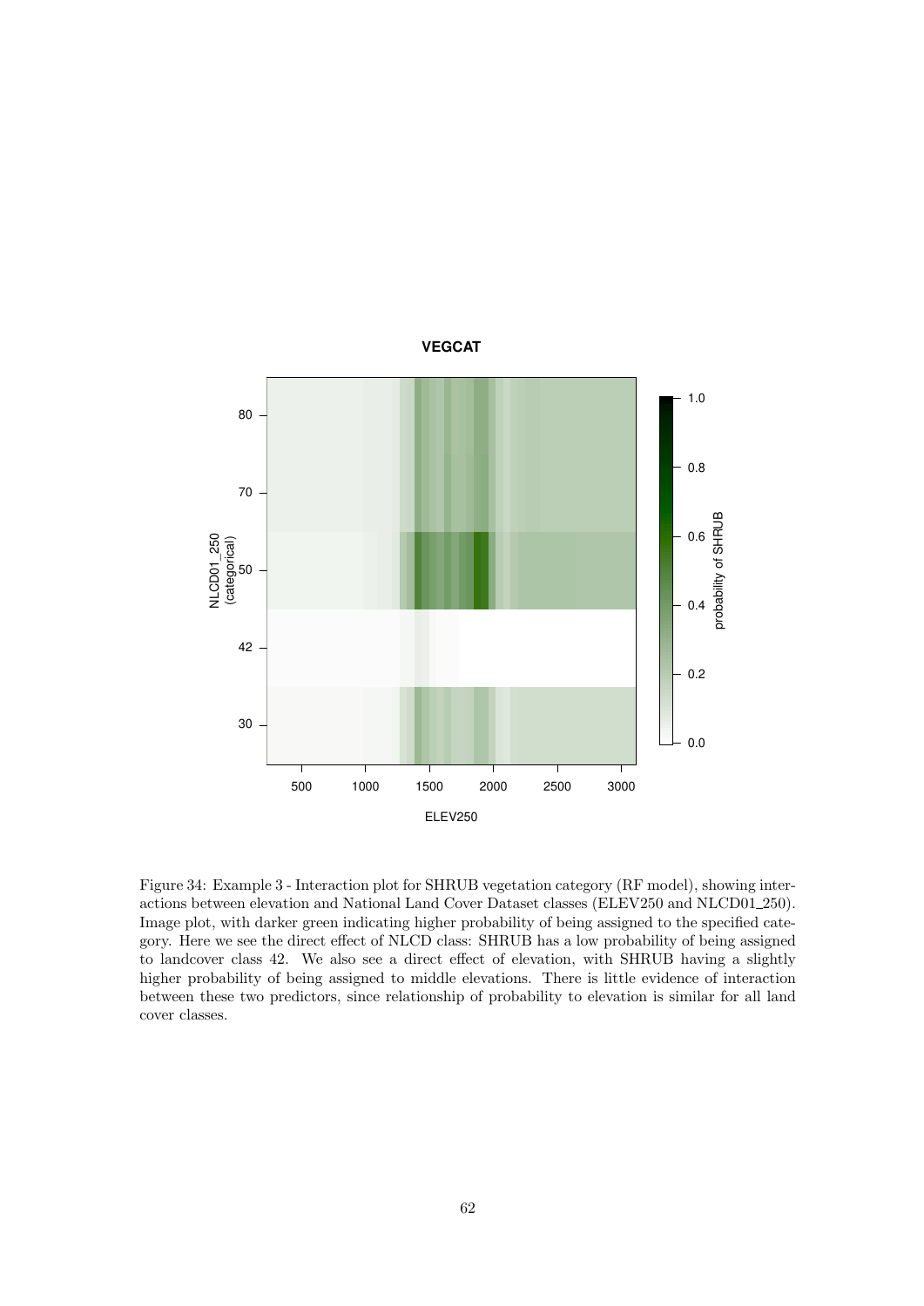Figure 34: Example 3 - Interaction plot for SHRUB vegetation category (RF model), showing interactions between elevation and National Land Cover Dataset classes (ELEV250 and NLCD01_250). Image plot, with darker green indicating higher probability of being assigned to the specified category. Here we see the direct effect of NLCD class: SHRUB has a low probability of being assigned to landcover class 42. We also see a direct effect of elevation, with SHRUB having a slightly higher probability of being assigned to middle elevations. There is little evidence of interaction between these two predictors, since relationship of probability to elevation is similar for all land cover classes.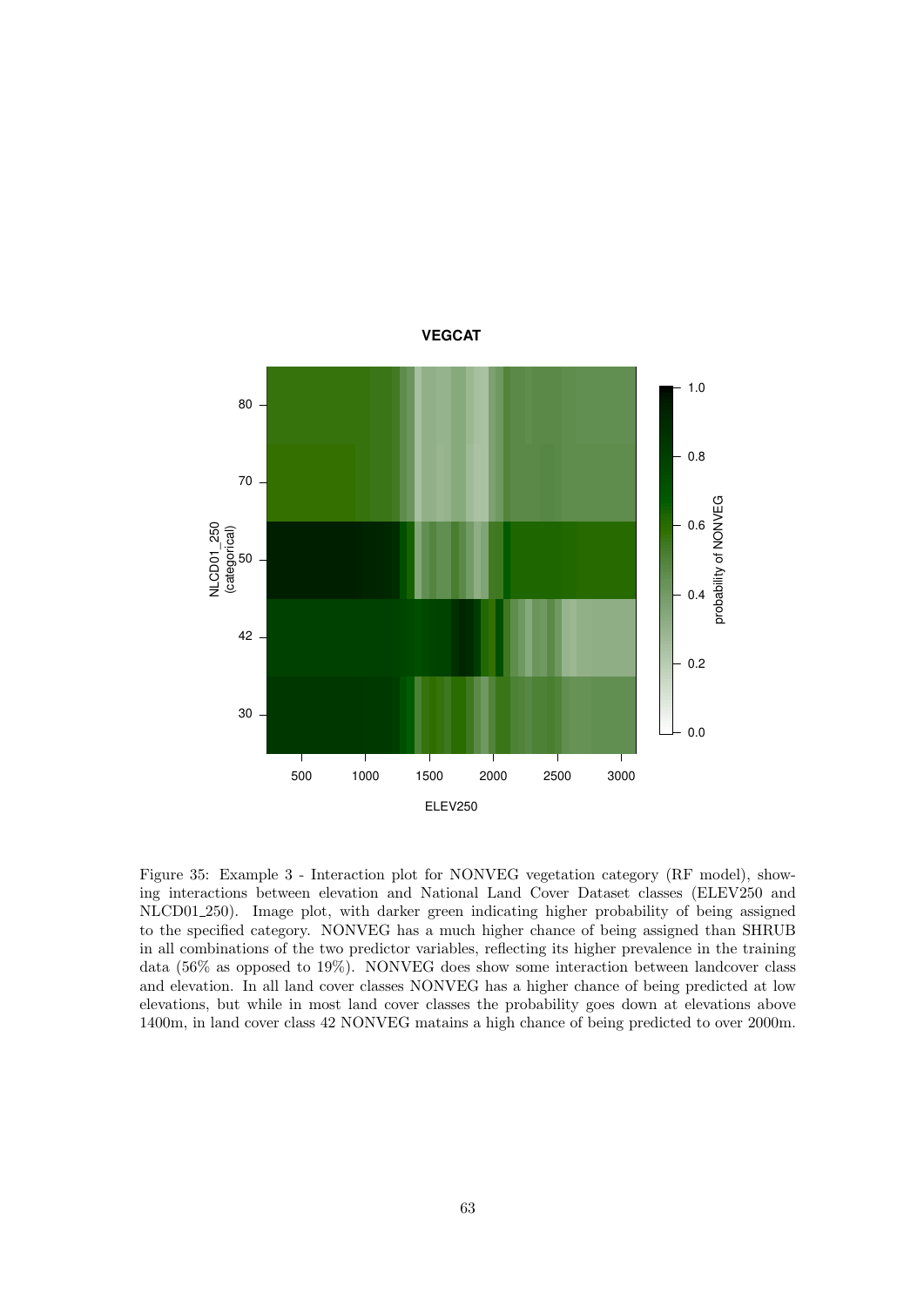Figure 35: Example 3 - Interaction plot for NONVEG vegetation category (RF model), showing interactions between elevation and National Land Cover Dataset classes (ELEV250 and NLCD01_250). Image plot, with darker green indicating higher probability of being assigned to the specified category. NONVEG has a much higher chance of being assigned than SHRUB in all combinations of the two predictor variables, reflecting its higher prevalence in the training data (56% as opposed to 19%). NONVEG does show some interaction between landcover class and elevation. In all land cover classes NONVEG has a higher chance of being predicted at low elevations, but while in most land cover classes the probability goes down at elevations above 1400m, in land cover class 42 NONVEG matains a high chance of being predicted to over 2000m.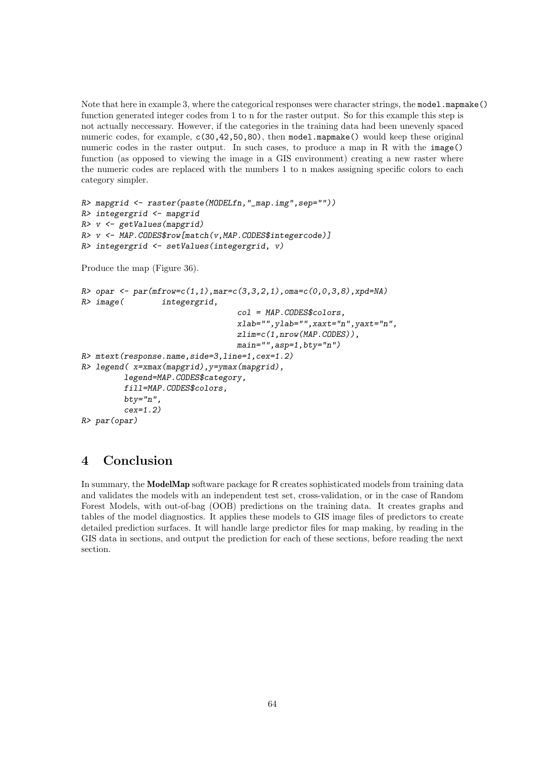Note that here in example 3, where the categorical responses were character strings, the `model.mapmake()` function generated integer codes from 1 to n for the raster output. So for this example this step is not actually neccessary. However, if the categories in the training data had been unevenly spaced numeric codes, for example, `c(30,42,50,80)`, then `model.mapmake()` would keep these original numeric codes in the raster output. In such cases, to produce a map in R with the `image()` function (as opposed to viewing the image in a GIS environment) creating a new raster where the numeric codes are replaced with the numbers 1 to n makes assigning specific colors to each category simpler.

```
R> mapgrid <- raster(paste(MODELfn,"_map.img",sep=""))
R> integergrid <- mapgrid
R> v <- getValues(mapgrid)
R> v <- MAP.CODES$row[match(v,MAP.CODES$integercode)]
R> integergrid <- setValues(integergrid, v)
```

Produce the map (Figure 36).

```
R> opar <- par(mfrow=c(1,1),mar=c(3,3,2,1),oma=c(0,0,3,8),xpd=NA)
R> image(        integergrid,
                                col = MAP.CODES$colors,
                                xlab="",ylab="",xaxt="n",yaxt="n",
                                zlim=c(1,nrow(MAP.CODES)),
                                main="",asp=1,bty="n")
R> mtext(response.name,side=3,line=1,cex=1.2)
R> legend( x=xmax(mapgrid),y=ymax(mapgrid),
        legend=MAP.CODES$category,
        fill=MAP.CODES$colors,
        bty="n",
        cex=1.2)
R> par(opar)
```

# 4 Conclusion

In summary, the **ModelMap** software package for R creates sophisticated models from training data and validates the models with an independent test set, cross-validation, or in the case of Random Forest Models, with out-of-bag (OOB) predictions on the training data. It creates graphs and tables of the model diagnostics. It applies these models to GIS image files of predictors to create detailed prediction surfaces. It will handle large predictor files for map making, by reading in the GIS data in sections, and output the prediction for each of these sections, before reading the next section.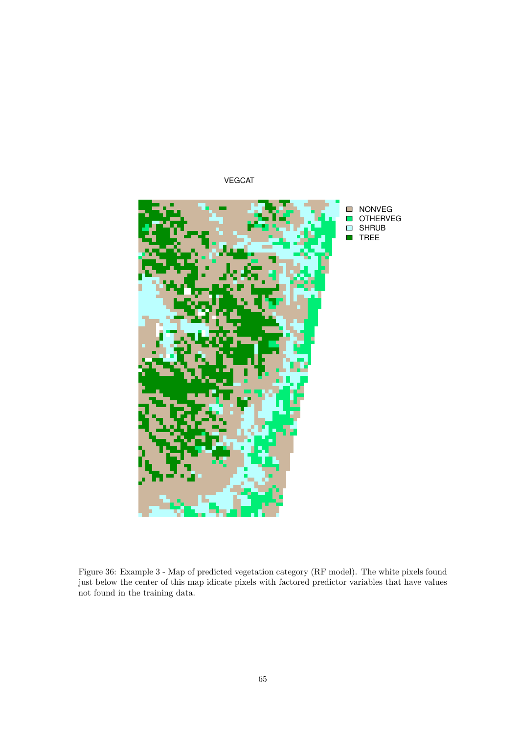Figure 36: Example 3 - Map of predicted vegetation category (RF model). The white pixels found just below the center of this map idicate pixels with factored predictor variables that have values not found in the training data.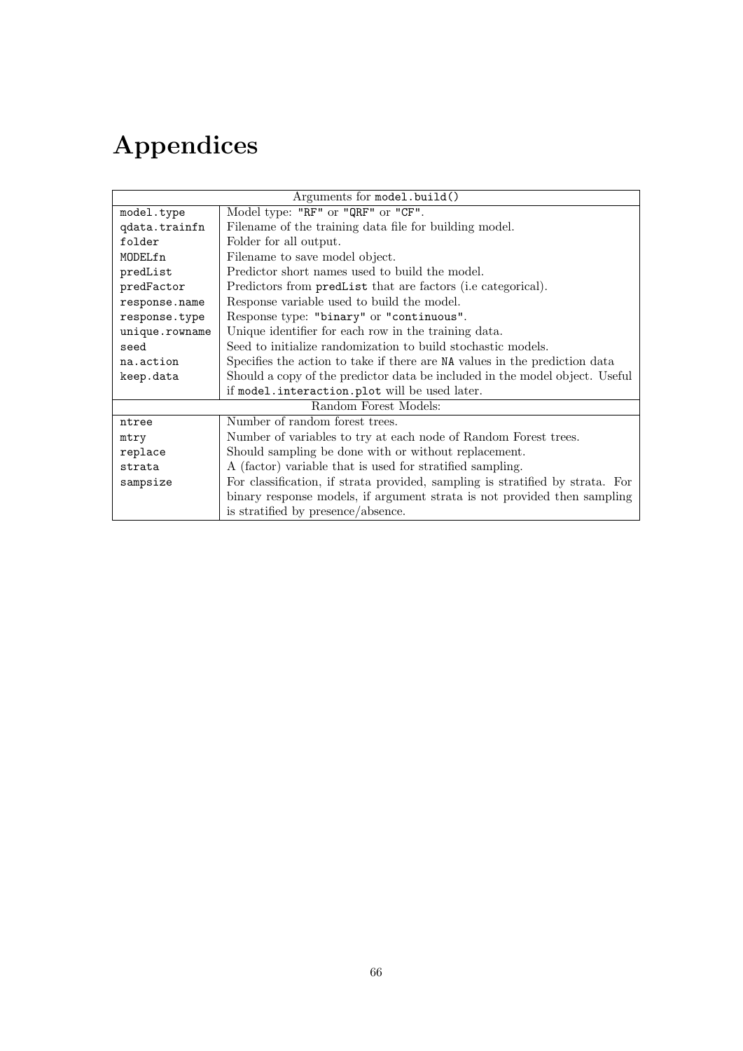# Appendices

| Arguments for `model.build()` | |
|---|---|
| `model.type` | Model type: `"RF"` or `"QRF"` or `"CF"`. |
| `qdata.trainfn` | Filename of the training data file for building model. |
| `folder` | Folder for all output. |
| `MODELfn` | Filename to save model object. |
| `predList` | Predictor short names used to build the model. |
| `predFactor` | Predictors from `predList` that are factors (i.e categorical). |
| `response.name` | Response variable used to build the model. |
| `response.type` | Response type: `"binary"` or `"continuous"`. |
| `unique.rowname` | Unique identifier for each row in the training data. |
| `seed` | Seed to initialize randomization to build stochastic models. |
| `na.action` | Specifies the action to take if there are `NA` values in the prediction data |
| `keep.data` | Should a copy of the predictor data be included in the model object. Useful if `model.interaction.plot` will be used later. |
| Random Forest Models: | |
| `ntree` | Number of random forest trees. |
| `mtry` | Number of variables to try at each node of Random Forest trees. |
| `replace` | Should sampling be done with or without replacement. |
| `strata` | A (factor) variable that is used for stratified sampling. |
| `sampsize` | For classification, if strata provided, sampling is stratified by strata. For binary response models, if argument strata is not provided then sampling is stratified by presence/absence. |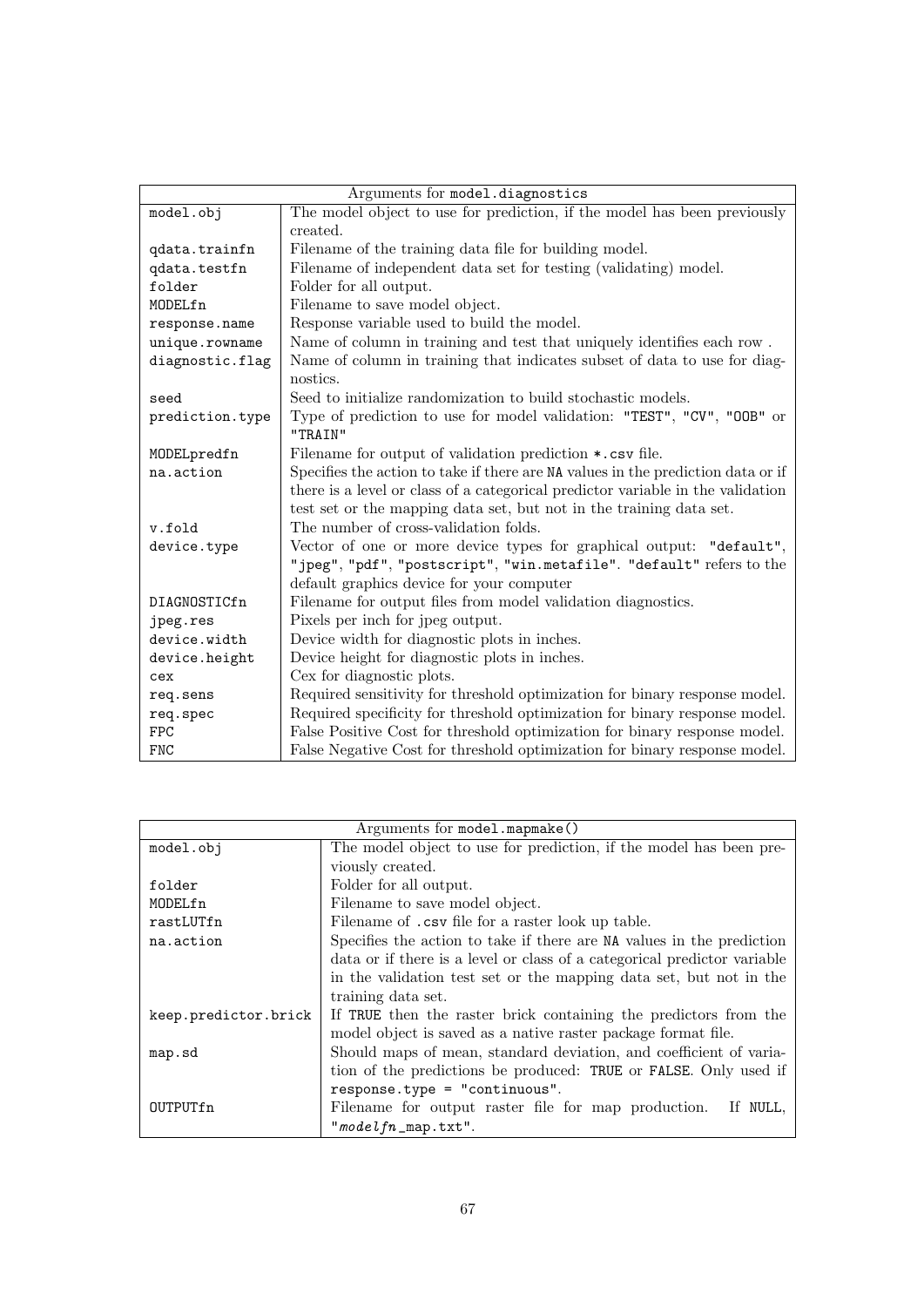| Arguments for `model.diagnostics` | |
|---|---|
| `model.obj` | The model object to use for prediction, if the model has been previously created. |
| `qdata.trainfn` | Filename of the training data file for building model. |
| `qdata.testfn` | Filename of independent data set for testing (validating) model. |
| `folder` | Folder for all output. |
| `MODELfn` | Filename to save model object. |
| `response.name` | Response variable used to build the model. |
| `unique.rowname` | Name of column in training and test that uniquely identifies each row . |
| `diagnostic.flag` | Name of column in training that indicates subset of data to use for diagnostics. |
| `seed` | Seed to initialize randomization to build stochastic models. |
| `prediction.type` | Type of prediction to use for model validation: `"TEST"`, `"CV"`, `"OOB"` or `"TRAIN"` |
| `MODELpredfn` | Filename for output of validation prediction `*.csv` file. |
| `na.action` | Specifies the action to take if there are `NA` values in the prediction data or if there is a level or class of a categorical predictor variable in the validation test set or the mapping data set, but not in the training data set. |
| `v.fold` | The number of cross-validation folds. |
| `device.type` | Vector of one or more device types for graphical output: `"default"`, `"jpeg"`, `"pdf"`, `"postscript"`, `"win.metafile"`. `"default"` refers to the default graphics device for your computer |
| `DIAGNOSTICfn` | Filename for output files from model validation diagnostics. |
| `jpeg.res` | Pixels per inch for jpeg output. |
| `device.width` | Device width for diagnostic plots in inches. |
| `device.height` | Device height for diagnostic plots in inches. |
| `cex` | Cex for diagnostic plots. |
| `req.sens` | Required sensitivity for threshold optimization for binary response model. |
| `req.spec` | Required specificity for threshold optimization for binary response model. |
| `FPC` | False Positive Cost for threshold optimization for binary response model. |
| `FNC` | False Negative Cost for threshold optimization for binary response model. |

| Arguments for `model.mapmake()` | |
|---|---|
| `model.obj` | The model object to use for prediction, if the model has been previously created. |
| `folder` | Folder for all output. |
| `MODELfn` | Filename to save model object. |
| `rastLUTfn` | Filename of `.csv` file for a raster look up table. |
| `na.action` | Specifies the action to take if there are `NA` values in the prediction data or if there is a level or class of a categorical predictor variable in the validation test set or the mapping data set, but not in the training data set. |
| `keep.predictor.brick` | If `TRUE` then the raster brick containing the predictors from the model object is saved as a native raster package format file. |
| `map.sd` | Should maps of mean, standard deviation, and coefficient of variation of the predictions be produced: `TRUE` or `FALSE`. Only used if `response.type = "continuous"`. |
| `OUTPUTfn` | Filename for output raster file for map production. If `NULL`, `"`*modelfn*`_map.txt"`. |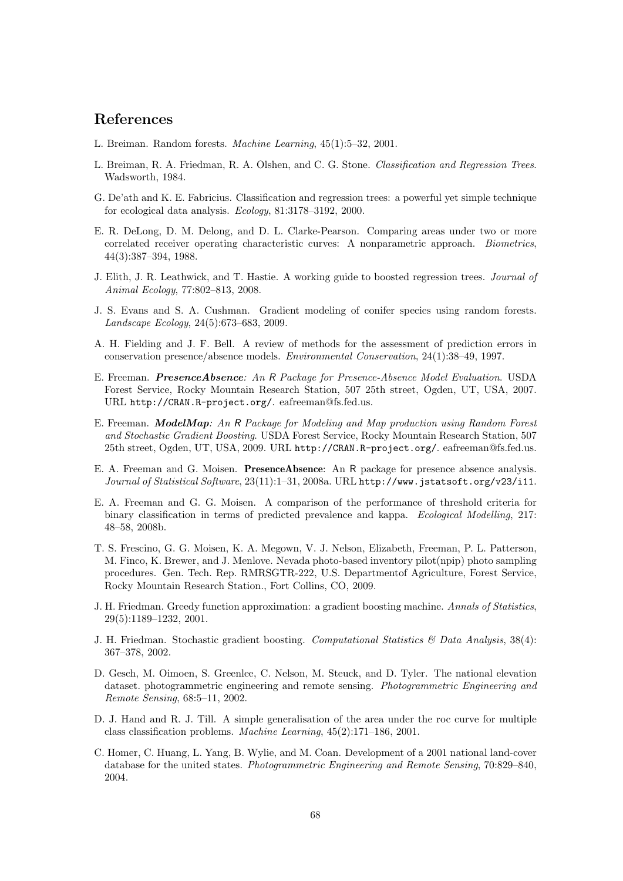## References

L. Breiman. Random forests. *Machine Learning*, 45(1):5–32, 2001.

L. Breiman, R. A. Friedman, R. A. Olshen, and C. G. Stone. *Classification and Regression Trees*. Wadsworth, 1984.

G. De'ath and K. E. Fabricius. Classification and regression trees: a powerful yet simple technique for ecological data analysis. *Ecology*, 81:3178–3192, 2000.

E. R. DeLong, D. M. Delong, and D. L. Clarke-Pearson. Comparing areas under two or more correlated receiver operating characteristic curves: A nonparametric approach. *Biometrics*, 44(3):387–394, 1988.

J. Elith, J. R. Leathwick, and T. Hastie. A working guide to boosted regression trees. *Journal of Animal Ecology*, 77:802–813, 2008.

J. S. Evans and S. A. Cushman. Gradient modeling of conifer species using random forests. *Landscape Ecology*, 24(5):673–683, 2009.

A. H. Fielding and J. F. Bell. A review of methods for the assessment of prediction errors in conservation presence/absence models. *Environmental Conservation*, 24(1):38–49, 1997.

E. Freeman. ***PresenceAbsence****: An R Package for Presence-Absence Model Evaluation*. USDA Forest Service, Rocky Mountain Research Station, 507 25th street, Ogden, UT, USA, 2007. URL http://CRAN.R-project.org/. eafreeman@fs.fed.us.

E. Freeman. ***ModelMap****: An R Package for Modeling and Map production using Random Forest and Stochastic Gradient Boosting*. USDA Forest Service, Rocky Mountain Research Station, 507 25th street, Ogden, UT, USA, 2009. URL http://CRAN.R-project.org/. eafreeman@fs.fed.us.

E. A. Freeman and G. Moisen. **PresenceAbsence**: An R package for presence absence analysis. *Journal of Statistical Software*, 23(11):1–31, 2008a. URL http://www.jstatsoft.org/v23/i11.

E. A. Freeman and G. G. Moisen. A comparison of the performance of threshold criteria for binary classification in terms of predicted prevalence and kappa. *Ecological Modelling*, 217: 48–58, 2008b.

T. S. Frescino, G. G. Moisen, K. A. Megown, V. J. Nelson, Elizabeth, Freeman, P. L. Patterson, M. Finco, K. Brewer, and J. Menlove. Nevada photo-based inventory pilot(npip) photo sampling procedures. Gen. Tech. Rep. RMRSGTR-222, U.S. Departmentof Agriculture, Forest Service, Rocky Mountain Research Station., Fort Collins, CO, 2009.

J. H. Friedman. Greedy function approximation: a gradient boosting machine. *Annals of Statistics*, 29(5):1189–1232, 2001.

J. H. Friedman. Stochastic gradient boosting. *Computational Statistics & Data Analysis*, 38(4): 367–378, 2002.

D. Gesch, M. Oimoen, S. Greenlee, C. Nelson, M. Steuck, and D. Tyler. The national elevation dataset. photogrammetric engineering and remote sensing. *Photogrammetric Engineering and Remote Sensing*, 68:5–11, 2002.

D. J. Hand and R. J. Till. A simple generalisation of the area under the roc curve for multiple class classification problems. *Machine Learning*, 45(2):171–186, 2001.

C. Homer, C. Huang, L. Yang, B. Wylie, and M. Coan. Development of a 2001 national land-cover database for the united states. *Photogrammetric Engineering and Remote Sensing*, 70:829–840, 2004.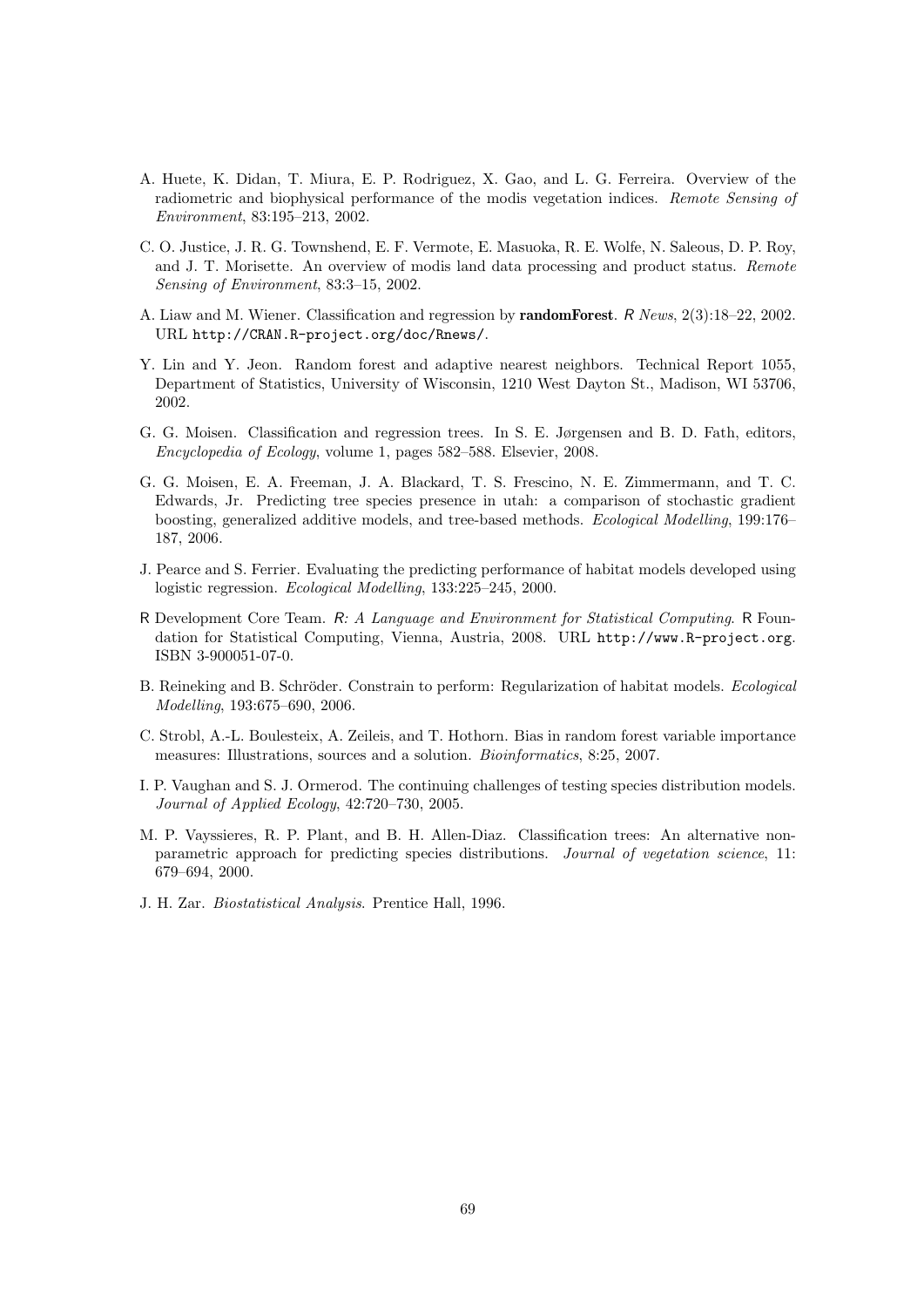A. Huete, K. Didan, T. Miura, E. P. Rodriguez, X. Gao, and L. G. Ferreira. Overview of the radiometric and biophysical performance of the modis vegetation indices. *Remote Sensing of Environment*, 83:195–213, 2002.

C. O. Justice, J. R. G. Townshend, E. F. Vermote, E. Masuoka, R. E. Wolfe, N. Saleous, D. P. Roy, and J. T. Morisette. An overview of modis land data processing and product status. *Remote Sensing of Environment*, 83:3–15, 2002.

A. Liaw and M. Wiener. Classification and regression by **randomForest**. *R News*, 2(3):18–22, 2002. URL `http://CRAN.R-project.org/doc/Rnews/`.

Y. Lin and Y. Jeon. Random forest and adaptive nearest neighbors. Technical Report 1055, Department of Statistics, University of Wisconsin, 1210 West Dayton St., Madison, WI 53706, 2002.

G. G. Moisen. Classification and regression trees. In S. E. Jørgensen and B. D. Fath, editors, *Encyclopedia of Ecology*, volume 1, pages 582–588. Elsevier, 2008.

G. G. Moisen, E. A. Freeman, J. A. Blackard, T. S. Frescino, N. E. Zimmermann, and T. C. Edwards, Jr. Predicting tree species presence in utah: a comparison of stochastic gradient boosting, generalized additive models, and tree-based methods. *Ecological Modelling*, 199:176–187, 2006.

J. Pearce and S. Ferrier. Evaluating the predicting performance of habitat models developed using logistic regression. *Ecological Modelling*, 133:225–245, 2000.

R Development Core Team. *R: A Language and Environment for Statistical Computing*. R Foundation for Statistical Computing, Vienna, Austria, 2008. URL `http://www.R-project.org`. ISBN 3-900051-07-0.

B. Reineking and B. Schröder. Constrain to perform: Regularization of habitat models. *Ecological Modelling*, 193:675–690, 2006.

C. Strobl, A.-L. Boulesteix, A. Zeileis, and T. Hothorn. Bias in random forest variable importance measures: Illustrations, sources and a solution. *Bioinformatics*, 8:25, 2007.

I. P. Vaughan and S. J. Ormerod. The continuing challenges of testing species distribution models. *Journal of Applied Ecology*, 42:720–730, 2005.

M. P. Vayssieres, R. P. Plant, and B. H. Allen-Diaz. Classification trees: An alternative non-parametric approach for predicting species distributions. *Journal of vegetation science*, 11: 679–694, 2000.

J. H. Zar. *Biostatistical Analysis*. Prentice Hall, 1996.